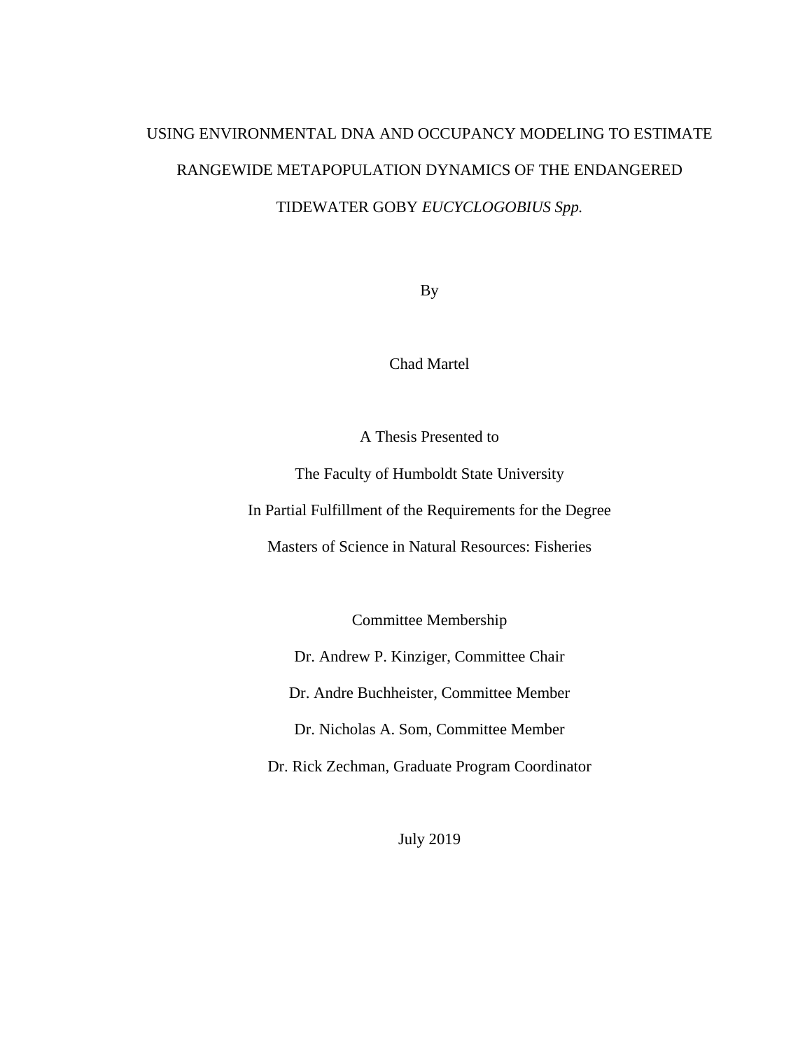# USING ENVIRONMENTAL DNA AND OCCUPANCY MODELING TO ESTIMATE RANGEWIDE METAPOPULATION DYNAMICS OF THE ENDANGERED TIDEWATER GOBY *EUCYCLOGOBIUS Spp.*

By

Chad Martel

A Thesis Presented to

The Faculty of Humboldt State University

In Partial Fulfillment of the Requirements for the Degree

Masters of Science in Natural Resources: Fisheries

Committee Membership

Dr. Andrew P. Kinziger, Committee Chair

Dr. Andre Buchheister, Committee Member

Dr. Nicholas A. Som, Committee Member

Dr. Rick Zechman, Graduate Program Coordinator

July 2019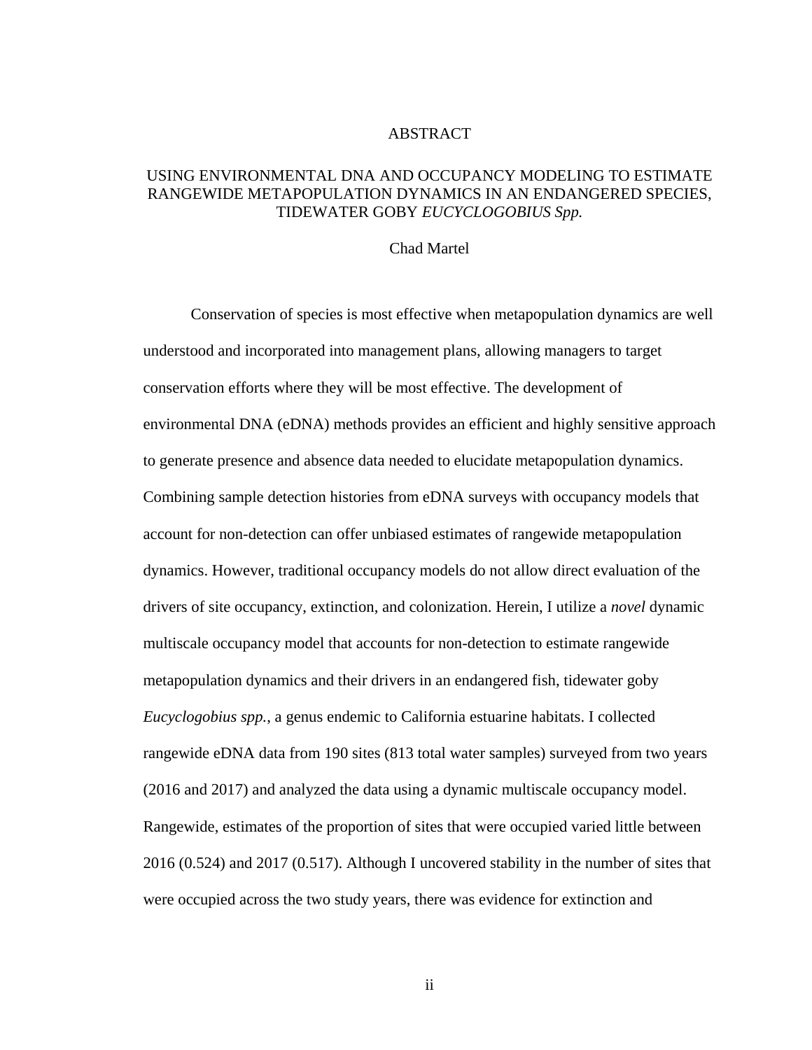# ABSTRACT

## USING ENVIRONMENTAL DNA AND OCCUPANCY MODELING TO ESTIMATE RANGEWIDE METAPOPULATION DYNAMICS IN AN ENDANGERED SPECIES, TIDEWATER GOBY *EUCYCLOGOBIUS Spp.*

Chad Martel

Conservation of species is most effective when metapopulation dynamics are well understood and incorporated into management plans, allowing managers to target conservation efforts where they will be most effective. The development of environmental DNA (eDNA) methods provides an efficient and highly sensitive approach to generate presence and absence data needed to elucidate metapopulation dynamics. Combining sample detection histories from eDNA surveys with occupancy models that account for non-detection can offer unbiased estimates of rangewide metapopulation dynamics. However, traditional occupancy models do not allow direct evaluation of the drivers of site occupancy, extinction, and colonization. Herein, I utilize a *novel* dynamic multiscale occupancy model that accounts for non-detection to estimate rangewide metapopulation dynamics and their drivers in an endangered fish, tidewater goby *Eucyclogobius spp.*, a genus endemic to California estuarine habitats. I collected rangewide eDNA data from 190 sites (813 total water samples) surveyed from two years (2016 and 2017) and analyzed the data using a dynamic multiscale occupancy model. Rangewide, estimates of the proportion of sites that were occupied varied little between 2016 (0.524) and 2017 (0.517). Although I uncovered stability in the number of sites that were occupied across the two study years, there was evidence for extinction and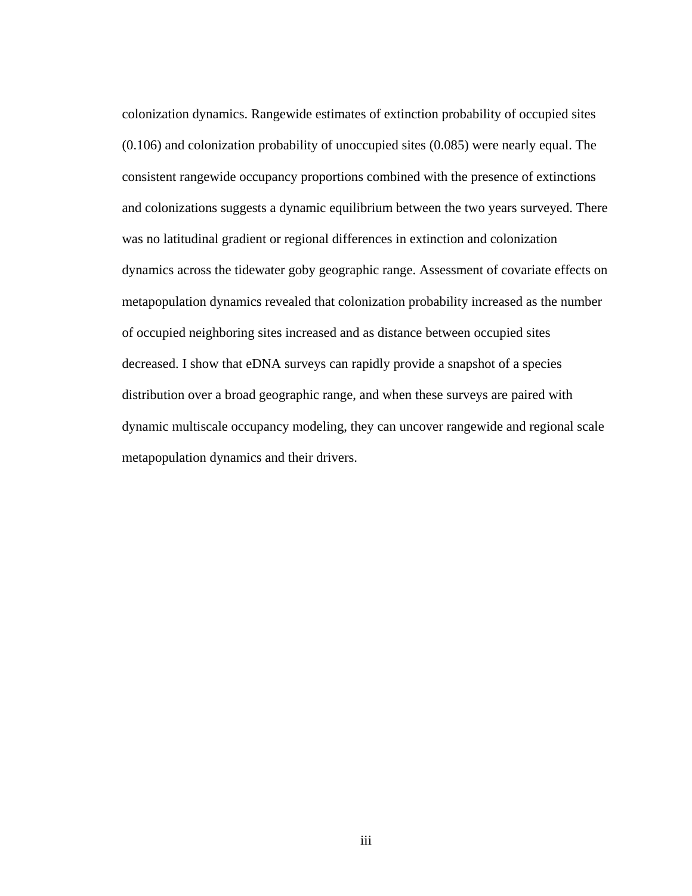colonization dynamics. Rangewide estimates of extinction probability of occupied sites (0.106) and colonization probability of unoccupied sites (0.085) were nearly equal. The consistent rangewide occupancy proportions combined with the presence of extinctions and colonizations suggests a dynamic equilibrium between the two years surveyed. There was no latitudinal gradient or regional differences in extinction and colonization dynamics across the tidewater goby geographic range. Assessment of covariate effects on metapopulation dynamics revealed that colonization probability increased as the number of occupied neighboring sites increased and as distance between occupied sites decreased. I show that eDNA surveys can rapidly provide a snapshot of a species distribution over a broad geographic range, and when these surveys are paired with dynamic multiscale occupancy modeling, they can uncover rangewide and regional scale metapopulation dynamics and their drivers.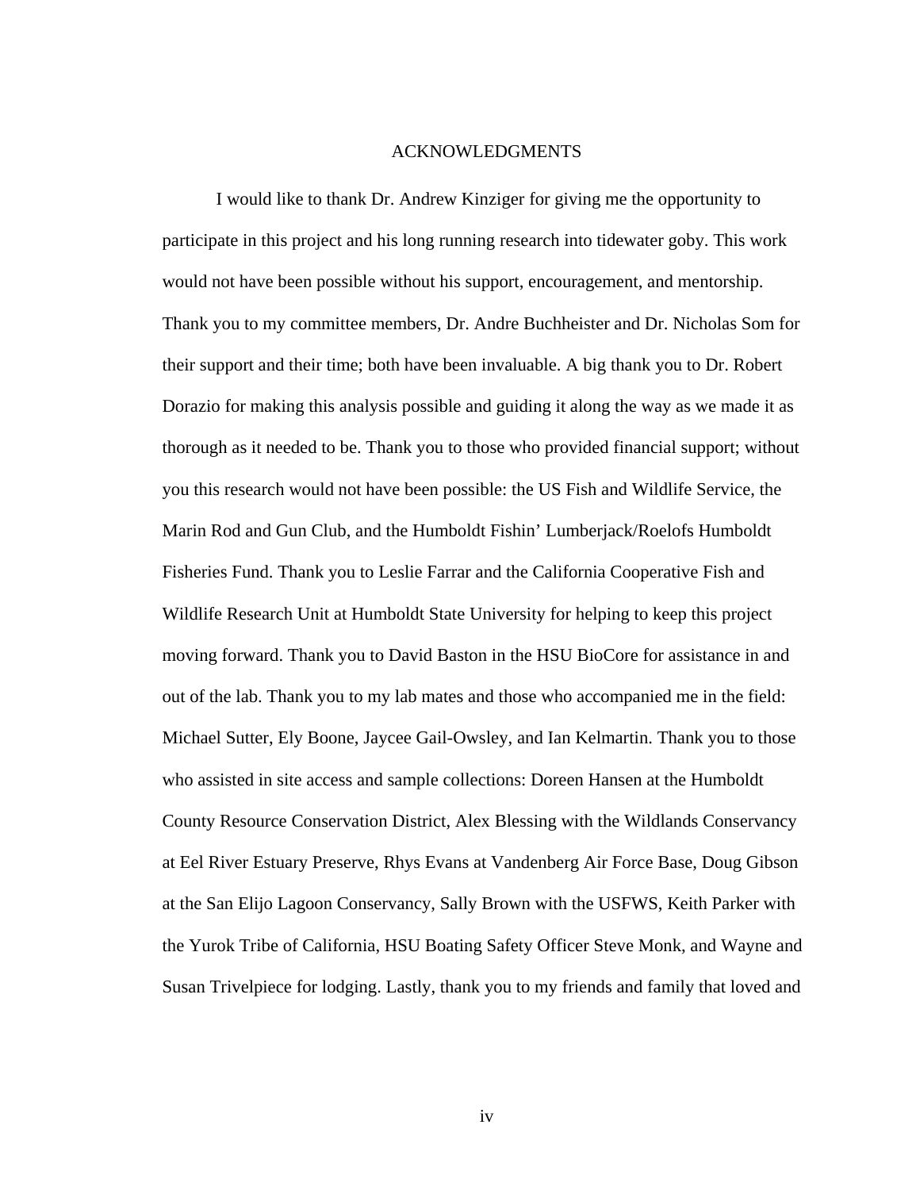# ACKNOWLEDGMENTS

I would like to thank Dr. Andrew Kinziger for giving me the opportunity to participate in this project and his long running research into tidewater goby. This work would not have been possible without his support, encouragement, and mentorship. Thank you to my committee members, Dr. Andre Buchheister and Dr. Nicholas Som for their support and their time; both have been invaluable. A big thank you to Dr. Robert Dorazio for making this analysis possible and guiding it along the way as we made it as thorough as it needed to be. Thank you to those who provided financial support; without you this research would not have been possible: the US Fish and Wildlife Service, the Marin Rod and Gun Club, and the Humboldt Fishin' Lumberjack/Roelofs Humboldt Fisheries Fund. Thank you to Leslie Farrar and the California Cooperative Fish and Wildlife Research Unit at Humboldt State University for helping to keep this project moving forward. Thank you to David Baston in the HSU BioCore for assistance in and out of the lab. Thank you to my lab mates and those who accompanied me in the field: Michael Sutter, Ely Boone, Jaycee Gail-Owsley, and Ian Kelmartin. Thank you to those who assisted in site access and sample collections: Doreen Hansen at the Humboldt County Resource Conservation District, Alex Blessing with the Wildlands Conservancy at Eel River Estuary Preserve, Rhys Evans at Vandenberg Air Force Base, Doug Gibson at the San Elijo Lagoon Conservancy, Sally Brown with the USFWS, Keith Parker with the Yurok Tribe of California, HSU Boating Safety Officer Steve Monk, and Wayne and Susan Trivelpiece for lodging. Lastly, thank you to my friends and family that loved and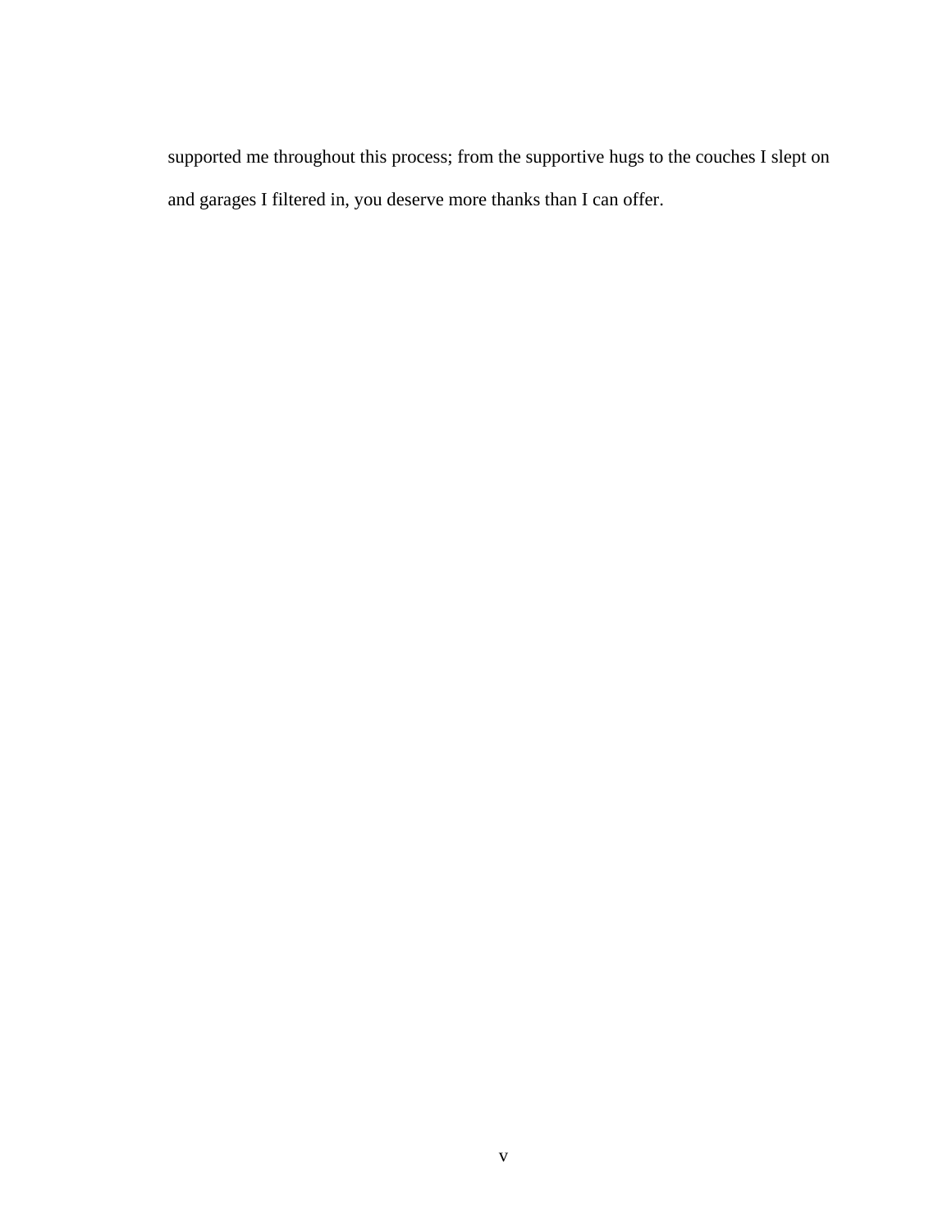supported me throughout this process; from the supportive hugs to the couches I slept on and garages I filtered in, you deserve more thanks than I can offer.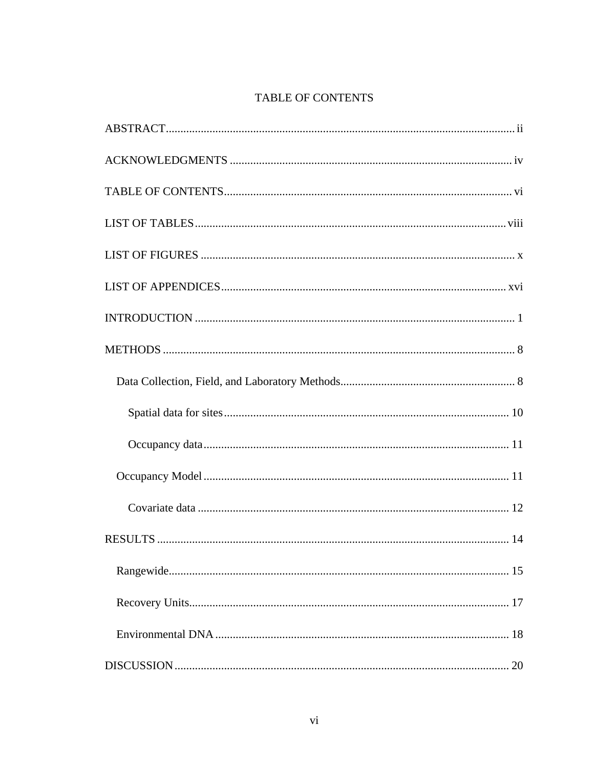# TABLE OF CONTENTS

ABSTRACT ..... ii

ACKNOWLEDGMENTS ..... iv

TABLE OF CONTENTS ..... vi

LIST OF TABLES ..... viii

LIST OF FIGURES ..... x

LIST OF APPENDICES ..... xvi

INTRODUCTION ..... 1

METHODS ..... 8

- Data Collection, Field, and Laboratory Methods ..... 8
  - Spatial data for sites ..... 10
  - Occupancy data ..... 11
- Occupancy Model ..... 11
  - Covariate data ..... 12

RESULTS ..... 14

- Rangewide ..... 15
- Recovery Units ..... 17
- Environmental DNA ..... 18

DISCUSSION ..... 20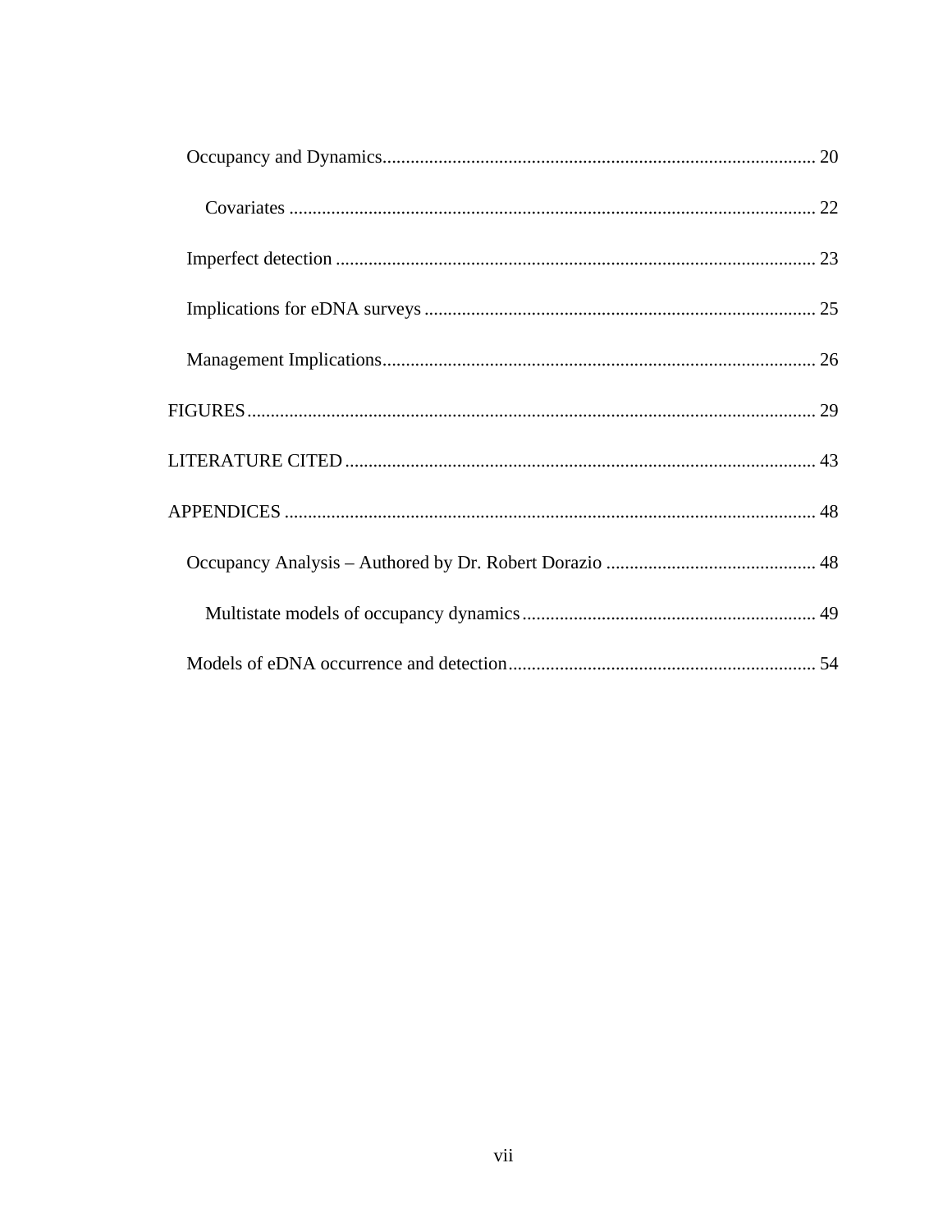Occupancy and Dynamics ........................................................................................ 20

Covariates ............................................................................................................. 22

Imperfect detection .................................................................................................. 23

Implications for eDNA surveys ............................................................................... 25

Management Implications ........................................................................................ 26

FIGURES ....................................................................................................................... 29

LITERATURE CITED .................................................................................................. 43

APPENDICES ............................................................................................................... 48

Occupancy Analysis – Authored by Dr. Robert Dorazio ......................................... 48

Multistate models of occupancy dynamics .......................................................... 49

Models of eDNA occurrence and detection ............................................................. 54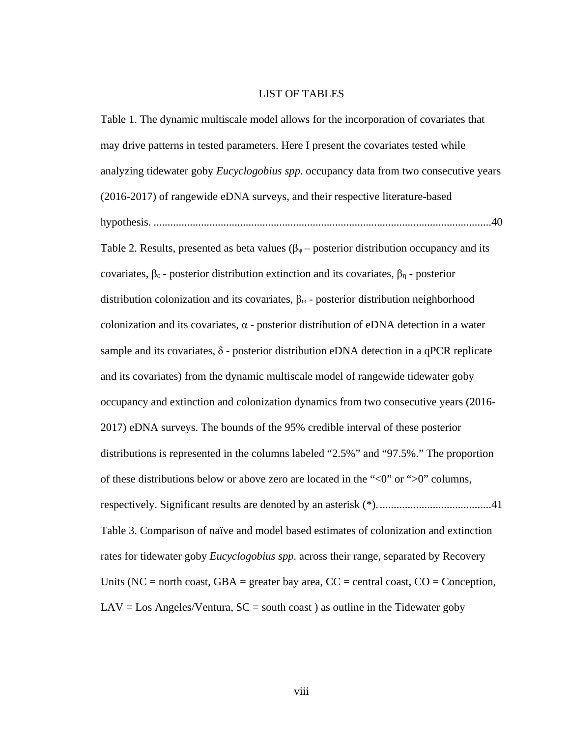# LIST OF TABLES

Table 1. The dynamic multiscale model allows for the incorporation of covariates that may drive patterns in tested parameters. Here I present the covariates tested while analyzing tidewater goby *Eucyclogobius spp.* occupancy data from two consecutive years (2016-2017) of rangewide eDNA surveys, and their respective literature-based hypothesis. ........................................................................................................................40

Table 2. Results, presented as beta values ($\beta_\psi$ – posterior distribution occupancy and its covariates, $\beta_\varepsilon$ - posterior distribution extinction and its covariates, $\beta_\eta$ - posterior distribution colonization and its covariates, $\beta_\omega$ - posterior distribution neighborhood colonization and its covariates, $\alpha$ - posterior distribution of eDNA detection in a water sample and its covariates, $\delta$ - posterior distribution eDNA detection in a qPCR replicate and its covariates) from the dynamic multiscale model of rangewide tidewater goby occupancy and extinction and colonization dynamics from two consecutive years (2016-2017) eDNA surveys. The bounds of the 95% credible interval of these posterior distributions is represented in the columns labeled "2.5%" and "97.5%." The proportion of these distributions below or above zero are located in the "<0" or ">0" columns, respectively. Significant results are denoted by an asterisk (*). ........................................41

Table 3. Comparison of naïve and model based estimates of colonization and extinction rates for tidewater goby *Eucyclogobius spp.* across their range, separated by Recovery Units (NC = north coast, GBA = greater bay area, CC = central coast, CO = Conception, LAV = Los Angeles/Ventura, SC = south coast ) as outline in the Tidewater goby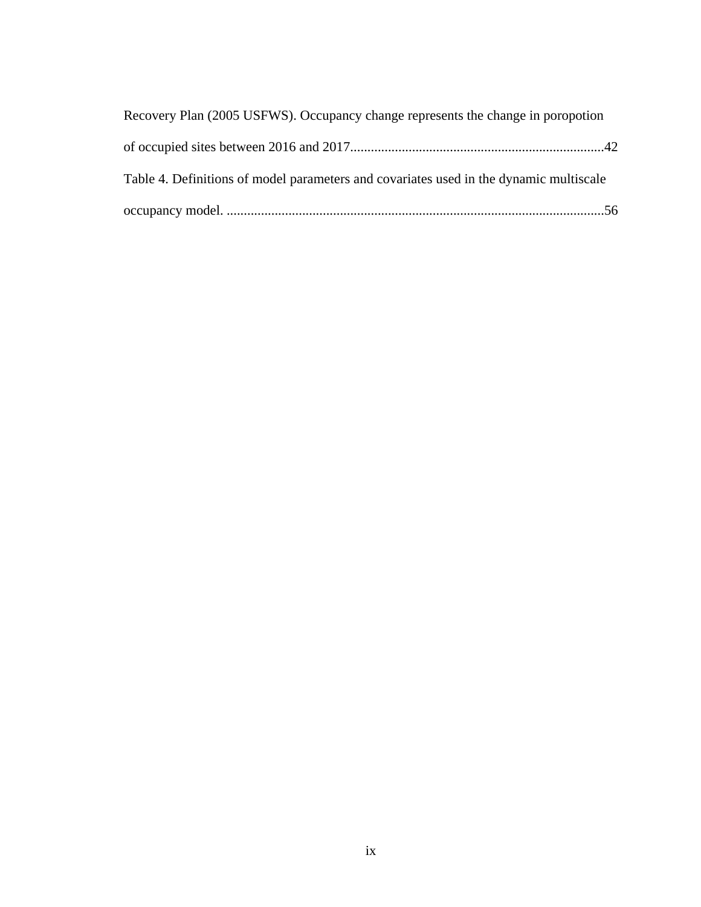Recovery Plan (2005 USFWS). Occupancy change represents the change in poropotion of occupied sites between 2016 and 2017..........................................................................42

Table 4. Definitions of model parameters and covariates used in the dynamic multiscale occupancy model. .............................................................................................................56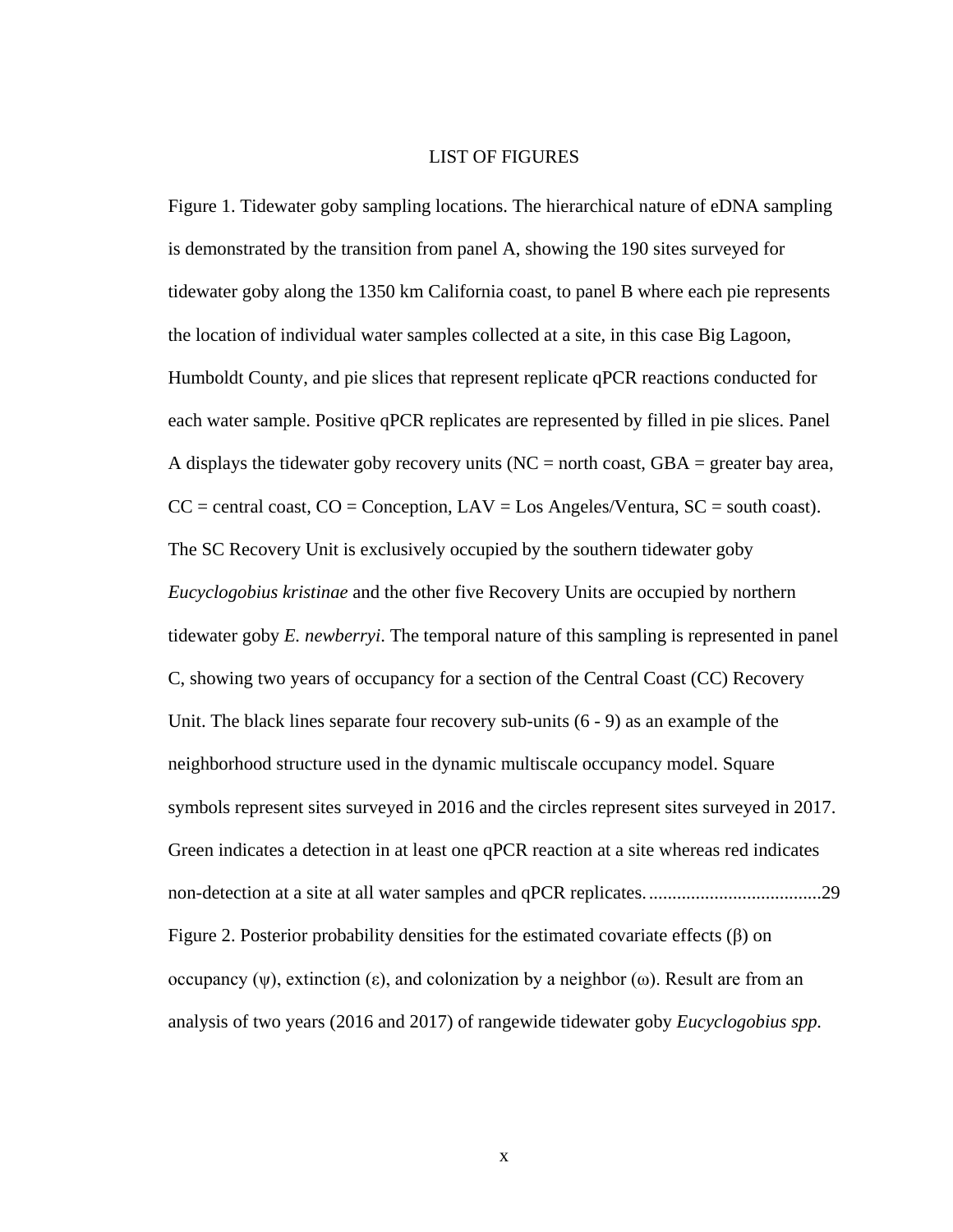# LIST OF FIGURES

Figure 1. Tidewater goby sampling locations. The hierarchical nature of eDNA sampling is demonstrated by the transition from panel A, showing the 190 sites surveyed for tidewater goby along the 1350 km California coast, to panel B where each pie represents the location of individual water samples collected at a site, in this case Big Lagoon, Humboldt County, and pie slices that represent replicate qPCR reactions conducted for each water sample. Positive qPCR replicates are represented by filled in pie slices. Panel A displays the tidewater goby recovery units (NC = north coast, GBA = greater bay area, CC = central coast, CO = Conception, LAV = Los Angeles/Ventura, SC = south coast). The SC Recovery Unit is exclusively occupied by the southern tidewater goby *Eucyclogobius kristinae* and the other five Recovery Units are occupied by northern tidewater goby *E. newberryi*. The temporal nature of this sampling is represented in panel C, showing two years of occupancy for a section of the Central Coast (CC) Recovery Unit. The black lines separate four recovery sub-units (6 - 9) as an example of the neighborhood structure used in the dynamic multiscale occupancy model. Square symbols represent sites surveyed in 2016 and the circles represent sites surveyed in 2017. Green indicates a detection in at least one qPCR reaction at a site whereas red indicates non-detection at a site at all water samples and qPCR replicates. .....................................29

Figure 2. Posterior probability densities for the estimated covariate effects ($\beta$) on occupancy ($\psi$), extinction ($\varepsilon$), and colonization by a neighbor ($\omega$). Result are from an analysis of two years (2016 and 2017) of rangewide tidewater goby *Eucyclogobius spp.*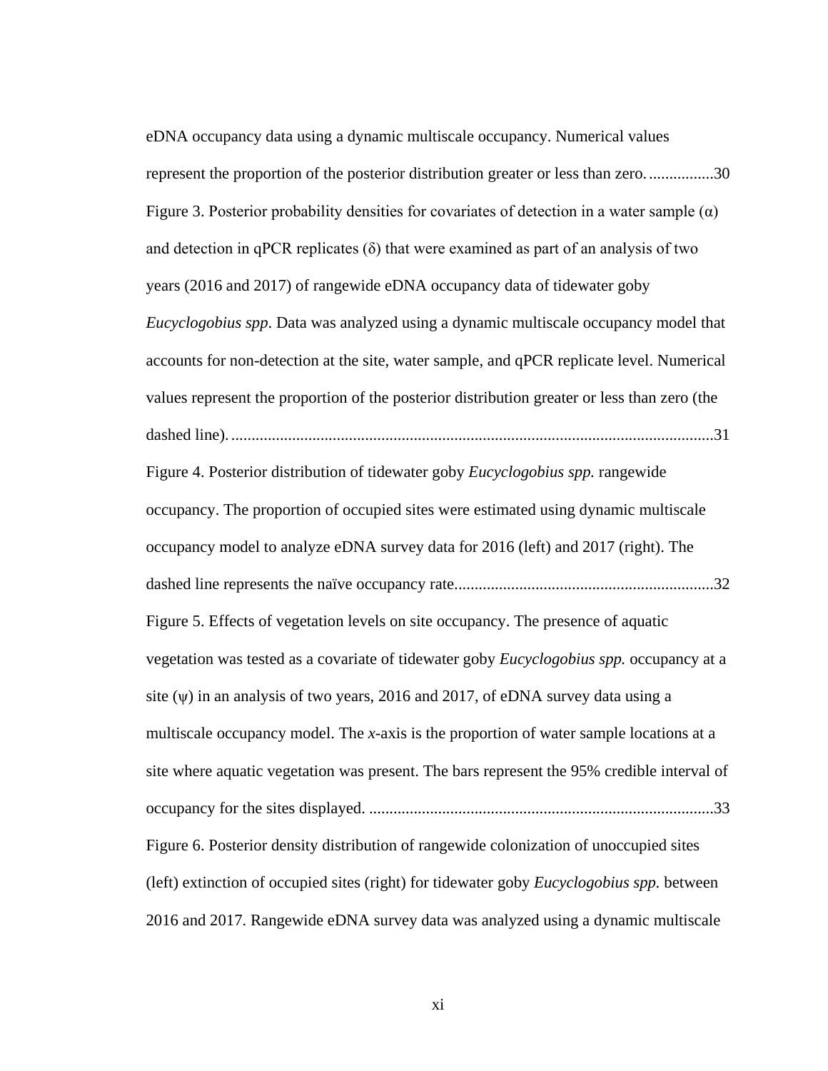eDNA occupancy data using a dynamic multiscale occupancy. Numerical values represent the proportion of the posterior distribution greater or less than zero. ................30

Figure 3. Posterior probability densities for covariates of detection in a water sample ($\alpha$) and detection in qPCR replicates ($\delta$) that were examined as part of an analysis of two years (2016 and 2017) of rangewide eDNA occupancy data of tidewater goby *Eucyclogobius spp*. Data was analyzed using a dynamic multiscale occupancy model that accounts for non-detection at the site, water sample, and qPCR replicate level. Numerical values represent the proportion of the posterior distribution greater or less than zero (the dashed line). ........................................................................................................................31

Figure 4. Posterior distribution of tidewater goby *Eucyclogobius spp.* rangewide occupancy. The proportion of occupied sites were estimated using dynamic multiscale occupancy model to analyze eDNA survey data for 2016 (left) and 2017 (right). The dashed line represents the naïve occupancy rate................................................................32

Figure 5. Effects of vegetation levels on site occupancy. The presence of aquatic vegetation was tested as a covariate of tidewater goby *Eucyclogobius spp.* occupancy at a site ($\psi$) in an analysis of two years, 2016 and 2017, of eDNA survey data using a multiscale occupancy model. The *x*-axis is the proportion of water sample locations at a site where aquatic vegetation was present. The bars represent the 95% credible interval of occupancy for the sites displayed. .....................................................................................33

Figure 6. Posterior density distribution of rangewide colonization of unoccupied sites (left) extinction of occupied sites (right) for tidewater goby *Eucyclogobius spp.* between 2016 and 2017. Rangewide eDNA survey data was analyzed using a dynamic multiscale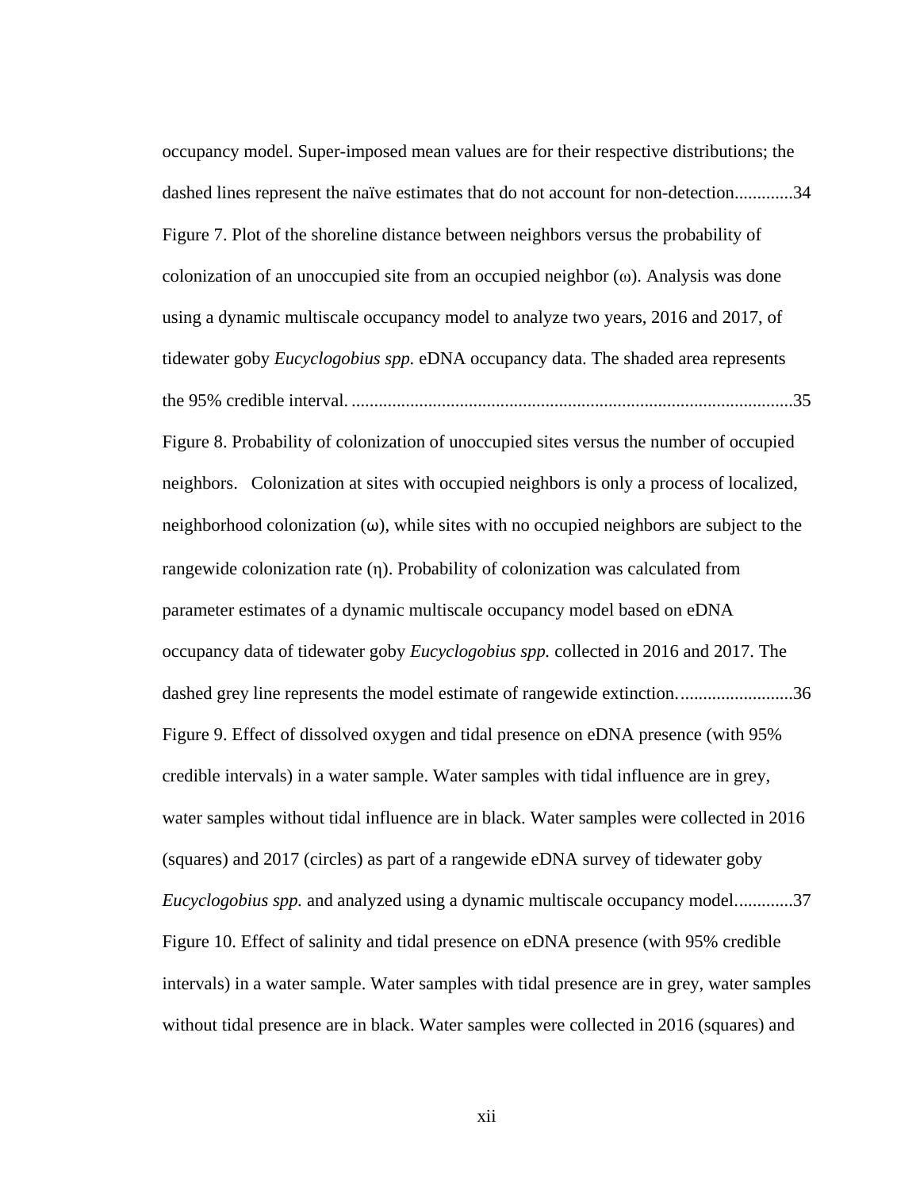occupancy model. Super-imposed mean values are for their respective distributions; the dashed lines represent the naïve estimates that do not account for non-detection.............34

Figure 7. Plot of the shoreline distance between neighbors versus the probability of colonization of an unoccupied site from an occupied neighbor ($\omega$). Analysis was done using a dynamic multiscale occupancy model to analyze two years, 2016 and 2017, of tidewater goby *Eucyclogobius spp.* eDNA occupancy data. The shaded area represents the 95% credible interval. ..................................................................................................35

Figure 8. Probability of colonization of unoccupied sites versus the number of occupied neighbors. Colonization at sites with occupied neighbors is only a process of localized, neighborhood colonization ($\omega$), while sites with no occupied neighbors are subject to the rangewide colonization rate ($\eta$). Probability of colonization was calculated from parameter estimates of a dynamic multiscale occupancy model based on eDNA occupancy data of tidewater goby *Eucyclogobius spp.* collected in 2016 and 2017. The dashed grey line represents the model estimate of rangewide extinction. .........................36

Figure 9. Effect of dissolved oxygen and tidal presence on eDNA presence (with 95% credible intervals) in a water sample. Water samples with tidal influence are in grey, water samples without tidal influence are in black. Water samples were collected in 2016 (squares) and 2017 (circles) as part of a rangewide eDNA survey of tidewater goby *Eucyclogobius spp.* and analyzed using a dynamic multiscale occupancy model............37

Figure 10. Effect of salinity and tidal presence on eDNA presence (with 95% credible intervals) in a water sample. Water samples with tidal presence are in grey, water samples without tidal presence are in black. Water samples were collected in 2016 (squares) and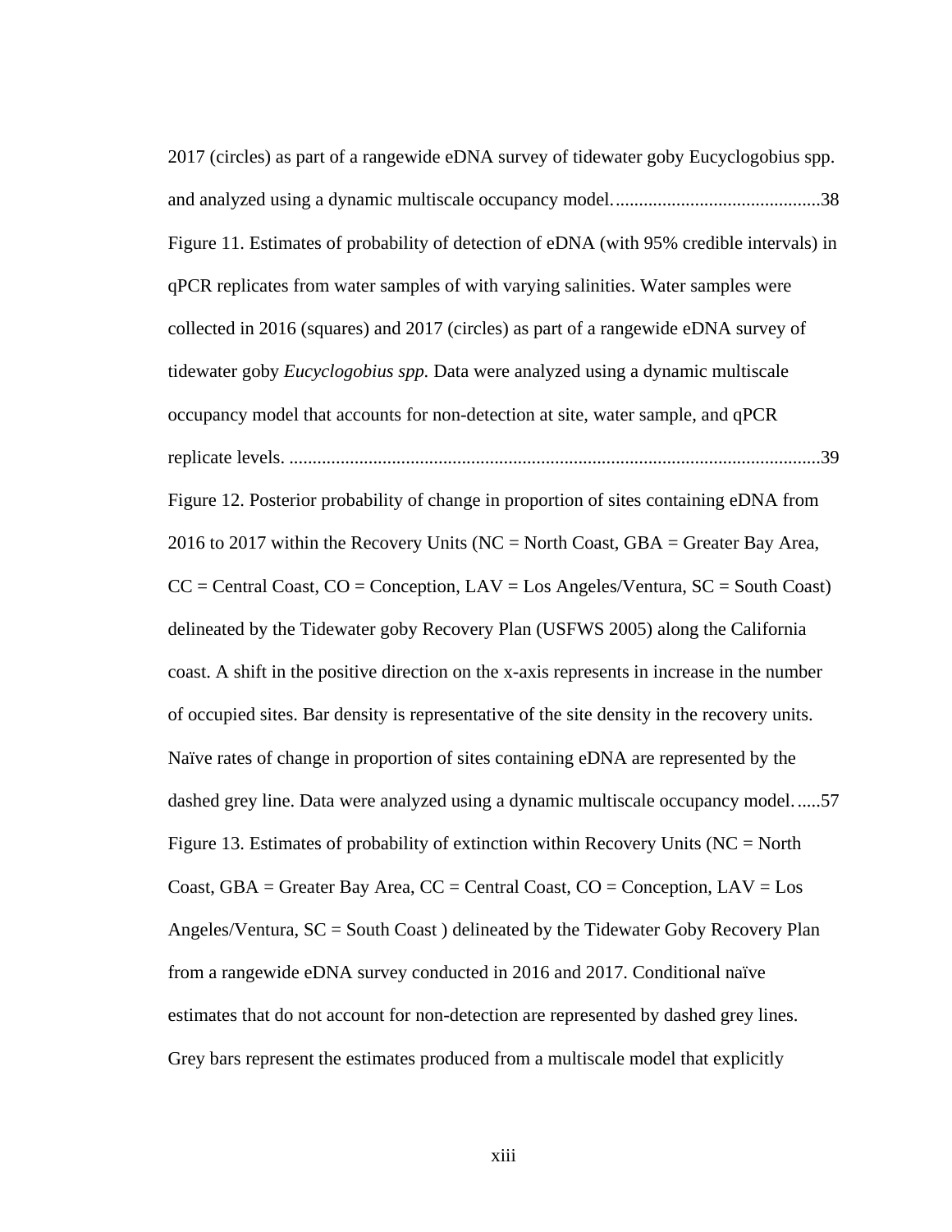2017 (circles) as part of a rangewide eDNA survey of tidewater goby Eucyclogobius spp. and analyzed using a dynamic multiscale occupancy model. ............................................38

Figure 11. Estimates of probability of detection of eDNA (with 95% credible intervals) in qPCR replicates from water samples of with varying salinities. Water samples were collected in 2016 (squares) and 2017 (circles) as part of a rangewide eDNA survey of tidewater goby *Eucyclogobius spp.* Data were analyzed using a dynamic multiscale occupancy model that accounts for non-detection at site, water sample, and qPCR replicate levels. .................................................................................................................39

Figure 12. Posterior probability of change in proportion of sites containing eDNA from 2016 to 2017 within the Recovery Units (NC = North Coast, GBA = Greater Bay Area, CC = Central Coast, CO = Conception, LAV = Los Angeles/Ventura, SC = South Coast) delineated by the Tidewater goby Recovery Plan (USFWS 2005) along the California coast. A shift in the positive direction on the x-axis represents in increase in the number of occupied sites. Bar density is representative of the site density in the recovery units. Naïve rates of change in proportion of sites containing eDNA are represented by the dashed grey line. Data were analyzed using a dynamic multiscale occupancy model. .....57

Figure 13. Estimates of probability of extinction within Recovery Units (NC = North Coast, GBA = Greater Bay Area, CC = Central Coast, CO = Conception, LAV = Los Angeles/Ventura, SC = South Coast ) delineated by the Tidewater Goby Recovery Plan from a rangewide eDNA survey conducted in 2016 and 2017. Conditional naïve estimates that do not account for non-detection are represented by dashed grey lines. Grey bars represent the estimates produced from a multiscale model that explicitly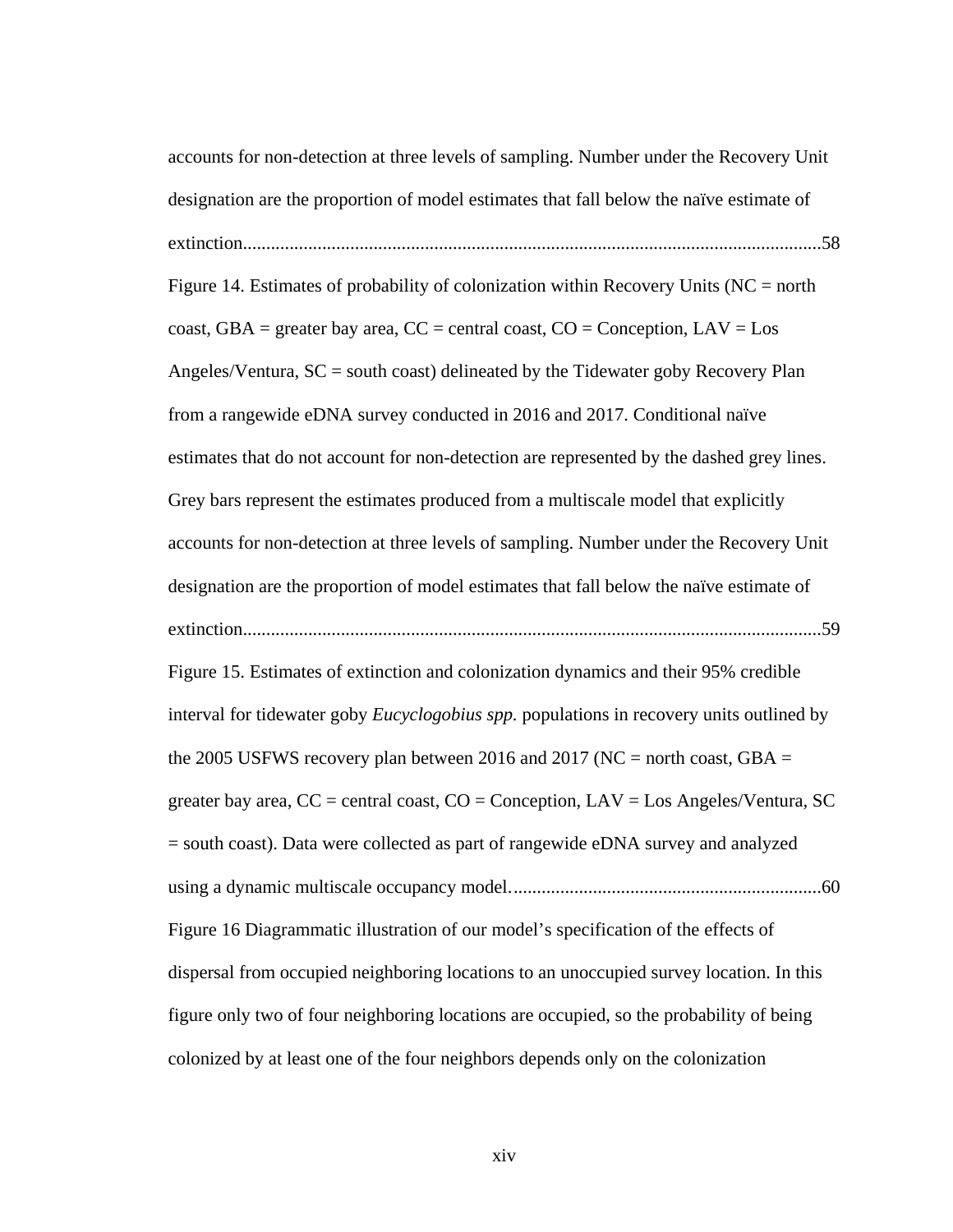accounts for non-detection at three levels of sampling. Number under the Recovery Unit designation are the proportion of model estimates that fall below the naïve estimate of extinction.........................................................................................................................58

Figure 14. Estimates of probability of colonization within Recovery Units (NC = north coast, GBA = greater bay area, CC = central coast, CO = Conception, LAV = Los Angeles/Ventura, SC = south coast) delineated by the Tidewater goby Recovery Plan from a rangewide eDNA survey conducted in 2016 and 2017. Conditional naïve estimates that do not account for non-detection are represented by the dashed grey lines. Grey bars represent the estimates produced from a multiscale model that explicitly accounts for non-detection at three levels of sampling. Number under the Recovery Unit designation are the proportion of model estimates that fall below the naïve estimate of extinction.........................................................................................................................59

Figure 15. Estimates of extinction and colonization dynamics and their 95% credible interval for tidewater goby *Eucyclogobius spp.* populations in recovery units outlined by the 2005 USFWS recovery plan between 2016 and 2017 (NC = north coast, GBA = greater bay area, CC = central coast, CO = Conception, LAV = Los Angeles/Ventura, SC = south coast). Data were collected as part of rangewide eDNA survey and analyzed using a dynamic multiscale occupancy model. .................................................................60

Figure 16 Diagrammatic illustration of our model's specification of the effects of dispersal from occupied neighboring locations to an unoccupied survey location. In this figure only two of four neighboring locations are occupied, so the probability of being colonized by at least one of the four neighbors depends only on the colonization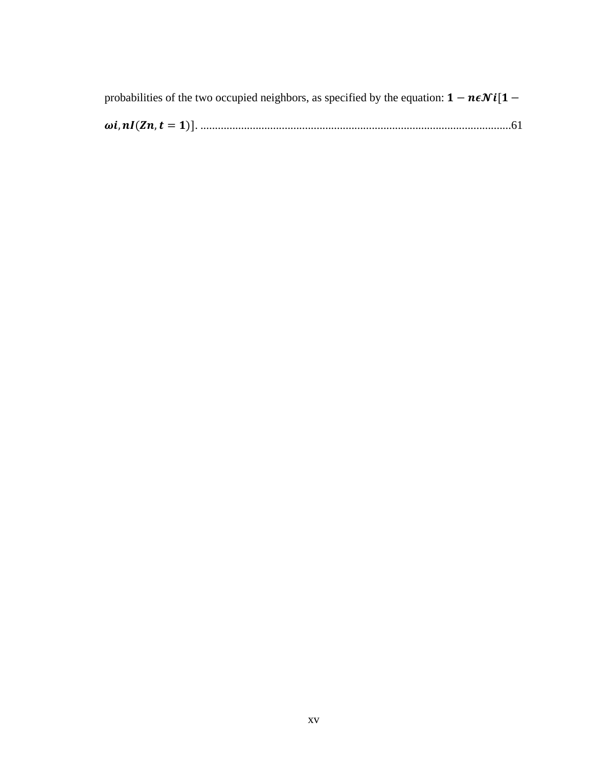probabilities of the two occupied neighbors, as specified by the equation: $\mathbf{1} - \boldsymbol{n\epsilon\mathcal{N}i}[\mathbf{1} - \boldsymbol{\omega i}, \boldsymbol{nI}(\boldsymbol{Zn}, \boldsymbol{t} = \mathbf{1})]$. ..........................................................................................................61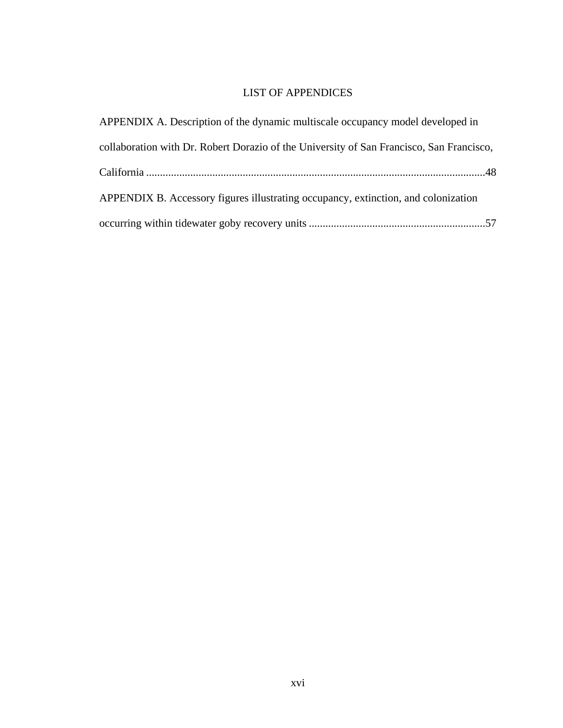# LIST OF APPENDICES

APPENDIX A. Description of the dynamic multiscale occupancy model developed in collaboration with Dr. Robert Dorazio of the University of San Francisco, San Francisco, California ..........................................................................................................................48

APPENDIX B. Accessory figures illustrating occupancy, extinction, and colonization occurring within tidewater goby recovery units ................................................................57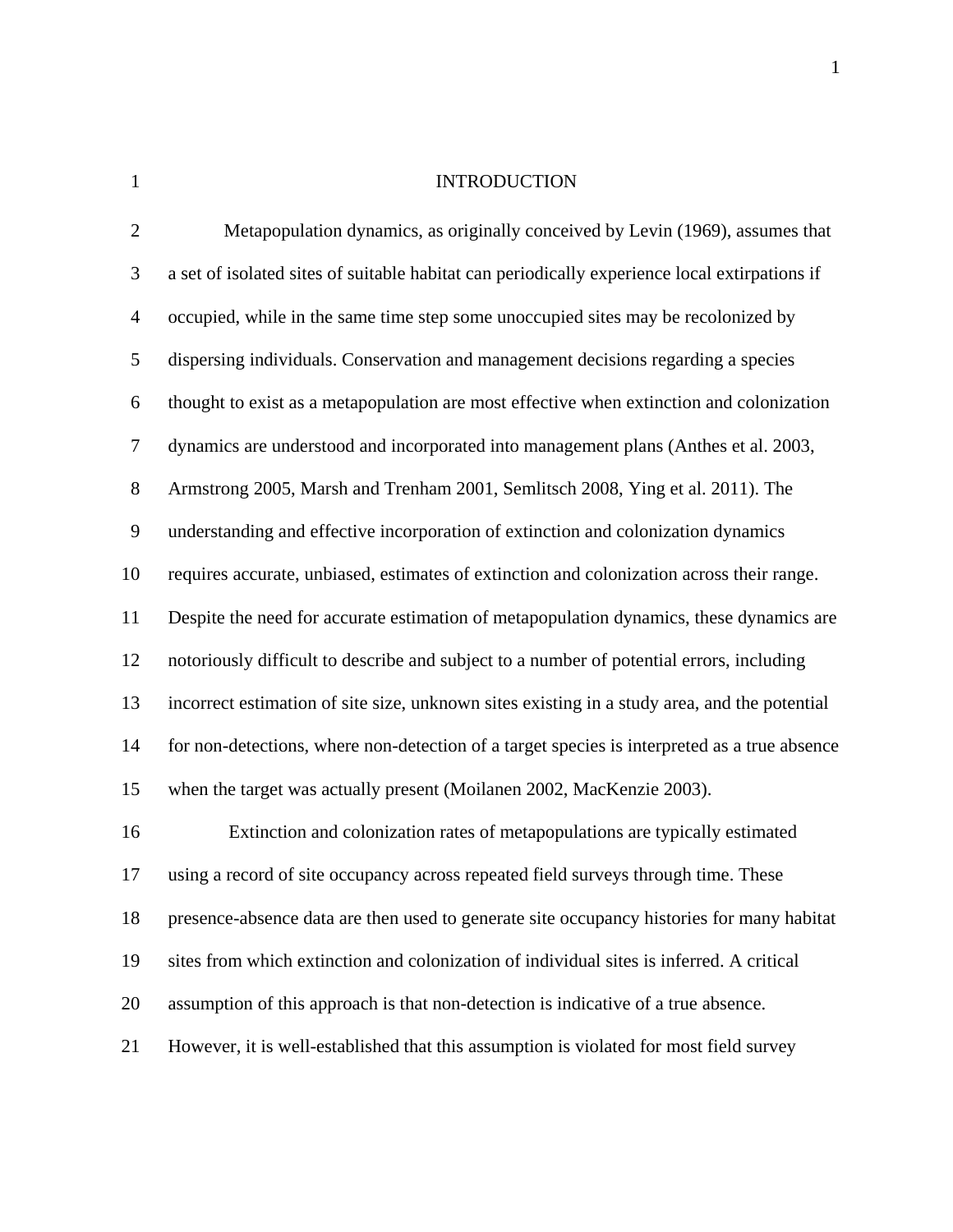# INTRODUCTION

Metapopulation dynamics, as originally conceived by Levin (1969), assumes that a set of isolated sites of suitable habitat can periodically experience local extirpations if occupied, while in the same time step some unoccupied sites may be recolonized by dispersing individuals. Conservation and management decisions regarding a species thought to exist as a metapopulation are most effective when extinction and colonization dynamics are understood and incorporated into management plans (Anthes et al. 2003, Armstrong 2005, Marsh and Trenham 2001, Semlitsch 2008, Ying et al. 2011). The understanding and effective incorporation of extinction and colonization dynamics requires accurate, unbiased, estimates of extinction and colonization across their range. Despite the need for accurate estimation of metapopulation dynamics, these dynamics are notoriously difficult to describe and subject to a number of potential errors, including incorrect estimation of site size, unknown sites existing in a study area, and the potential for non-detections, where non-detection of a target species is interpreted as a true absence when the target was actually present (Moilanen 2002, MacKenzie 2003).

Extinction and colonization rates of metapopulations are typically estimated using a record of site occupancy across repeated field surveys through time. These presence-absence data are then used to generate site occupancy histories for many habitat sites from which extinction and colonization of individual sites is inferred. A critical assumption of this approach is that non-detection is indicative of a true absence. However, it is well-established that this assumption is violated for most field survey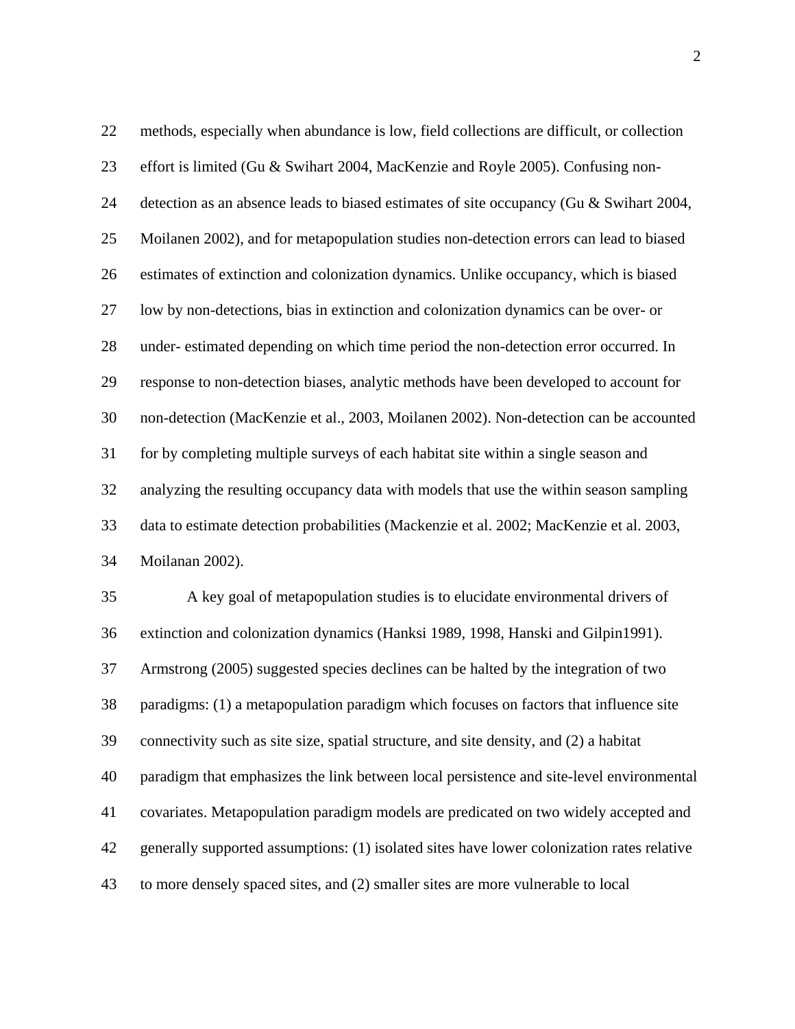methods, especially when abundance is low, field collections are difficult, or collection effort is limited (Gu & Swihart 2004, MacKenzie and Royle 2005). Confusing non-detection as an absence leads to biased estimates of site occupancy (Gu & Swihart 2004, Moilanen 2002), and for metapopulation studies non-detection errors can lead to biased estimates of extinction and colonization dynamics. Unlike occupancy, which is biased low by non-detections, bias in extinction and colonization dynamics can be over- or under- estimated depending on which time period the non-detection error occurred. In response to non-detection biases, analytic methods have been developed to account for non-detection (MacKenzie et al., 2003, Moilanen 2002). Non-detection can be accounted for by completing multiple surveys of each habitat site within a single season and analyzing the resulting occupancy data with models that use the within season sampling data to estimate detection probabilities (Mackenzie et al. 2002; MacKenzie et al. 2003, Moilanan 2002).

A key goal of metapopulation studies is to elucidate environmental drivers of extinction and colonization dynamics (Hanksi 1989, 1998, Hanski and Gilpin1991). Armstrong (2005) suggested species declines can be halted by the integration of two paradigms: (1) a metapopulation paradigm which focuses on factors that influence site connectivity such as site size, spatial structure, and site density, and (2) a habitat paradigm that emphasizes the link between local persistence and site-level environmental covariates. Metapopulation paradigm models are predicated on two widely accepted and generally supported assumptions: (1) isolated sites have lower colonization rates relative to more densely spaced sites, and (2) smaller sites are more vulnerable to local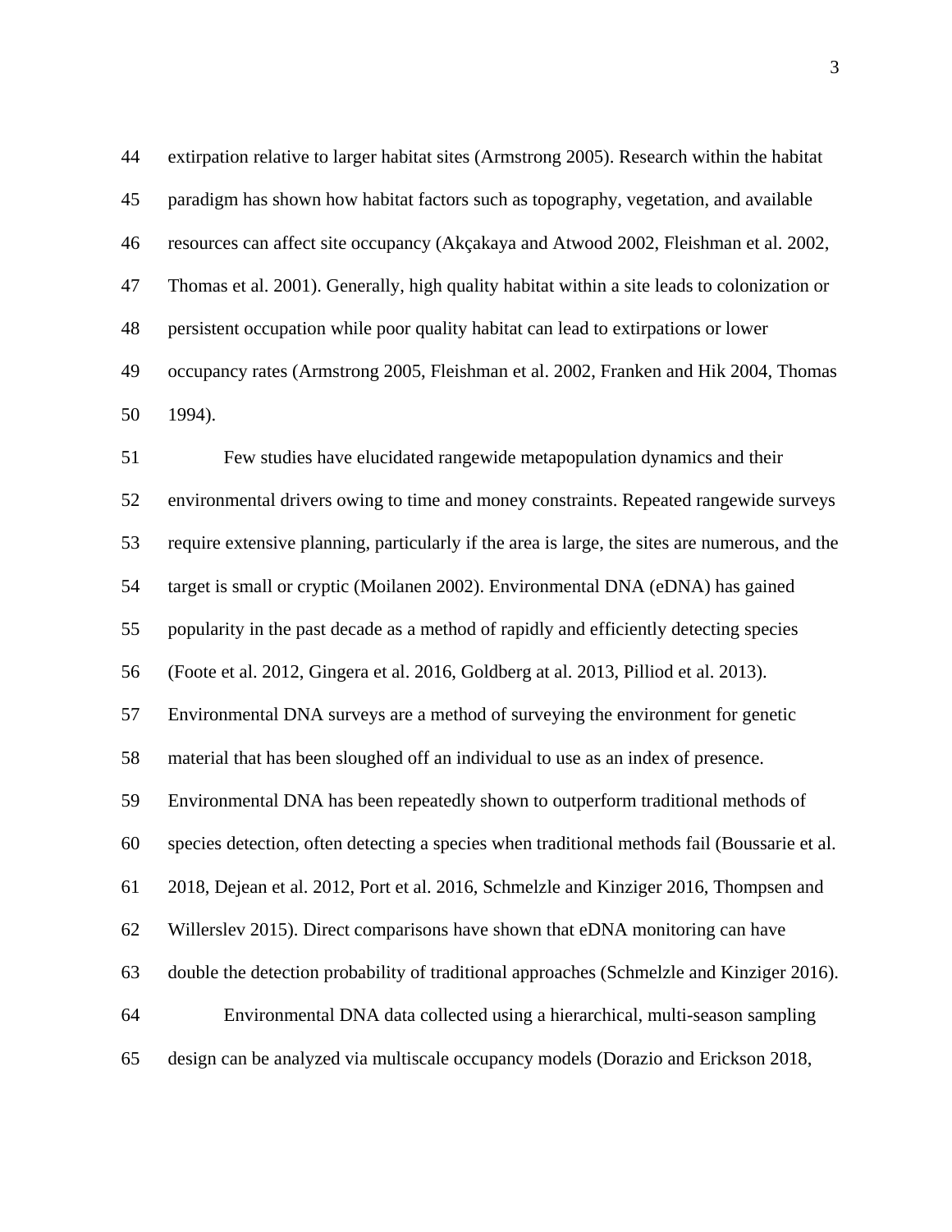extirpation relative to larger habitat sites (Armstrong 2005). Research within the habitat paradigm has shown how habitat factors such as topography, vegetation, and available resources can affect site occupancy (Akçakaya and Atwood 2002, Fleishman et al. 2002, Thomas et al. 2001). Generally, high quality habitat within a site leads to colonization or persistent occupation while poor quality habitat can lead to extirpations or lower occupancy rates (Armstrong 2005, Fleishman et al. 2002, Franken and Hik 2004, Thomas 1994).

Few studies have elucidated rangewide metapopulation dynamics and their environmental drivers owing to time and money constraints. Repeated rangewide surveys require extensive planning, particularly if the area is large, the sites are numerous, and the target is small or cryptic (Moilanen 2002). Environmental DNA (eDNA) has gained popularity in the past decade as a method of rapidly and efficiently detecting species (Foote et al. 2012, Gingera et al. 2016, Goldberg at al. 2013, Pilliod et al. 2013). Environmental DNA surveys are a method of surveying the environment for genetic material that has been sloughed off an individual to use as an index of presence. Environmental DNA has been repeatedly shown to outperform traditional methods of species detection, often detecting a species when traditional methods fail (Boussarie et al. 2018, Dejean et al. 2012, Port et al. 2016, Schmelzle and Kinziger 2016, Thompsen and Willerslev 2015). Direct comparisons have shown that eDNA monitoring can have double the detection probability of traditional approaches (Schmelzle and Kinziger 2016).

Environmental DNA data collected using a hierarchical, multi-season sampling design can be analyzed via multiscale occupancy models (Dorazio and Erickson 2018,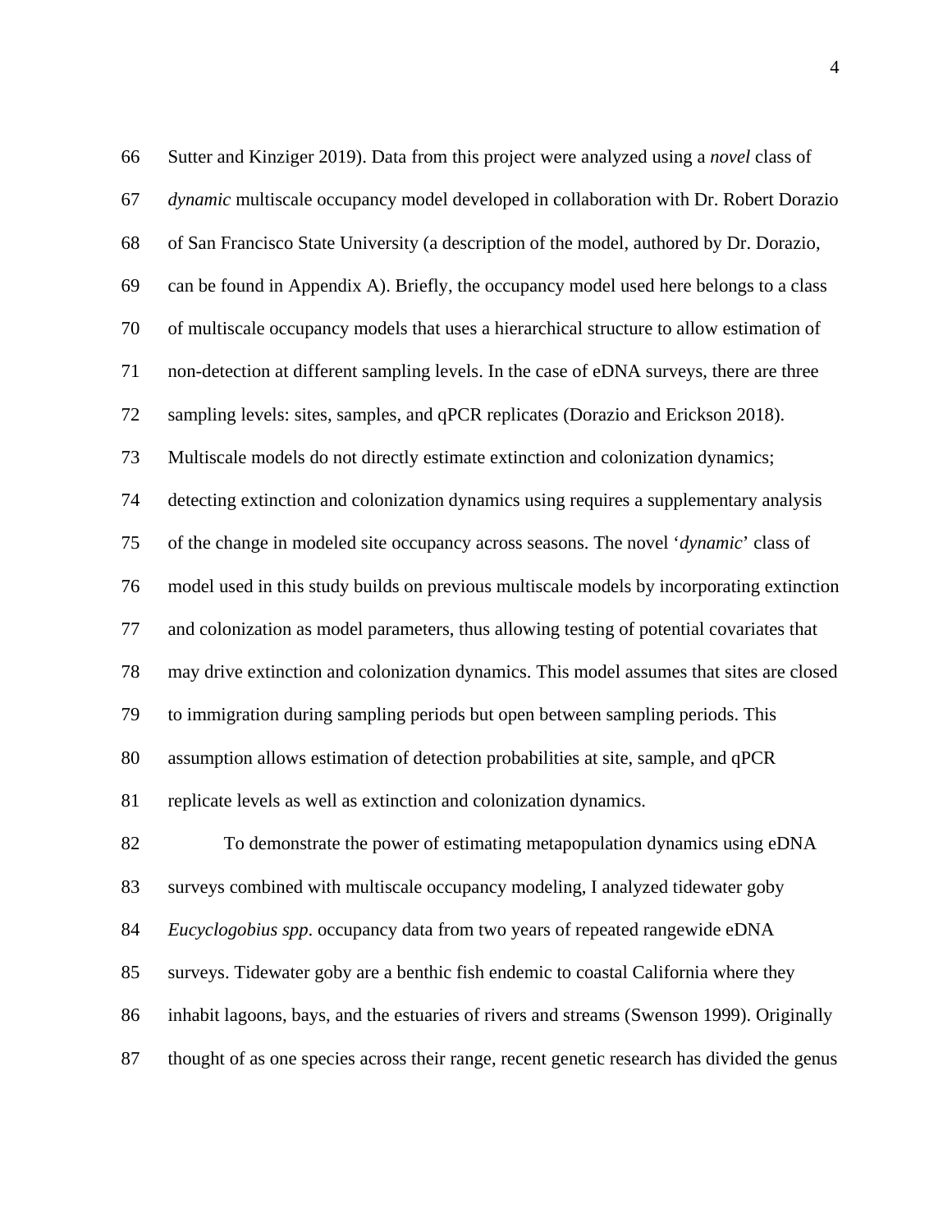Sutter and Kinziger 2019). Data from this project were analyzed using a *novel* class of *dynamic* multiscale occupancy model developed in collaboration with Dr. Robert Dorazio of San Francisco State University (a description of the model, authored by Dr. Dorazio, can be found in Appendix A). Briefly, the occupancy model used here belongs to a class of multiscale occupancy models that uses a hierarchical structure to allow estimation of non-detection at different sampling levels. In the case of eDNA surveys, there are three sampling levels: sites, samples, and qPCR replicates (Dorazio and Erickson 2018). Multiscale models do not directly estimate extinction and colonization dynamics; detecting extinction and colonization dynamics using requires a supplementary analysis of the change in modeled site occupancy across seasons. The novel '*dynamic*' class of model used in this study builds on previous multiscale models by incorporating extinction and colonization as model parameters, thus allowing testing of potential covariates that may drive extinction and colonization dynamics. This model assumes that sites are closed to immigration during sampling periods but open between sampling periods. This assumption allows estimation of detection probabilities at site, sample, and qPCR replicate levels as well as extinction and colonization dynamics.

To demonstrate the power of estimating metapopulation dynamics using eDNA surveys combined with multiscale occupancy modeling, I analyzed tidewater goby *Eucyclogobius spp*. occupancy data from two years of repeated rangewide eDNA surveys. Tidewater goby are a benthic fish endemic to coastal California where they inhabit lagoons, bays, and the estuaries of rivers and streams (Swenson 1999). Originally thought of as one species across their range, recent genetic research has divided the genus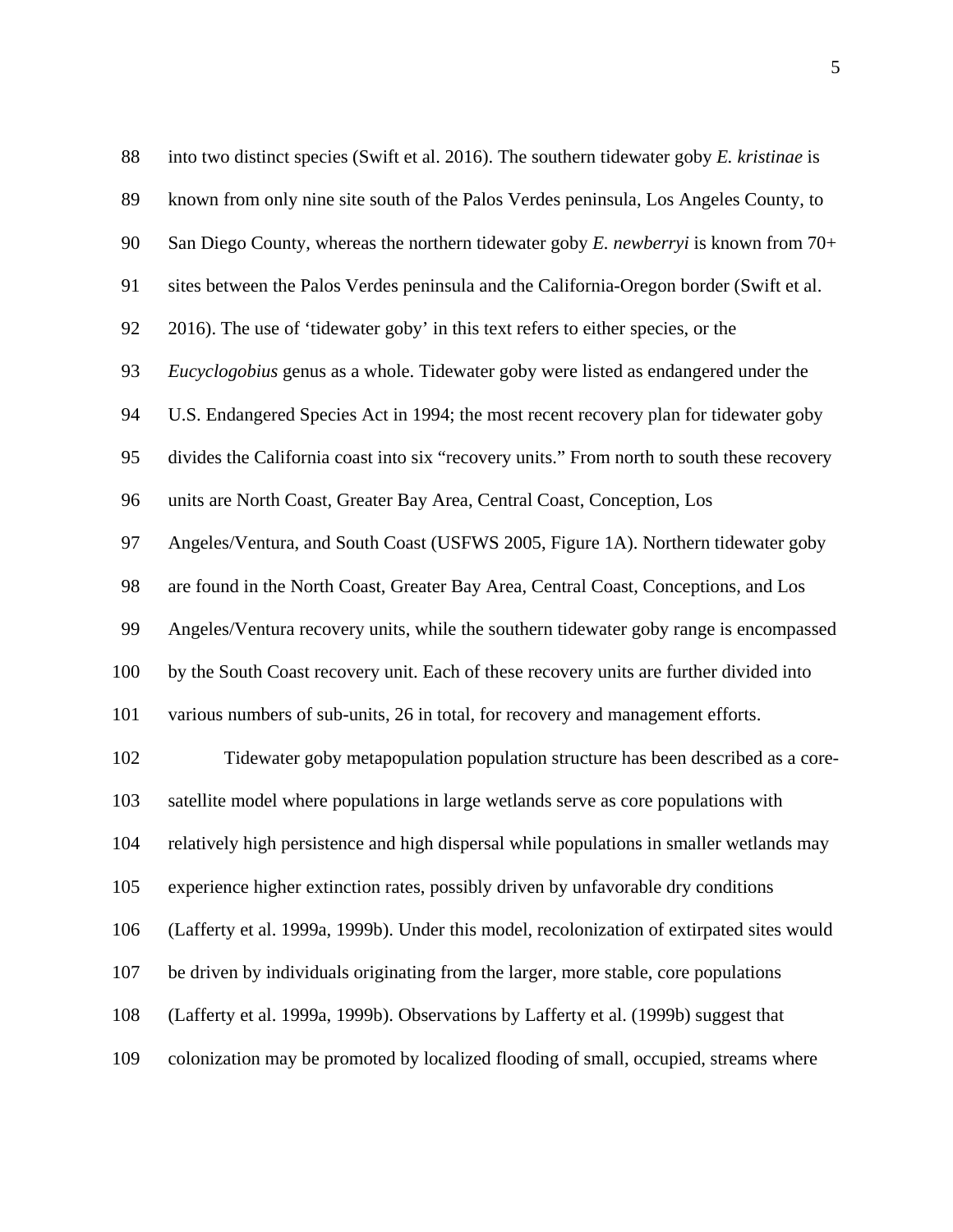into two distinct species (Swift et al. 2016). The southern tidewater goby *E. kristinae* is known from only nine site south of the Palos Verdes peninsula, Los Angeles County, to San Diego County, whereas the northern tidewater goby *E. newberryi* is known from 70+ sites between the Palos Verdes peninsula and the California-Oregon border (Swift et al. 2016). The use of 'tidewater goby' in this text refers to either species, or the *Eucyclogobius* genus as a whole. Tidewater goby were listed as endangered under the U.S. Endangered Species Act in 1994; the most recent recovery plan for tidewater goby divides the California coast into six "recovery units." From north to south these recovery units are North Coast, Greater Bay Area, Central Coast, Conception, Los Angeles/Ventura, and South Coast (USFWS 2005, Figure 1A). Northern tidewater goby are found in the North Coast, Greater Bay Area, Central Coast, Conceptions, and Los Angeles/Ventura recovery units, while the southern tidewater goby range is encompassed by the South Coast recovery unit. Each of these recovery units are further divided into various numbers of sub-units, 26 in total, for recovery and management efforts.

Tidewater goby metapopulation population structure has been described as a core-satellite model where populations in large wetlands serve as core populations with relatively high persistence and high dispersal while populations in smaller wetlands may experience higher extinction rates, possibly driven by unfavorable dry conditions (Lafferty et al. 1999a, 1999b). Under this model, recolonization of extirpated sites would be driven by individuals originating from the larger, more stable, core populations (Lafferty et al. 1999a, 1999b). Observations by Lafferty et al. (1999b) suggest that colonization may be promoted by localized flooding of small, occupied, streams where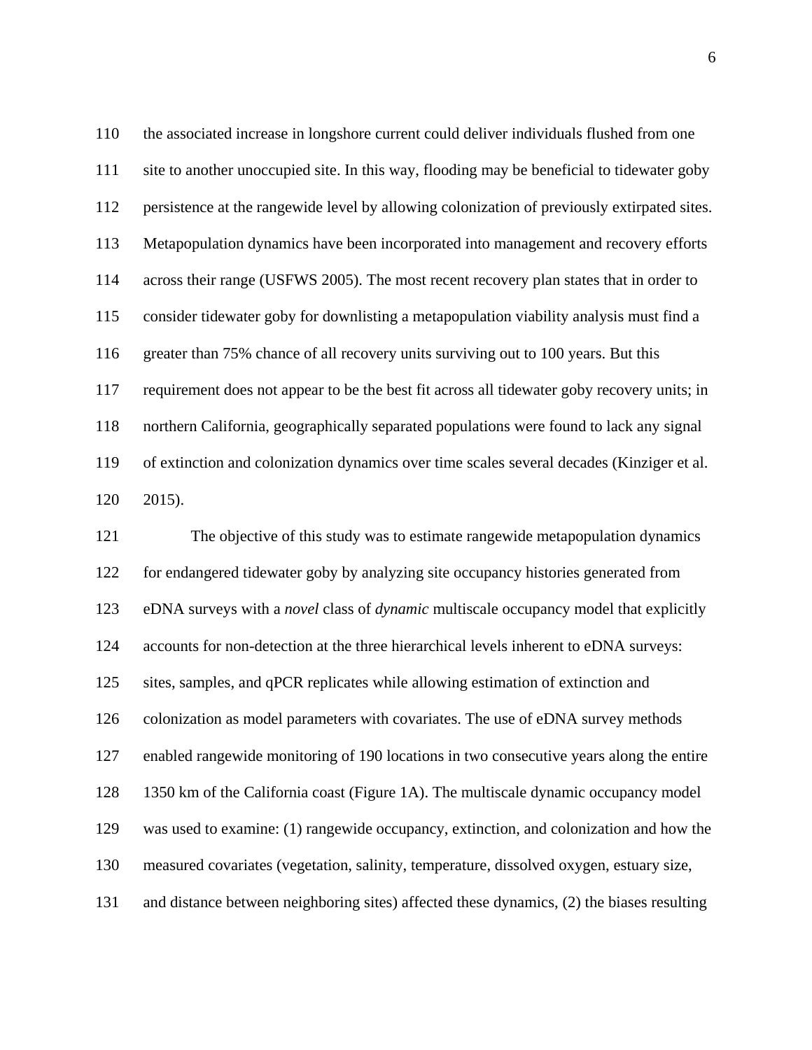the associated increase in longshore current could deliver individuals flushed from one site to another unoccupied site. In this way, flooding may be beneficial to tidewater goby persistence at the rangewide level by allowing colonization of previously extirpated sites. Metapopulation dynamics have been incorporated into management and recovery efforts across their range (USFWS 2005). The most recent recovery plan states that in order to consider tidewater goby for downlisting a metapopulation viability analysis must find a greater than 75% chance of all recovery units surviving out to 100 years. But this requirement does not appear to be the best fit across all tidewater goby recovery units; in northern California, geographically separated populations were found to lack any signal of extinction and colonization dynamics over time scales several decades (Kinziger et al. 2015).

The objective of this study was to estimate rangewide metapopulation dynamics for endangered tidewater goby by analyzing site occupancy histories generated from eDNA surveys with a *novel* class of *dynamic* multiscale occupancy model that explicitly accounts for non-detection at the three hierarchical levels inherent to eDNA surveys: sites, samples, and qPCR replicates while allowing estimation of extinction and colonization as model parameters with covariates. The use of eDNA survey methods enabled rangewide monitoring of 190 locations in two consecutive years along the entire 1350 km of the California coast (Figure 1A). The multiscale dynamic occupancy model was used to examine: (1) rangewide occupancy, extinction, and colonization and how the measured covariates (vegetation, salinity, temperature, dissolved oxygen, estuary size, and distance between neighboring sites) affected these dynamics, (2) the biases resulting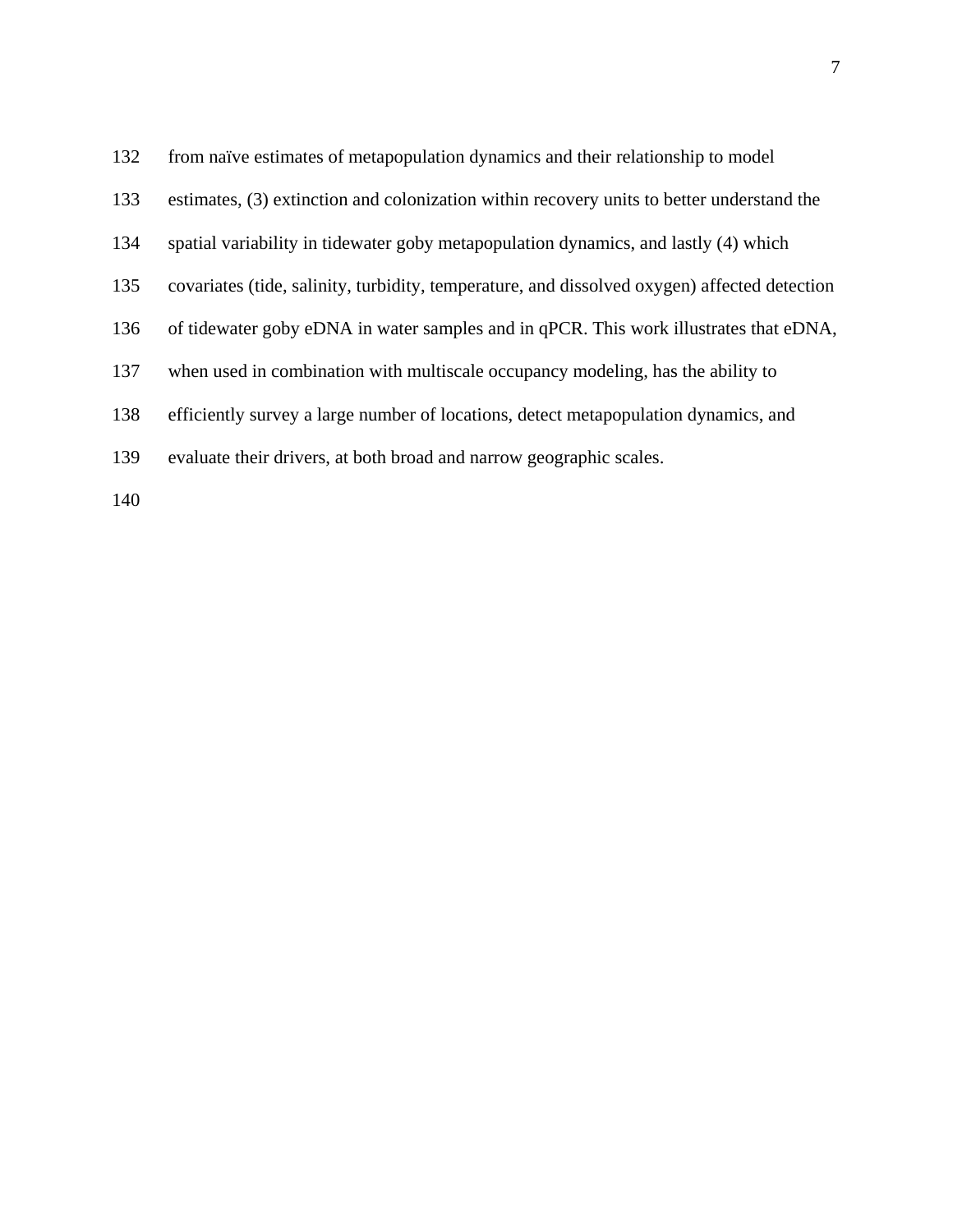from naïve estimates of metapopulation dynamics and their relationship to model estimates, (3) extinction and colonization within recovery units to better understand the spatial variability in tidewater goby metapopulation dynamics, and lastly (4) which covariates (tide, salinity, turbidity, temperature, and dissolved oxygen) affected detection of tidewater goby eDNA in water samples and in qPCR. This work illustrates that eDNA, when used in combination with multiscale occupancy modeling, has the ability to efficiently survey a large number of locations, detect metapopulation dynamics, and evaluate their drivers, at both broad and narrow geographic scales.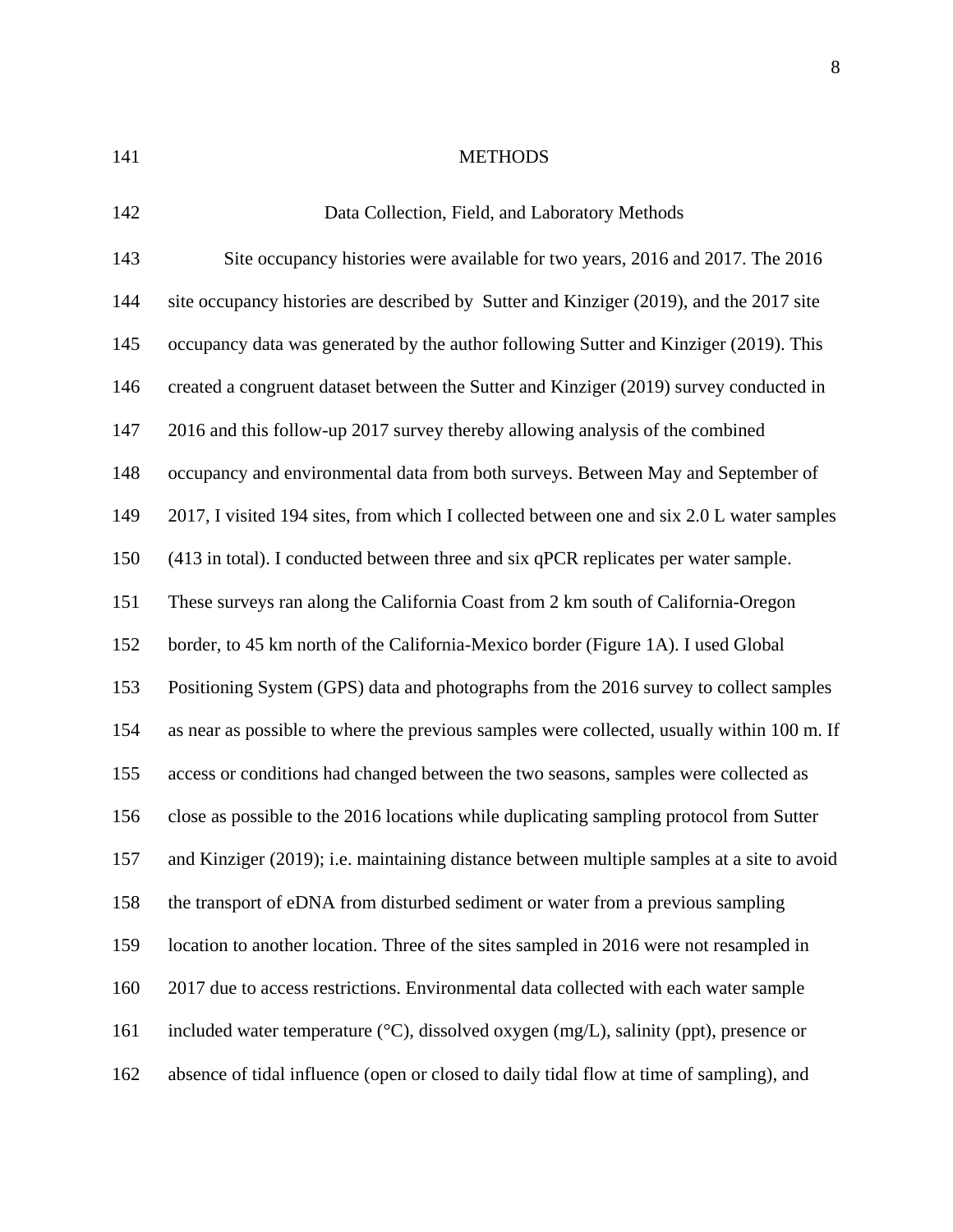# METHODS

## Data Collection, Field, and Laboratory Methods

Site occupancy histories were available for two years, 2016 and 2017. The 2016 site occupancy histories are described by Sutter and Kinziger (2019), and the 2017 site occupancy data was generated by the author following Sutter and Kinziger (2019). This created a congruent dataset between the Sutter and Kinziger (2019) survey conducted in 2016 and this follow-up 2017 survey thereby allowing analysis of the combined occupancy and environmental data from both surveys. Between May and September of 2017, I visited 194 sites, from which I collected between one and six 2.0 L water samples (413 in total). I conducted between three and six qPCR replicates per water sample. These surveys ran along the California Coast from 2 km south of California-Oregon border, to 45 km north of the California-Mexico border (Figure 1A). I used Global Positioning System (GPS) data and photographs from the 2016 survey to collect samples as near as possible to where the previous samples were collected, usually within 100 m. If access or conditions had changed between the two seasons, samples were collected as close as possible to the 2016 locations while duplicating sampling protocol from Sutter and Kinziger (2019); i.e. maintaining distance between multiple samples at a site to avoid the transport of eDNA from disturbed sediment or water from a previous sampling location to another location. Three of the sites sampled in 2016 were not resampled in 2017 due to access restrictions. Environmental data collected with each water sample included water temperature (°C), dissolved oxygen (mg/L), salinity (ppt), presence or absence of tidal influence (open or closed to daily tidal flow at time of sampling), and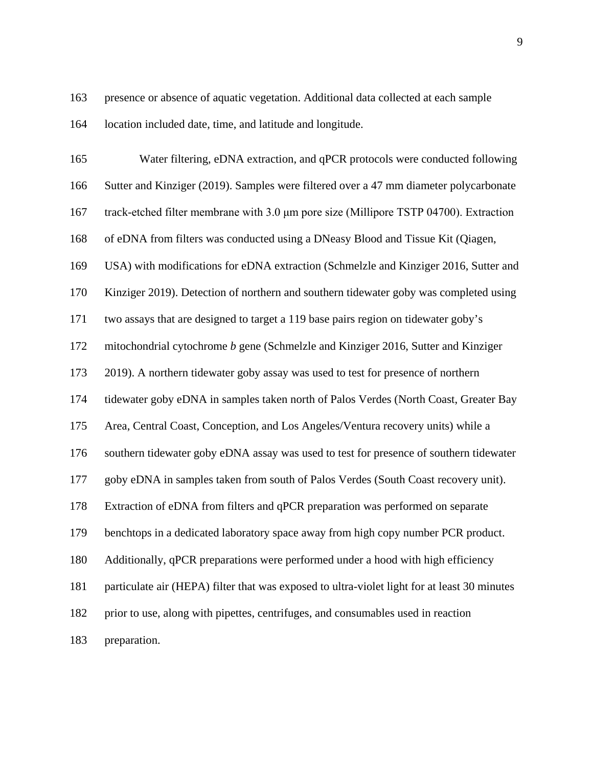presence or absence of aquatic vegetation. Additional data collected at each sample location included date, time, and latitude and longitude.

Water filtering, eDNA extraction, and qPCR protocols were conducted following Sutter and Kinziger (2019). Samples were filtered over a 47 mm diameter polycarbonate track-etched filter membrane with 3.0 μm pore size (Millipore TSTP 04700). Extraction of eDNA from filters was conducted using a DNeasy Blood and Tissue Kit (Qiagen, USA) with modifications for eDNA extraction (Schmelzle and Kinziger 2016, Sutter and Kinziger 2019). Detection of northern and southern tidewater goby was completed using two assays that are designed to target a 119 base pairs region on tidewater goby's mitochondrial cytochrome *b* gene (Schmelzle and Kinziger 2016, Sutter and Kinziger 2019). A northern tidewater goby assay was used to test for presence of northern tidewater goby eDNA in samples taken north of Palos Verdes (North Coast, Greater Bay Area, Central Coast, Conception, and Los Angeles/Ventura recovery units) while a southern tidewater goby eDNA assay was used to test for presence of southern tidewater goby eDNA in samples taken from south of Palos Verdes (South Coast recovery unit). Extraction of eDNA from filters and qPCR preparation was performed on separate benchtops in a dedicated laboratory space away from high copy number PCR product. Additionally, qPCR preparations were performed under a hood with high efficiency particulate air (HEPA) filter that was exposed to ultra-violet light for at least 30 minutes prior to use, along with pipettes, centrifuges, and consumables used in reaction preparation.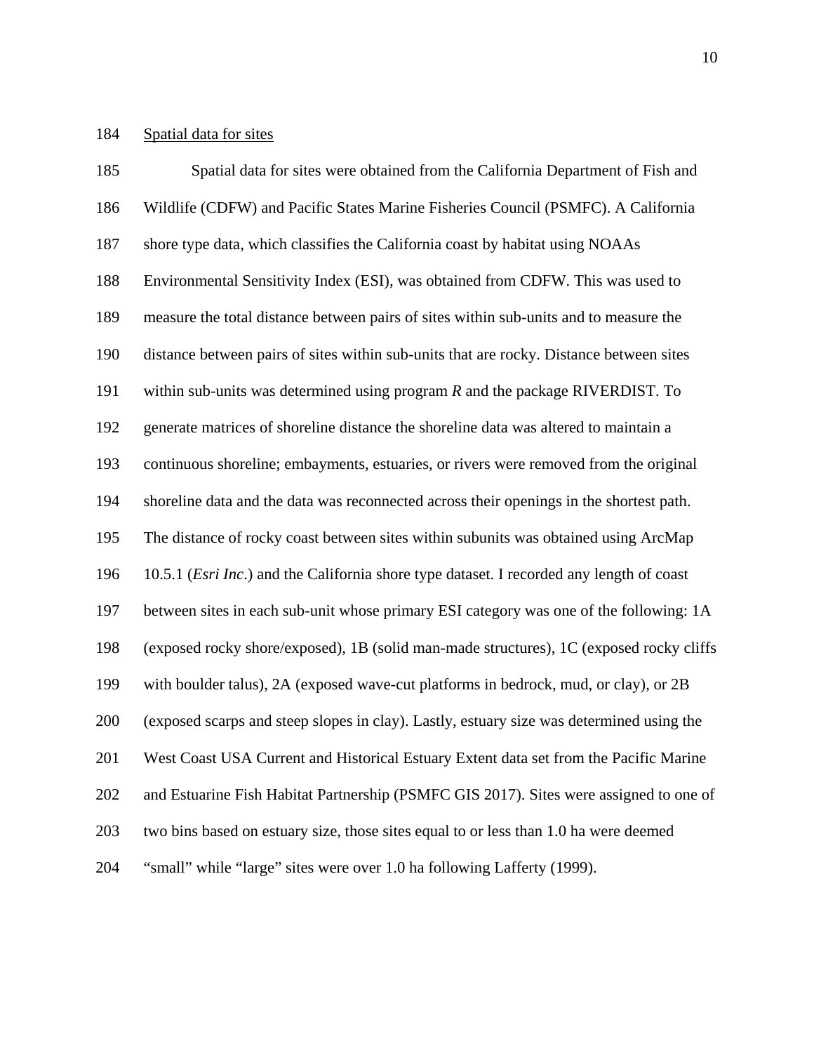Spatial data for sites

Spatial data for sites were obtained from the California Department of Fish and Wildlife (CDFW) and Pacific States Marine Fisheries Council (PSMFC). A California shore type data, which classifies the California coast by habitat using NOAAs Environmental Sensitivity Index (ESI), was obtained from CDFW. This was used to measure the total distance between pairs of sites within sub-units and to measure the distance between pairs of sites within sub-units that are rocky. Distance between sites within sub-units was determined using program *R* and the package RIVERDIST. To generate matrices of shoreline distance the shoreline data was altered to maintain a continuous shoreline; embayments, estuaries, or rivers were removed from the original shoreline data and the data was reconnected across their openings in the shortest path. The distance of rocky coast between sites within subunits was obtained using ArcMap 10.5.1 (*Esri Inc*.) and the California shore type dataset. I recorded any length of coast between sites in each sub-unit whose primary ESI category was one of the following: 1A (exposed rocky shore/exposed), 1B (solid man-made structures), 1C (exposed rocky cliffs with boulder talus), 2A (exposed wave-cut platforms in bedrock, mud, or clay), or 2B (exposed scarps and steep slopes in clay). Lastly, estuary size was determined using the West Coast USA Current and Historical Estuary Extent data set from the Pacific Marine and Estuarine Fish Habitat Partnership (PSMFC GIS 2017). Sites were assigned to one of two bins based on estuary size, those sites equal to or less than 1.0 ha were deemed "small" while "large" sites were over 1.0 ha following Lafferty (1999).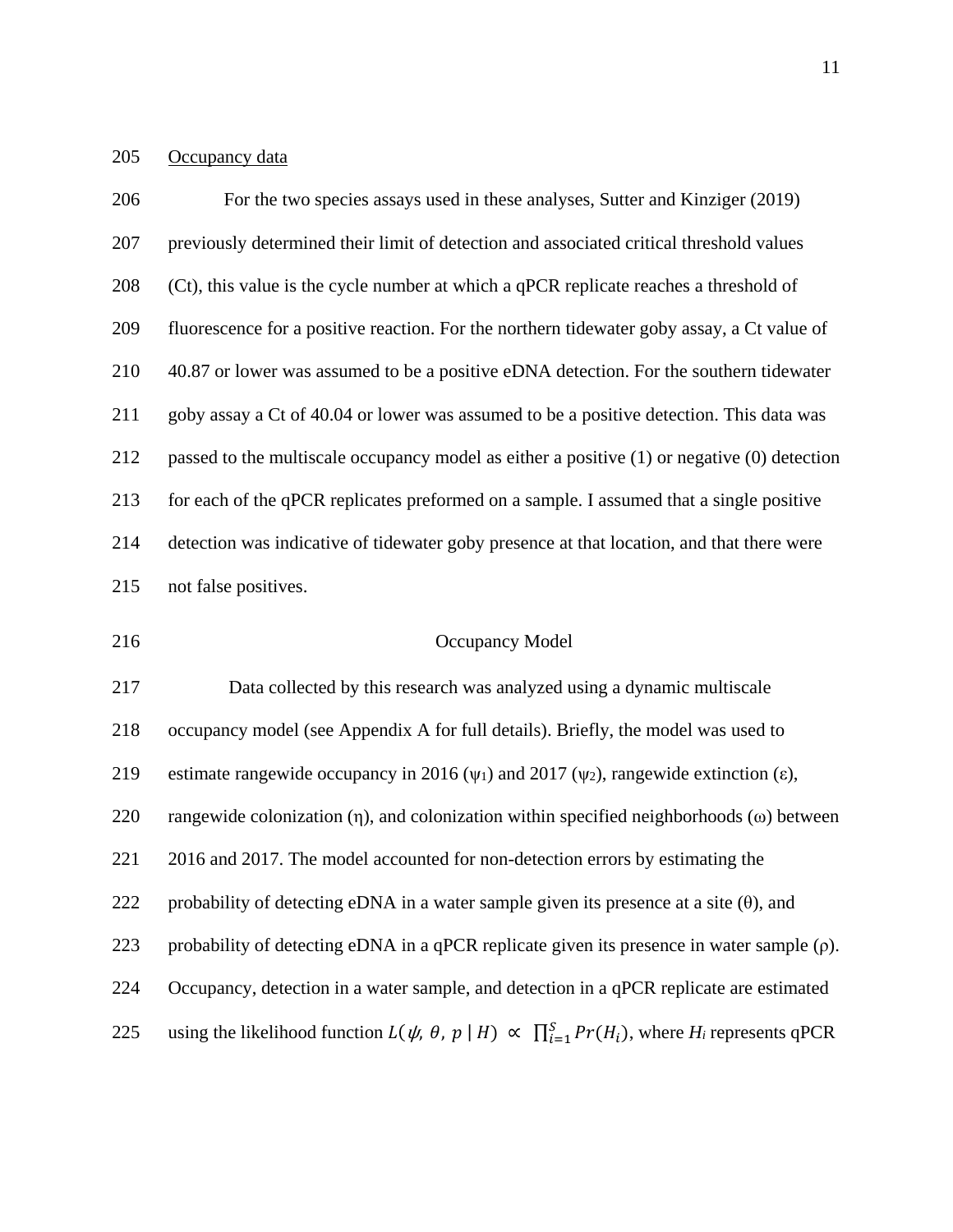Occupancy data

For the two species assays used in these analyses, Sutter and Kinziger (2019) previously determined their limit of detection and associated critical threshold values (Ct), this value is the cycle number at which a qPCR replicate reaches a threshold of fluorescence for a positive reaction. For the northern tidewater goby assay, a Ct value of 40.87 or lower was assumed to be a positive eDNA detection. For the southern tidewater goby assay a Ct of 40.04 or lower was assumed to be a positive detection. This data was passed to the multiscale occupancy model as either a positive (1) or negative (0) detection for each of the qPCR replicates preformed on a sample. I assumed that a single positive detection was indicative of tidewater goby presence at that location, and that there were not false positives.

## Occupancy Model

Data collected by this research was analyzed using a dynamic multiscale occupancy model (see Appendix A for full details). Briefly, the model was used to estimate rangewide occupancy in 2016 ($\psi_1$) and 2017 ($\psi_2$), rangewide extinction ($\varepsilon$), rangewide colonization ($\eta$), and colonization within specified neighborhoods ($\omega$) between 2016 and 2017. The model accounted for non-detection errors by estimating the probability of detecting eDNA in a water sample given its presence at a site ($\theta$), and probability of detecting eDNA in a qPCR replicate given its presence in water sample ($\rho$). Occupancy, detection in a water sample, and detection in a qPCR replicate are estimated using the likelihood function $L(\psi, \theta, p \mid H) \propto \prod_{i=1}^{S} Pr(H_i)$, where $H_i$ represents qPCR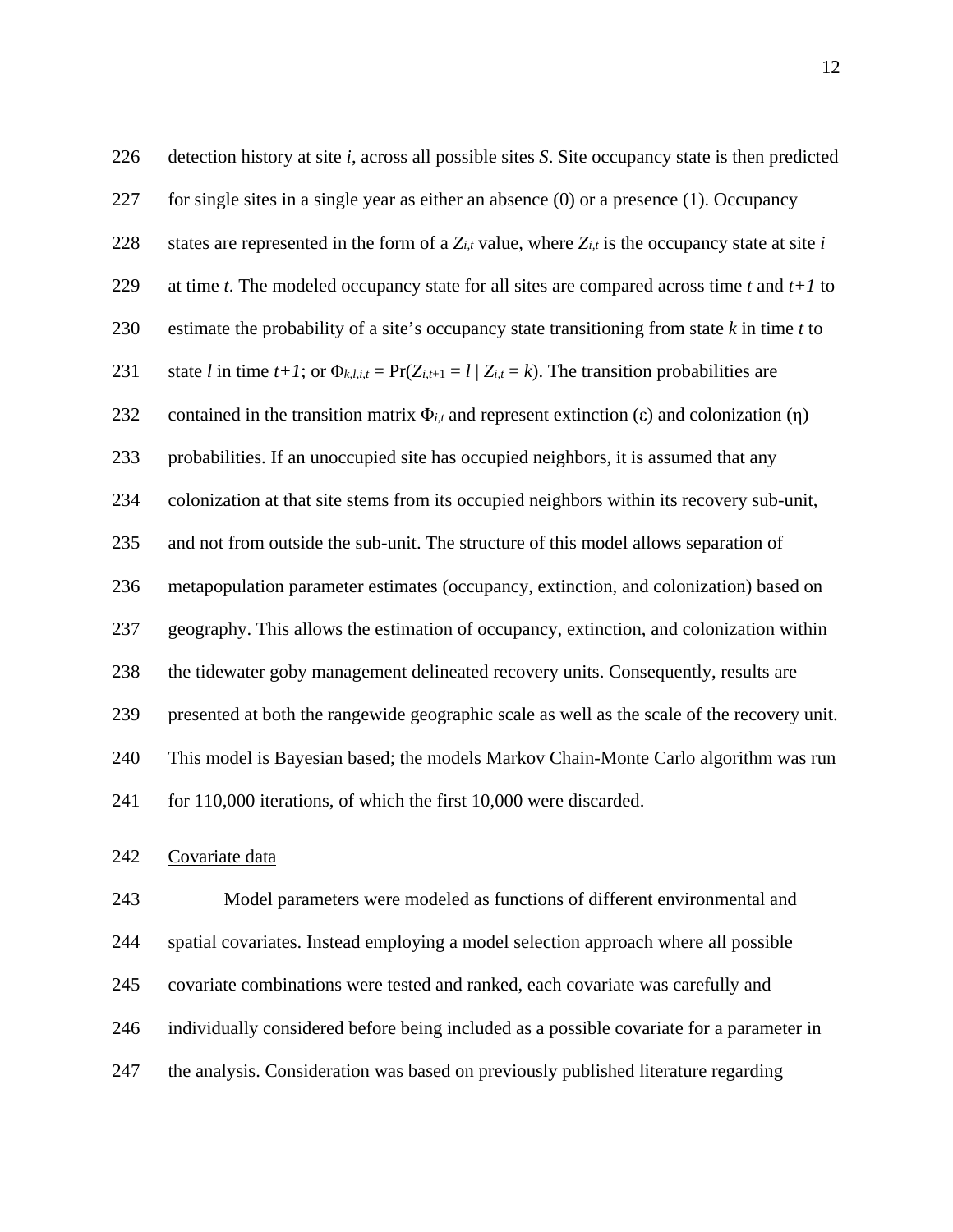detection history at site $i$, across all possible sites $S$. Site occupancy state is then predicted for single sites in a single year as either an absence (0) or a presence (1). Occupancy states are represented in the form of a $Z_{i,t}$ value, where $Z_{i,t}$ is the occupancy state at site $i$ at time $t$. The modeled occupancy state for all sites are compared across time $t$ and $t+1$ to estimate the probability of a site's occupancy state transitioning from state $k$ in time $t$ to state $l$ in time $t+1$; or $\Phi_{k,l,i,t} = \Pr(Z_{i,t+1} = l \mid Z_{i,t} = k)$. The transition probabilities are contained in the transition matrix $\Phi_{i,t}$ and represent extinction ($\varepsilon$) and colonization ($\eta$) probabilities. If an unoccupied site has occupied neighbors, it is assumed that any colonization at that site stems from its occupied neighbors within its recovery sub-unit, and not from outside the sub-unit. The structure of this model allows separation of metapopulation parameter estimates (occupancy, extinction, and colonization) based on geography. This allows the estimation of occupancy, extinction, and colonization within the tidewater goby management delineated recovery units. Consequently, results are presented at both the rangewide geographic scale as well as the scale of the recovery unit. This model is Bayesian based; the models Markov Chain-Monte Carlo algorithm was run for 110,000 iterations, of which the first 10,000 were discarded.

Covariate data

Model parameters were modeled as functions of different environmental and spatial covariates. Instead employing a model selection approach where all possible covariate combinations were tested and ranked, each covariate was carefully and individually considered before being included as a possible covariate for a parameter in the analysis. Consideration was based on previously published literature regarding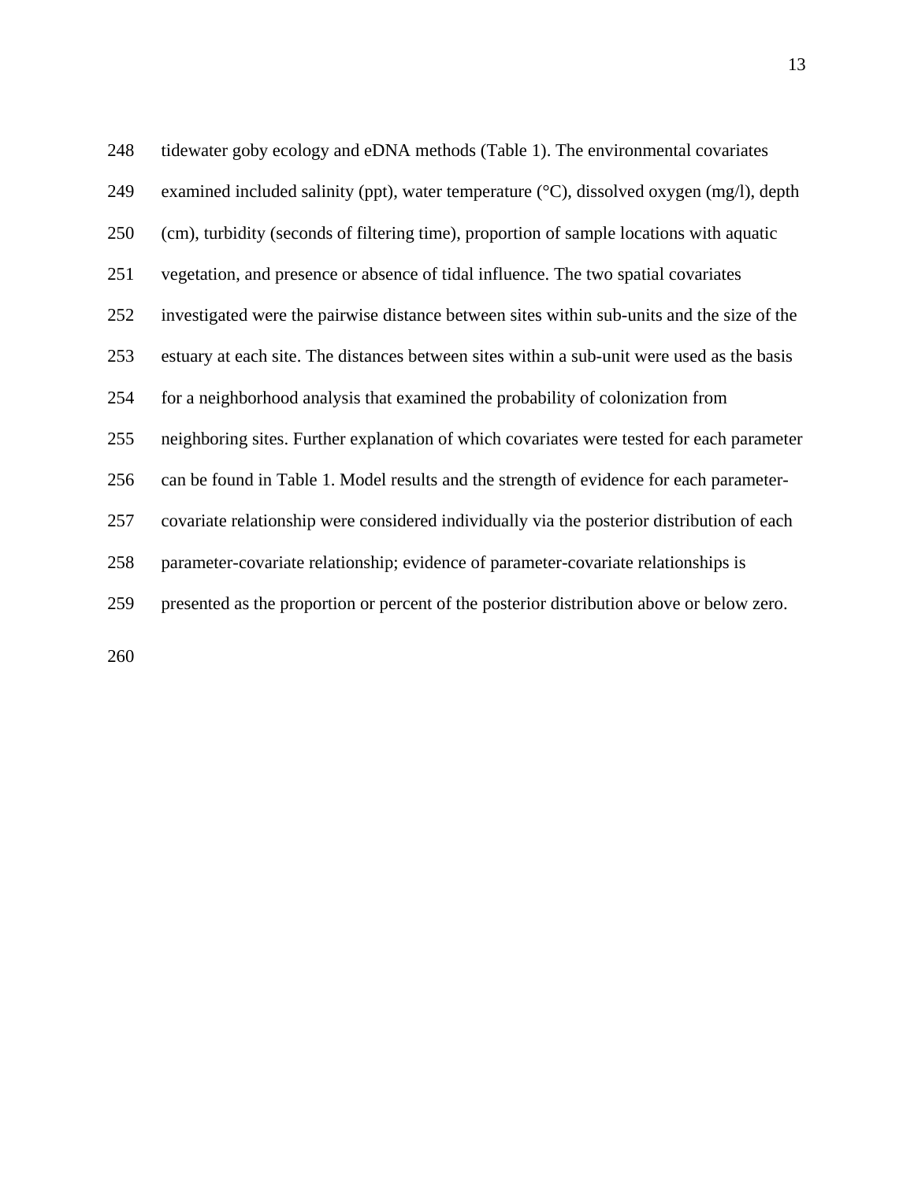tidewater goby ecology and eDNA methods (Table 1). The environmental covariates examined included salinity (ppt), water temperature (°C), dissolved oxygen (mg/l), depth (cm), turbidity (seconds of filtering time), proportion of sample locations with aquatic vegetation, and presence or absence of tidal influence. The two spatial covariates investigated were the pairwise distance between sites within sub-units and the size of the estuary at each site. The distances between sites within a sub-unit were used as the basis for a neighborhood analysis that examined the probability of colonization from neighboring sites. Further explanation of which covariates were tested for each parameter can be found in Table 1. Model results and the strength of evidence for each parameter-covariate relationship were considered individually via the posterior distribution of each parameter-covariate relationship; evidence of parameter-covariate relationships is presented as the proportion or percent of the posterior distribution above or below zero.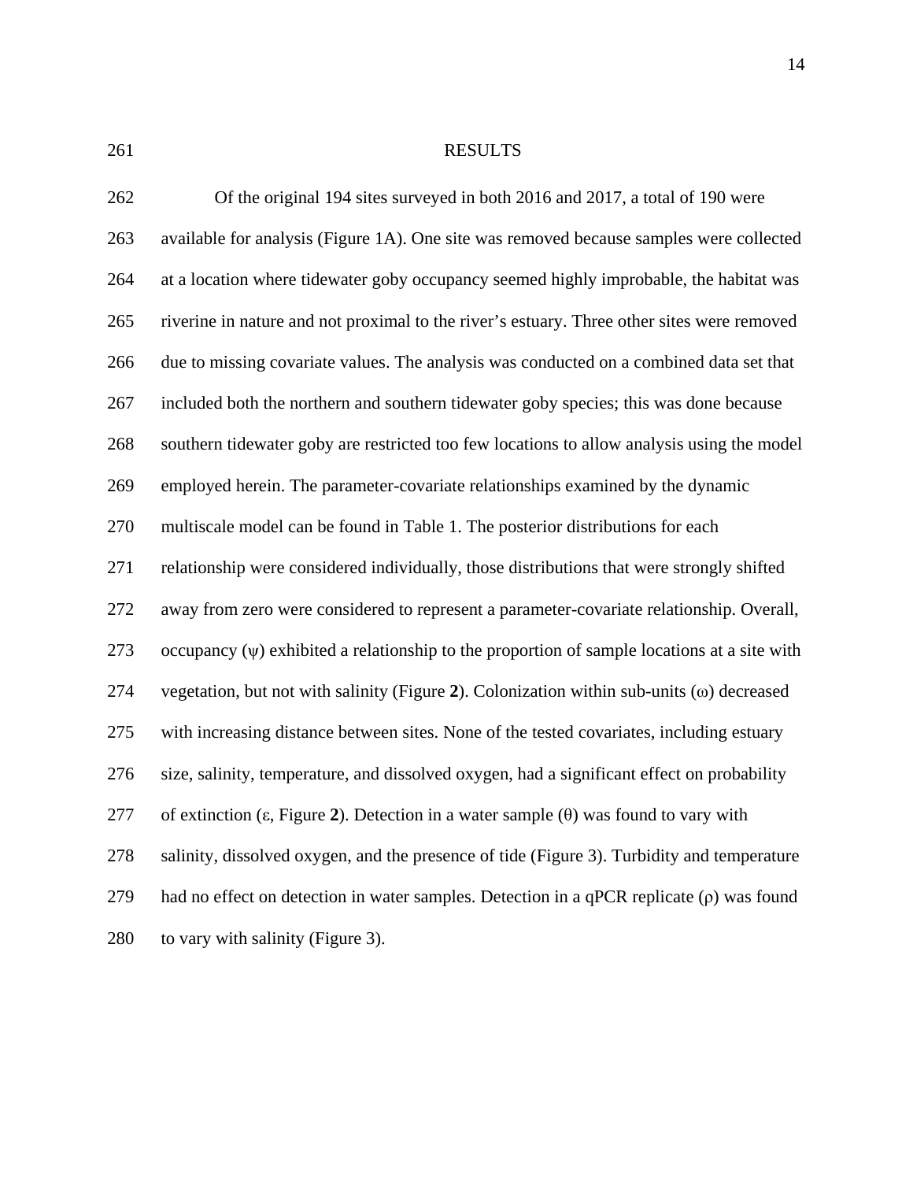# RESULTS

Of the original 194 sites surveyed in both 2016 and 2017, a total of 190 were available for analysis (Figure 1A). One site was removed because samples were collected at a location where tidewater goby occupancy seemed highly improbable, the habitat was riverine in nature and not proximal to the river's estuary. Three other sites were removed due to missing covariate values. The analysis was conducted on a combined data set that included both the northern and southern tidewater goby species; this was done because southern tidewater goby are restricted too few locations to allow analysis using the model employed herein. The parameter-covariate relationships examined by the dynamic multiscale model can be found in Table 1. The posterior distributions for each relationship were considered individually, those distributions that were strongly shifted away from zero were considered to represent a parameter-covariate relationship. Overall, occupancy ($\psi$) exhibited a relationship to the proportion of sample locations at a site with vegetation, but not with salinity (Figure **2**). Colonization within sub-units ($\omega$) decreased with increasing distance between sites. None of the tested covariates, including estuary size, salinity, temperature, and dissolved oxygen, had a significant effect on probability of extinction ($\varepsilon$, Figure **2**). Detection in a water sample ($\theta$) was found to vary with salinity, dissolved oxygen, and the presence of tide (Figure 3). Turbidity and temperature had no effect on detection in water samples. Detection in a qPCR replicate ($\rho$) was found to vary with salinity (Figure 3).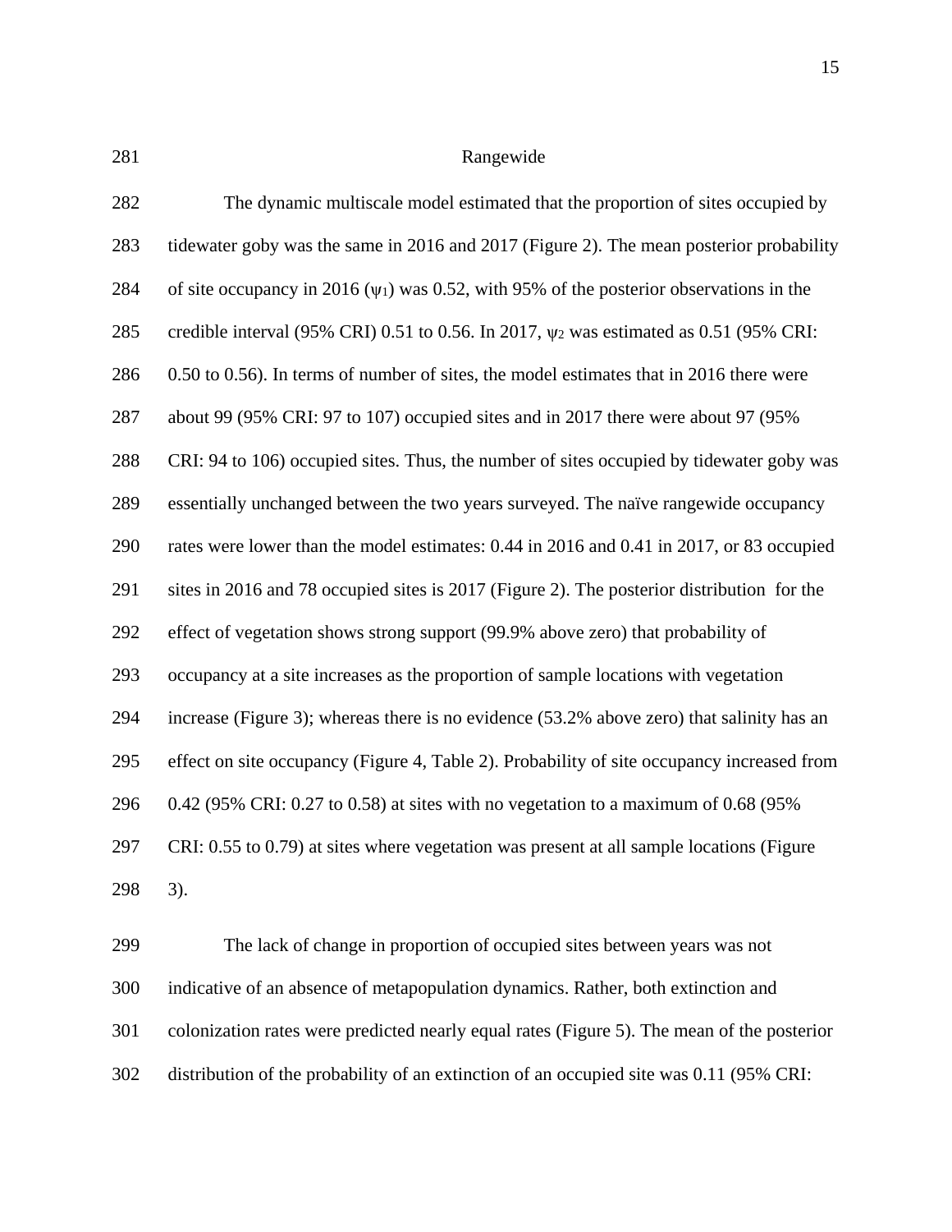## Rangewide

The dynamic multiscale model estimated that the proportion of sites occupied by tidewater goby was the same in 2016 and 2017 (Figure 2). The mean posterior probability of site occupancy in 2016 ($\psi_1$) was 0.52, with 95% of the posterior observations in the credible interval (95% CRI) 0.51 to 0.56. In 2017, $\psi_2$ was estimated as 0.51 (95% CRI: 0.50 to 0.56). In terms of number of sites, the model estimates that in 2016 there were about 99 (95% CRI: 97 to 107) occupied sites and in 2017 there were about 97 (95% CRI: 94 to 106) occupied sites. Thus, the number of sites occupied by tidewater goby was essentially unchanged between the two years surveyed. The naïve rangewide occupancy rates were lower than the model estimates: 0.44 in 2016 and 0.41 in 2017, or 83 occupied sites in 2016 and 78 occupied sites is 2017 (Figure 2). The posterior distribution for the effect of vegetation shows strong support (99.9% above zero) that probability of occupancy at a site increases as the proportion of sample locations with vegetation increase (Figure 3); whereas there is no evidence (53.2% above zero) that salinity has an effect on site occupancy (Figure 4, Table 2). Probability of site occupancy increased from 0.42 (95% CRI: 0.27 to 0.58) at sites with no vegetation to a maximum of 0.68 (95% CRI: 0.55 to 0.79) at sites where vegetation was present at all sample locations (Figure 3).

The lack of change in proportion of occupied sites between years was not indicative of an absence of metapopulation dynamics. Rather, both extinction and colonization rates were predicted nearly equal rates (Figure 5). The mean of the posterior distribution of the probability of an extinction of an occupied site was 0.11 (95% CRI: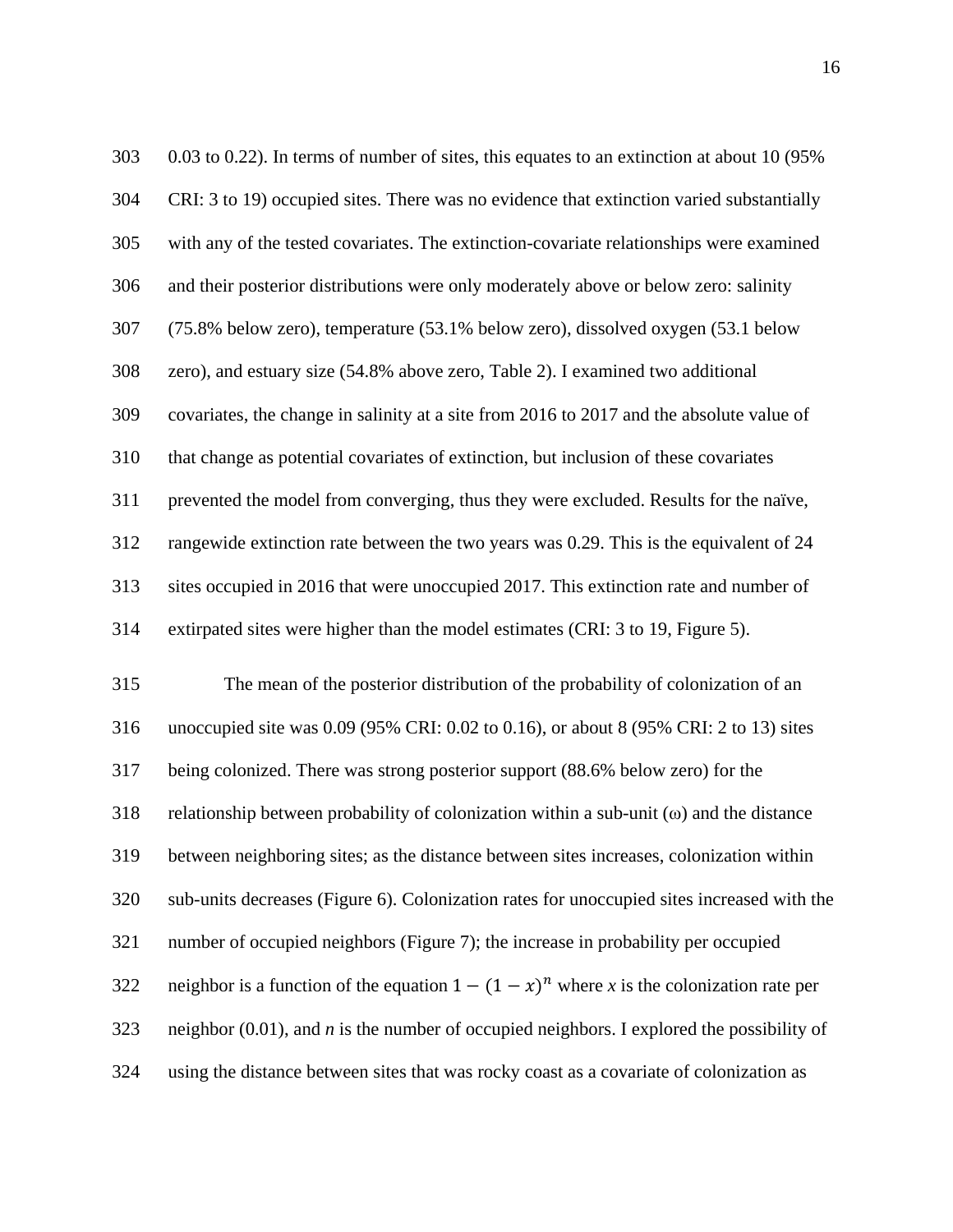0.03 to 0.22). In terms of number of sites, this equates to an extinction at about 10 (95% CRI: 3 to 19) occupied sites. There was no evidence that extinction varied substantially with any of the tested covariates. The extinction-covariate relationships were examined and their posterior distributions were only moderately above or below zero: salinity (75.8% below zero), temperature (53.1% below zero), dissolved oxygen (53.1 below zero), and estuary size (54.8% above zero, Table 2). I examined two additional covariates, the change in salinity at a site from 2016 to 2017 and the absolute value of that change as potential covariates of extinction, but inclusion of these covariates prevented the model from converging, thus they were excluded. Results for the naïve, rangewide extinction rate between the two years was 0.29. This is the equivalent of 24 sites occupied in 2016 that were unoccupied 2017. This extinction rate and number of extirpated sites were higher than the model estimates (CRI: 3 to 19, Figure 5).

The mean of the posterior distribution of the probability of colonization of an unoccupied site was 0.09 (95% CRI: 0.02 to 0.16), or about 8 (95% CRI: 2 to 13) sites being colonized. There was strong posterior support (88.6% below zero) for the relationship between probability of colonization within a sub-unit ($\omega$) and the distance between neighboring sites; as the distance between sites increases, colonization within sub-units decreases (Figure 6). Colonization rates for unoccupied sites increased with the number of occupied neighbors (Figure 7); the increase in probability per occupied neighbor is a function of the equation $1-(1-x)^n$ where $x$ is the colonization rate per neighbor (0.01), and $n$ is the number of occupied neighbors. I explored the possibility of using the distance between sites that was rocky coast as a covariate of colonization as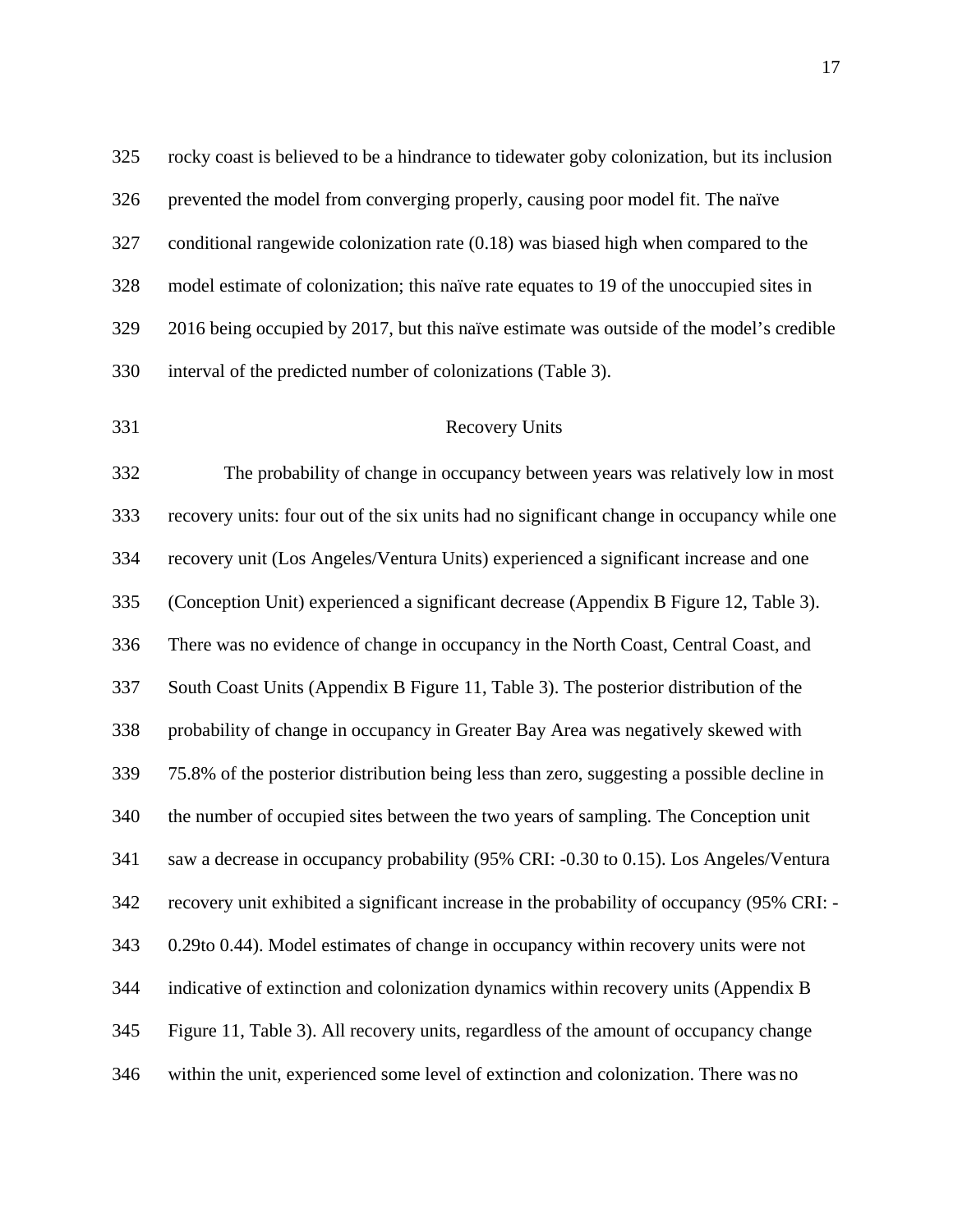rocky coast is believed to be a hindrance to tidewater goby colonization, but its inclusion prevented the model from converging properly, causing poor model fit. The naïve conditional rangewide colonization rate (0.18) was biased high when compared to the model estimate of colonization; this naïve rate equates to 19 of the unoccupied sites in 2016 being occupied by 2017, but this naïve estimate was outside of the model's credible interval of the predicted number of colonizations (Table 3).

## Recovery Units

The probability of change in occupancy between years was relatively low in most recovery units: four out of the six units had no significant change in occupancy while one recovery unit (Los Angeles/Ventura Units) experienced a significant increase and one (Conception Unit) experienced a significant decrease (Appendix B Figure 12, Table 3). There was no evidence of change in occupancy in the North Coast, Central Coast, and South Coast Units (Appendix B Figure 11, Table 3). The posterior distribution of the probability of change in occupancy in Greater Bay Area was negatively skewed with 75.8% of the posterior distribution being less than zero, suggesting a possible decline in the number of occupied sites between the two years of sampling. The Conception unit saw a decrease in occupancy probability (95% CRI: -0.30 to 0.15). Los Angeles/Ventura recovery unit exhibited a significant increase in the probability of occupancy (95% CRI: -0.29to 0.44). Model estimates of change in occupancy within recovery units were not indicative of extinction and colonization dynamics within recovery units (Appendix B Figure 11, Table 3). All recovery units, regardless of the amount of occupancy change within the unit, experienced some level of extinction and colonization. There was no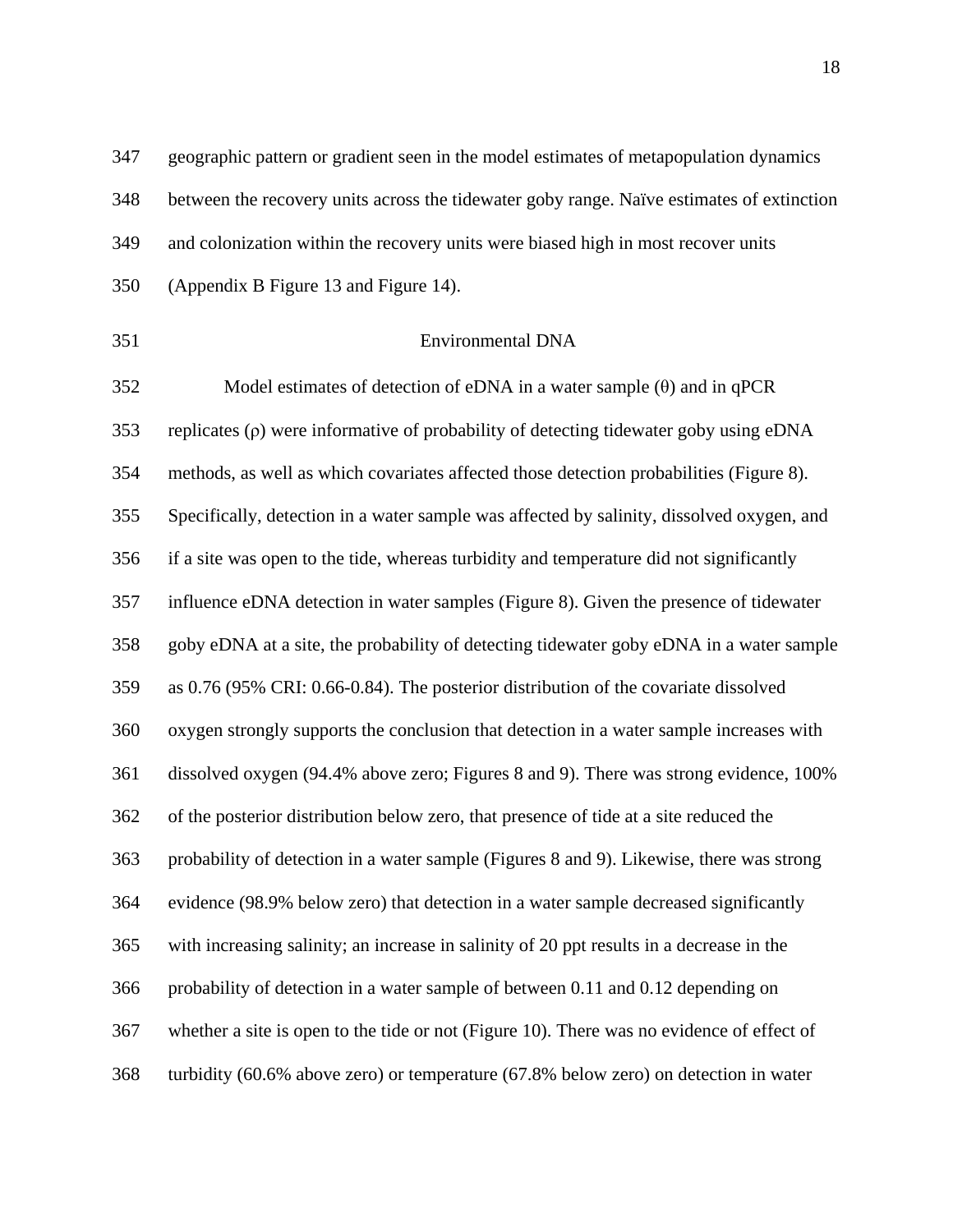geographic pattern or gradient seen in the model estimates of metapopulation dynamics between the recovery units across the tidewater goby range. Naïve estimates of extinction and colonization within the recovery units were biased high in most recover units (Appendix B Figure 13 and Figure 14).

## Environmental DNA

Model estimates of detection of eDNA in a water sample ($\theta$) and in qPCR replicates ($\rho$) were informative of probability of detecting tidewater goby using eDNA methods, as well as which covariates affected those detection probabilities (Figure 8). Specifically, detection in a water sample was affected by salinity, dissolved oxygen, and if a site was open to the tide, whereas turbidity and temperature did not significantly influence eDNA detection in water samples (Figure 8). Given the presence of tidewater goby eDNA at a site, the probability of detecting tidewater goby eDNA in a water sample as 0.76 (95% CRI: 0.66-0.84). The posterior distribution of the covariate dissolved oxygen strongly supports the conclusion that detection in a water sample increases with dissolved oxygen (94.4% above zero; Figures 8 and 9). There was strong evidence, 100% of the posterior distribution below zero, that presence of tide at a site reduced the probability of detection in a water sample (Figures 8 and 9). Likewise, there was strong evidence (98.9% below zero) that detection in a water sample decreased significantly with increasing salinity; an increase in salinity of 20 ppt results in a decrease in the probability of detection in a water sample of between 0.11 and 0.12 depending on whether a site is open to the tide or not (Figure 10). There was no evidence of effect of turbidity (60.6% above zero) or temperature (67.8% below zero) on detection in water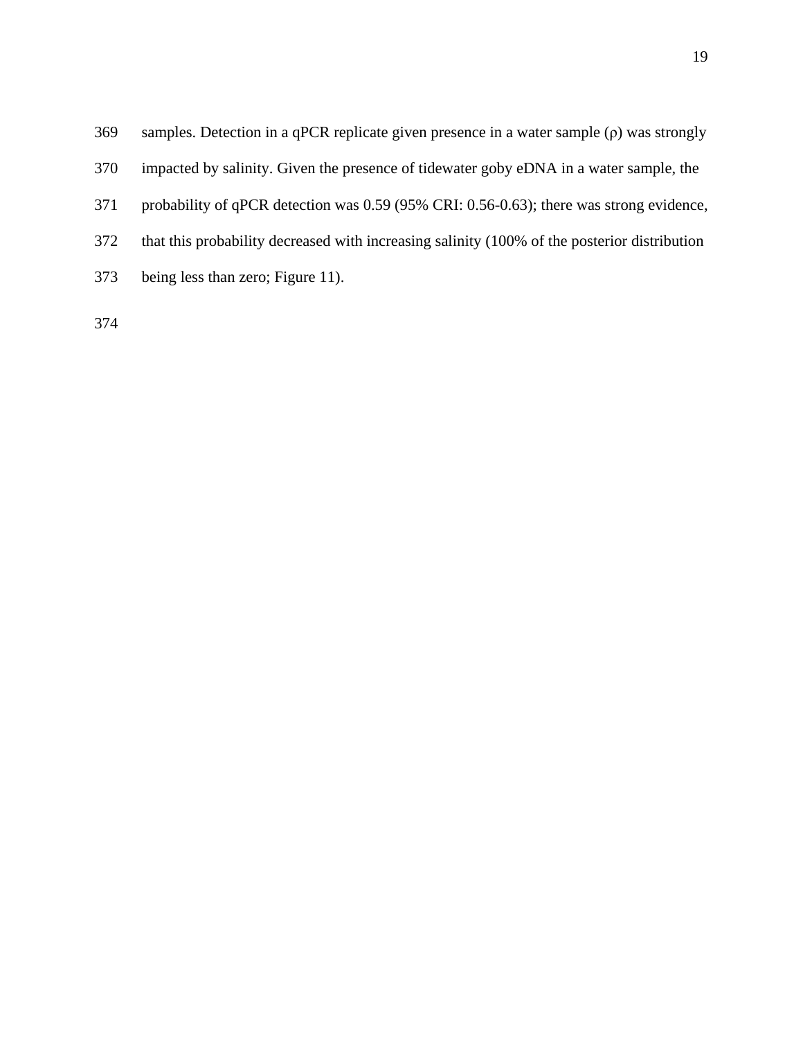samples. Detection in a qPCR replicate given presence in a water sample ($\rho$) was strongly impacted by salinity. Given the presence of tidewater goby eDNA in a water sample, the probability of qPCR detection was 0.59 (95% CRI: 0.56-0.63); there was strong evidence, that this probability decreased with increasing salinity (100% of the posterior distribution being less than zero; Figure 11).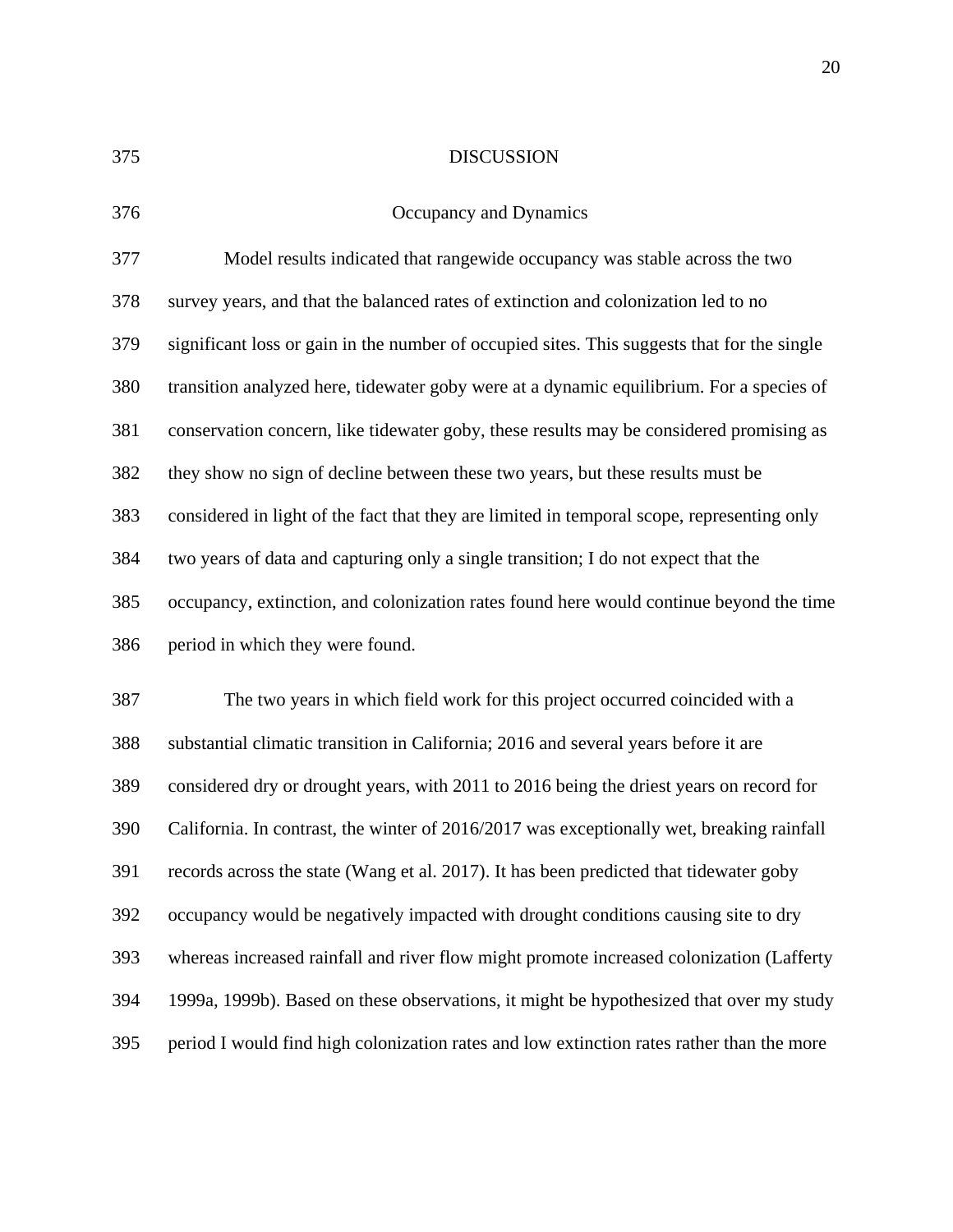# DISCUSSION

## Occupancy and Dynamics

Model results indicated that rangewide occupancy was stable across the two survey years, and that the balanced rates of extinction and colonization led to no significant loss or gain in the number of occupied sites. This suggests that for the single transition analyzed here, tidewater goby were at a dynamic equilibrium. For a species of conservation concern, like tidewater goby, these results may be considered promising as they show no sign of decline between these two years, but these results must be considered in light of the fact that they are limited in temporal scope, representing only two years of data and capturing only a single transition; I do not expect that the occupancy, extinction, and colonization rates found here would continue beyond the time period in which they were found.

The two years in which field work for this project occurred coincided with a substantial climatic transition in California; 2016 and several years before it are considered dry or drought years, with 2011 to 2016 being the driest years on record for California. In contrast, the winter of 2016/2017 was exceptionally wet, breaking rainfall records across the state (Wang et al. 2017). It has been predicted that tidewater goby occupancy would be negatively impacted with drought conditions causing site to dry whereas increased rainfall and river flow might promote increased colonization (Lafferty 1999a, 1999b). Based on these observations, it might be hypothesized that over my study period I would find high colonization rates and low extinction rates rather than the more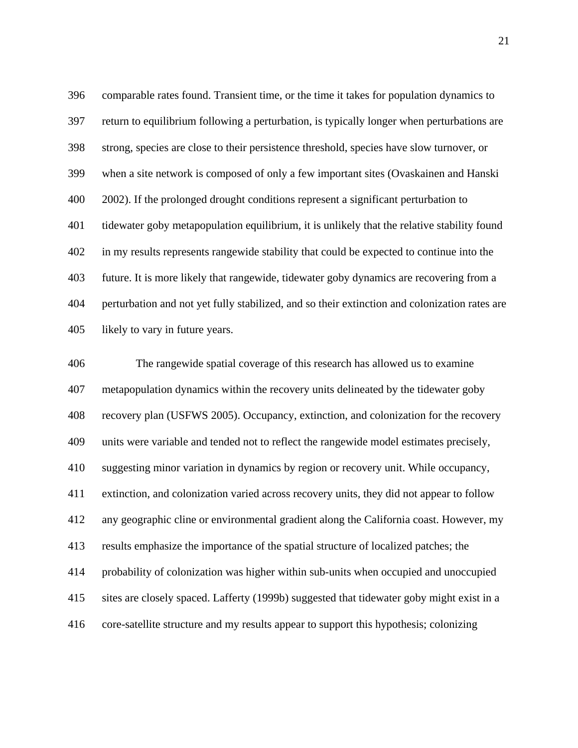comparable rates found. Transient time, or the time it takes for population dynamics to return to equilibrium following a perturbation, is typically longer when perturbations are strong, species are close to their persistence threshold, species have slow turnover, or when a site network is composed of only a few important sites (Ovaskainen and Hanski 2002). If the prolonged drought conditions represent a significant perturbation to tidewater goby metapopulation equilibrium, it is unlikely that the relative stability found in my results represents rangewide stability that could be expected to continue into the future. It is more likely that rangewide, tidewater goby dynamics are recovering from a perturbation and not yet fully stabilized, and so their extinction and colonization rates are likely to vary in future years.

The rangewide spatial coverage of this research has allowed us to examine metapopulation dynamics within the recovery units delineated by the tidewater goby recovery plan (USFWS 2005). Occupancy, extinction, and colonization for the recovery units were variable and tended not to reflect the rangewide model estimates precisely, suggesting minor variation in dynamics by region or recovery unit. While occupancy, extinction, and colonization varied across recovery units, they did not appear to follow any geographic cline or environmental gradient along the California coast. However, my results emphasize the importance of the spatial structure of localized patches; the probability of colonization was higher within sub-units when occupied and unoccupied sites are closely spaced. Lafferty (1999b) suggested that tidewater goby might exist in a core-satellite structure and my results appear to support this hypothesis; colonizing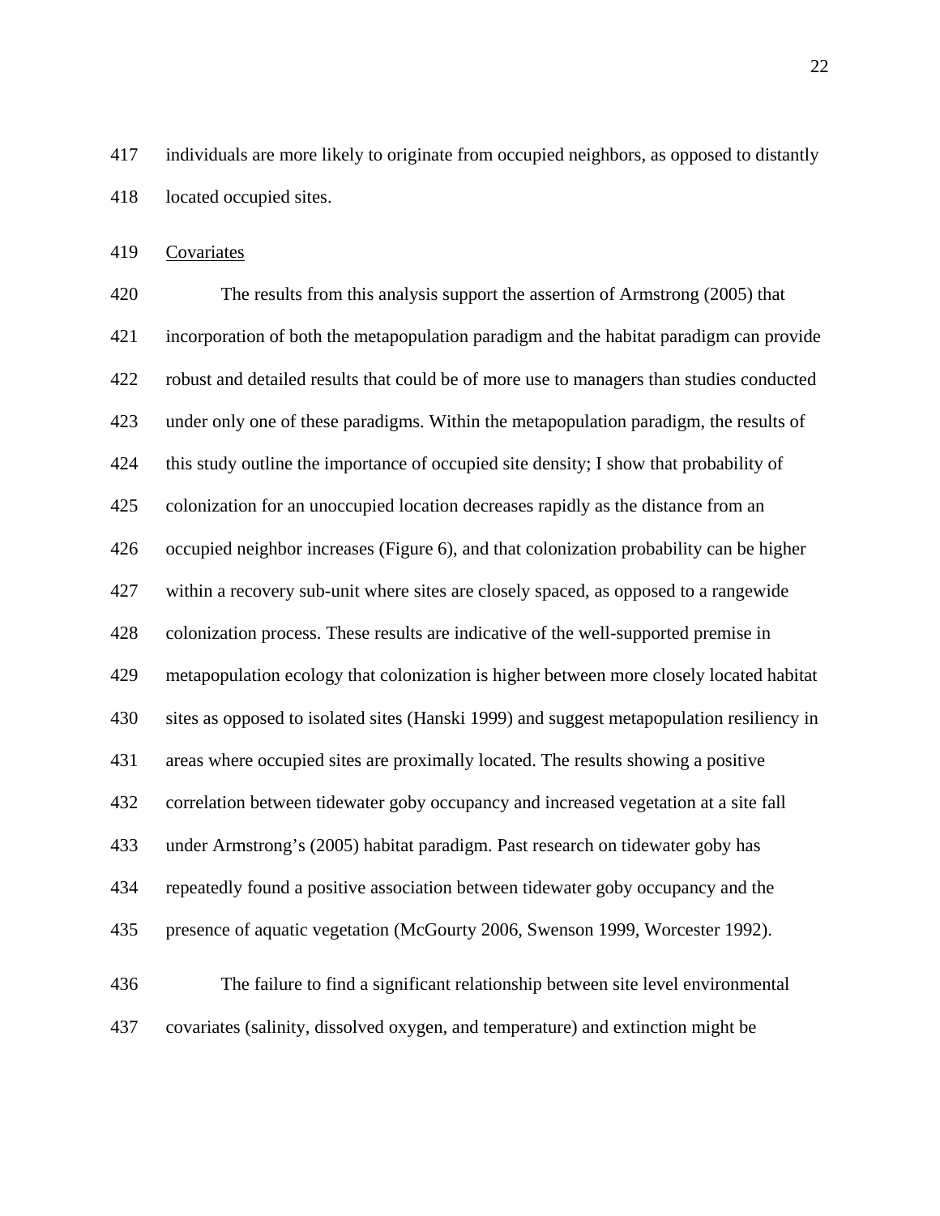individuals are more likely to originate from occupied neighbors, as opposed to distantly located occupied sites.

<u>Covariates</u>

The results from this analysis support the assertion of Armstrong (2005) that incorporation of both the metapopulation paradigm and the habitat paradigm can provide robust and detailed results that could be of more use to managers than studies conducted under only one of these paradigms. Within the metapopulation paradigm, the results of this study outline the importance of occupied site density; I show that probability of colonization for an unoccupied location decreases rapidly as the distance from an occupied neighbor increases (Figure 6), and that colonization probability can be higher within a recovery sub-unit where sites are closely spaced, as opposed to a rangewide colonization process. These results are indicative of the well-supported premise in metapopulation ecology that colonization is higher between more closely located habitat sites as opposed to isolated sites (Hanski 1999) and suggest metapopulation resiliency in areas where occupied sites are proximally located. The results showing a positive correlation between tidewater goby occupancy and increased vegetation at a site fall under Armstrong's (2005) habitat paradigm. Past research on tidewater goby has repeatedly found a positive association between tidewater goby occupancy and the presence of aquatic vegetation (McGourty 2006, Swenson 1999, Worcester 1992).

The failure to find a significant relationship between site level environmental covariates (salinity, dissolved oxygen, and temperature) and extinction might be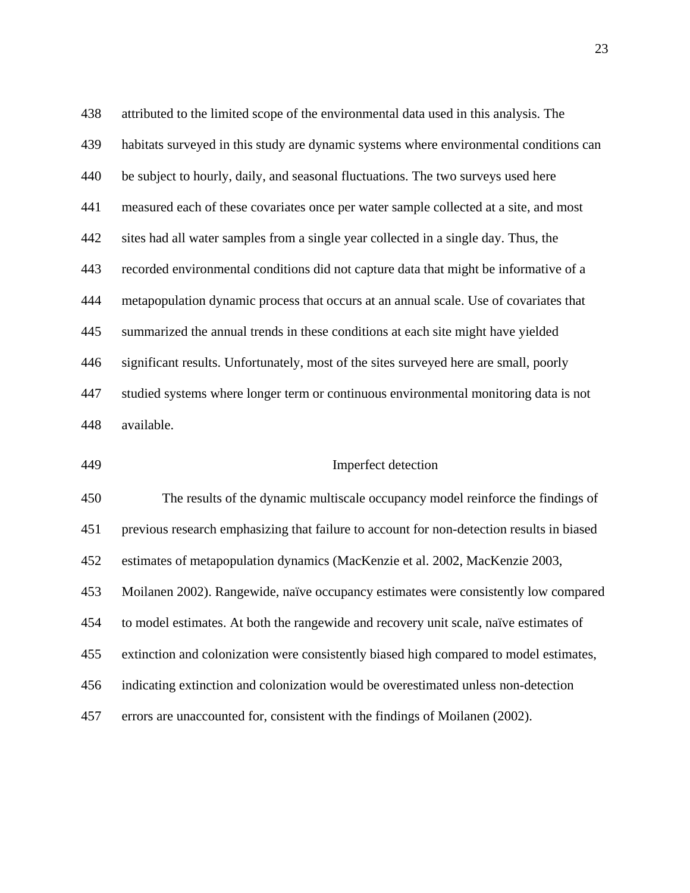attributed to the limited scope of the environmental data used in this analysis. The habitats surveyed in this study are dynamic systems where environmental conditions can be subject to hourly, daily, and seasonal fluctuations. The two surveys used here measured each of these covariates once per water sample collected at a site, and most sites had all water samples from a single year collected in a single day. Thus, the recorded environmental conditions did not capture data that might be informative of a metapopulation dynamic process that occurs at an annual scale. Use of covariates that summarized the annual trends in these conditions at each site might have yielded significant results. Unfortunately, most of the sites surveyed here are small, poorly studied systems where longer term or continuous environmental monitoring data is not available.

## Imperfect detection

The results of the dynamic multiscale occupancy model reinforce the findings of previous research emphasizing that failure to account for non-detection results in biased estimates of metapopulation dynamics (MacKenzie et al. 2002, MacKenzie 2003, Moilanen 2002). Rangewide, naïve occupancy estimates were consistently low compared to model estimates. At both the rangewide and recovery unit scale, naïve estimates of extinction and colonization were consistently biased high compared to model estimates, indicating extinction and colonization would be overestimated unless non-detection errors are unaccounted for, consistent with the findings of Moilanen (2002).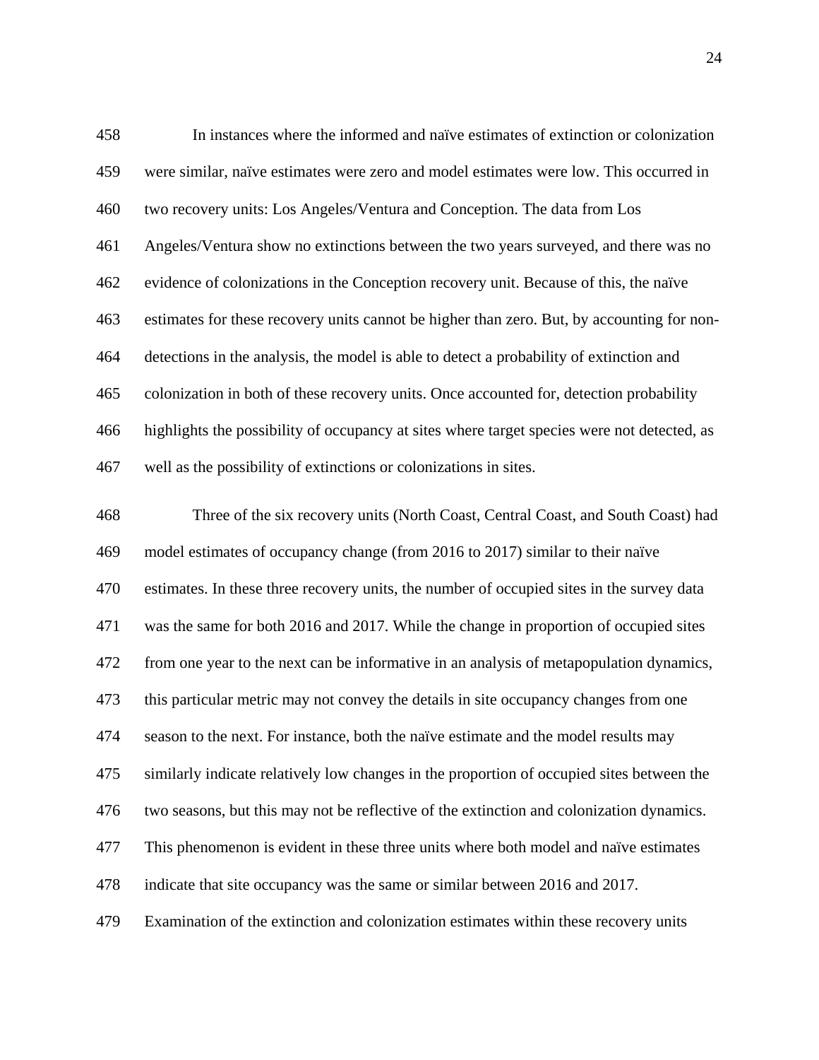In instances where the informed and naïve estimates of extinction or colonization were similar, naïve estimates were zero and model estimates were low. This occurred in two recovery units: Los Angeles/Ventura and Conception. The data from Los Angeles/Ventura show no extinctions between the two years surveyed, and there was no evidence of colonizations in the Conception recovery unit. Because of this, the naïve estimates for these recovery units cannot be higher than zero. But, by accounting for non-detections in the analysis, the model is able to detect a probability of extinction and colonization in both of these recovery units. Once accounted for, detection probability highlights the possibility of occupancy at sites where target species were not detected, as well as the possibility of extinctions or colonizations in sites.

Three of the six recovery units (North Coast, Central Coast, and South Coast) had model estimates of occupancy change (from 2016 to 2017) similar to their naïve estimates. In these three recovery units, the number of occupied sites in the survey data was the same for both 2016 and 2017. While the change in proportion of occupied sites from one year to the next can be informative in an analysis of metapopulation dynamics, this particular metric may not convey the details in site occupancy changes from one season to the next. For instance, both the naïve estimate and the model results may similarly indicate relatively low changes in the proportion of occupied sites between the two seasons, but this may not be reflective of the extinction and colonization dynamics. This phenomenon is evident in these three units where both model and naïve estimates indicate that site occupancy was the same or similar between 2016 and 2017. Examination of the extinction and colonization estimates within these recovery units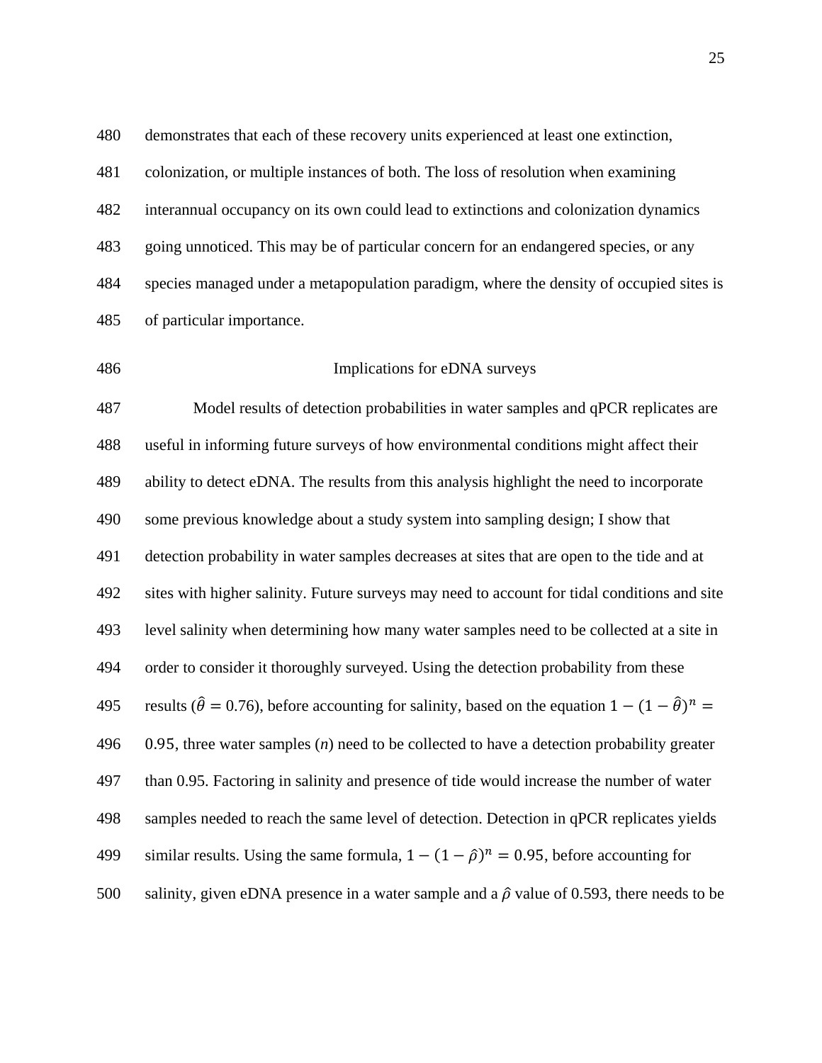demonstrates that each of these recovery units experienced at least one extinction, colonization, or multiple instances of both. The loss of resolution when examining interannual occupancy on its own could lead to extinctions and colonization dynamics going unnoticed. This may be of particular concern for an endangered species, or any species managed under a metapopulation paradigm, where the density of occupied sites is of particular importance.

## Implications for eDNA surveys

Model results of detection probabilities in water samples and qPCR replicates are useful in informing future surveys of how environmental conditions might affect their ability to detect eDNA. The results from this analysis highlight the need to incorporate some previous knowledge about a study system into sampling design; I show that detection probability in water samples decreases at sites that are open to the tide and at sites with higher salinity. Future surveys may need to account for tidal conditions and site level salinity when determining how many water samples need to be collected at a site in order to consider it thoroughly surveyed. Using the detection probability from these results ($\hat{\theta} = 0.76$), before accounting for salinity, based on the equation $1 - (1 - \hat{\theta})^n = 0.95$, three water samples (*n*) need to be collected to have a detection probability greater than 0.95. Factoring in salinity and presence of tide would increase the number of water samples needed to reach the same level of detection. Detection in qPCR replicates yields similar results. Using the same formula, $1 - (1 - \hat{\rho})^n = 0.95$, before accounting for salinity, given eDNA presence in a water sample and a $\hat{\rho}$ value of 0.593, there needs to be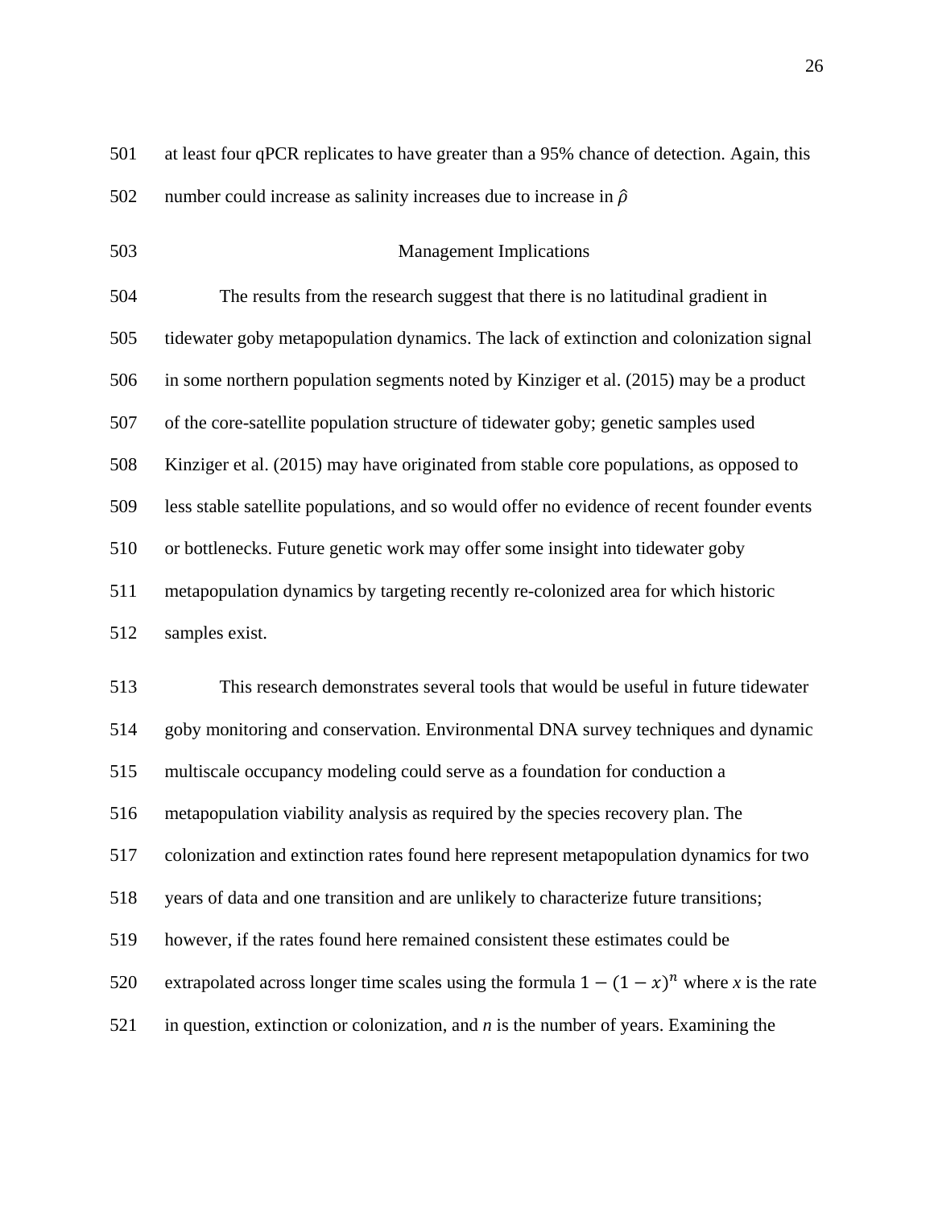at least four qPCR replicates to have greater than a 95% chance of detection. Again, this number could increase as salinity increases due to increase in $\hat{\rho}$

## Management Implications

The results from the research suggest that there is no latitudinal gradient in tidewater goby metapopulation dynamics. The lack of extinction and colonization signal in some northern population segments noted by Kinziger et al. (2015) may be a product of the core-satellite population structure of tidewater goby; genetic samples used Kinziger et al. (2015) may have originated from stable core populations, as opposed to less stable satellite populations, and so would offer no evidence of recent founder events or bottlenecks. Future genetic work may offer some insight into tidewater goby metapopulation dynamics by targeting recently re-colonized area for which historic samples exist.

This research demonstrates several tools that would be useful in future tidewater goby monitoring and conservation. Environmental DNA survey techniques and dynamic multiscale occupancy modeling could serve as a foundation for conduction a metapopulation viability analysis as required by the species recovery plan. The colonization and extinction rates found here represent metapopulation dynamics for two years of data and one transition and are unlikely to characterize future transitions; however, if the rates found here remained consistent these estimates could be extrapolated across longer time scales using the formula $1 - (1 - x)^n$ where *x* is the rate in question, extinction or colonization, and *n* is the number of years. Examining the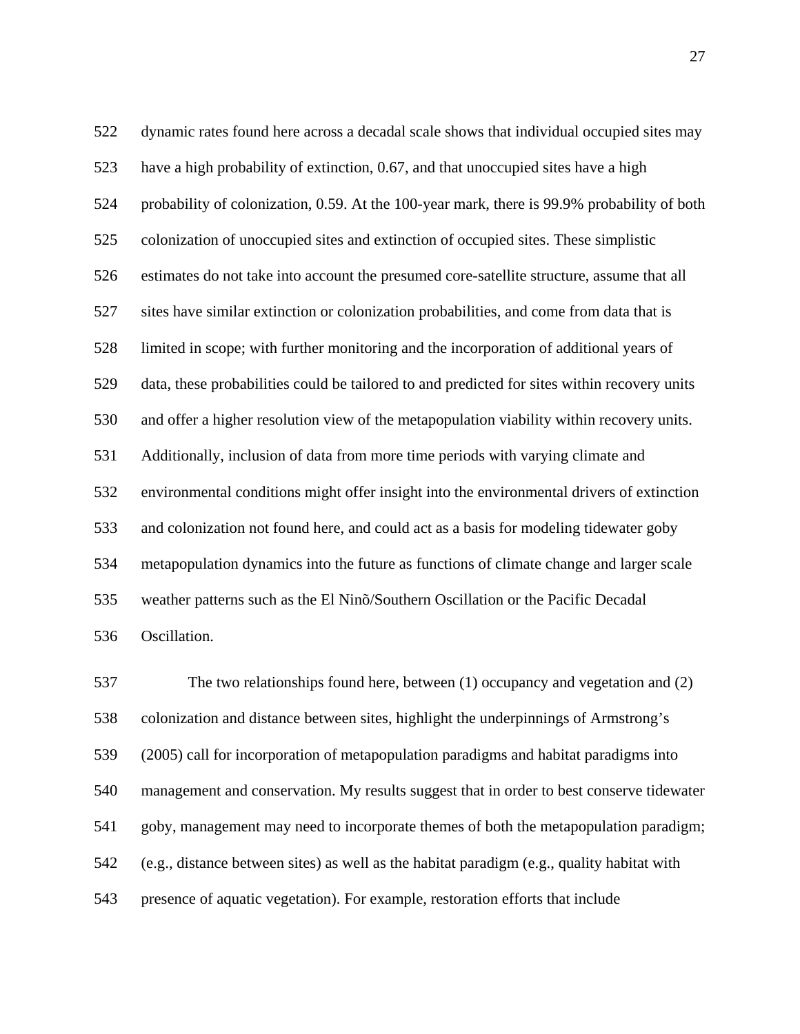dynamic rates found here across a decadal scale shows that individual occupied sites may have a high probability of extinction, 0.67, and that unoccupied sites have a high probability of colonization, 0.59. At the 100-year mark, there is 99.9% probability of both colonization of unoccupied sites and extinction of occupied sites. These simplistic estimates do not take into account the presumed core-satellite structure, assume that all sites have similar extinction or colonization probabilities, and come from data that is limited in scope; with further monitoring and the incorporation of additional years of data, these probabilities could be tailored to and predicted for sites within recovery units and offer a higher resolution view of the metapopulation viability within recovery units. Additionally, inclusion of data from more time periods with varying climate and environmental conditions might offer insight into the environmental drivers of extinction and colonization not found here, and could act as a basis for modeling tidewater goby metapopulation dynamics into the future as functions of climate change and larger scale weather patterns such as the El Ninõ/Southern Oscillation or the Pacific Decadal Oscillation.

The two relationships found here, between (1) occupancy and vegetation and (2) colonization and distance between sites, highlight the underpinnings of Armstrong's (2005) call for incorporation of metapopulation paradigms and habitat paradigms into management and conservation. My results suggest that in order to best conserve tidewater goby, management may need to incorporate themes of both the metapopulation paradigm; (e.g., distance between sites) as well as the habitat paradigm (e.g., quality habitat with presence of aquatic vegetation). For example, restoration efforts that include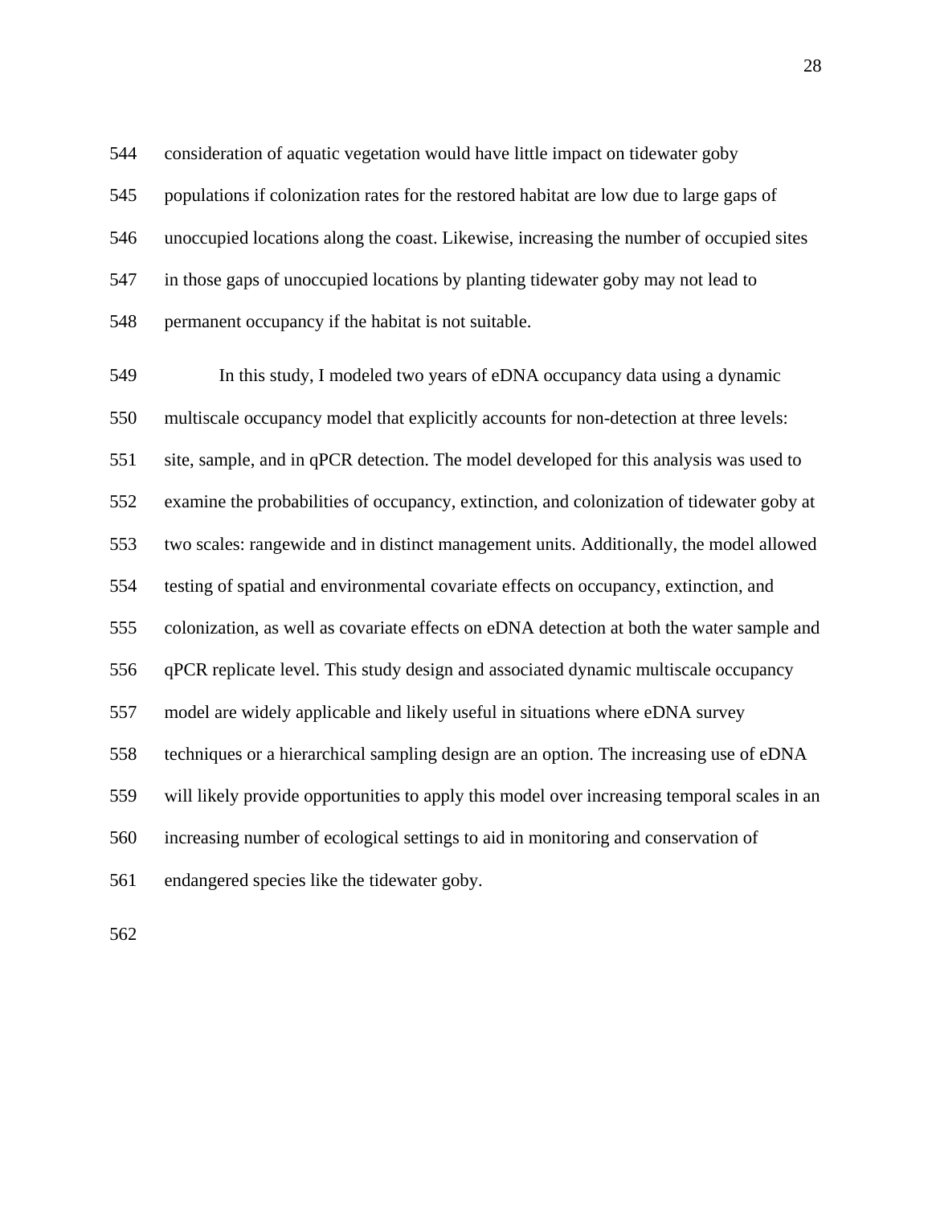consideration of aquatic vegetation would have little impact on tidewater goby populations if colonization rates for the restored habitat are low due to large gaps of unoccupied locations along the coast. Likewise, increasing the number of occupied sites in those gaps of unoccupied locations by planting tidewater goby may not lead to permanent occupancy if the habitat is not suitable.

In this study, I modeled two years of eDNA occupancy data using a dynamic multiscale occupancy model that explicitly accounts for non-detection at three levels: site, sample, and in qPCR detection. The model developed for this analysis was used to examine the probabilities of occupancy, extinction, and colonization of tidewater goby at two scales: rangewide and in distinct management units. Additionally, the model allowed testing of spatial and environmental covariate effects on occupancy, extinction, and colonization, as well as covariate effects on eDNA detection at both the water sample and qPCR replicate level. This study design and associated dynamic multiscale occupancy model are widely applicable and likely useful in situations where eDNA survey techniques or a hierarchical sampling design are an option. The increasing use of eDNA will likely provide opportunities to apply this model over increasing temporal scales in an increasing number of ecological settings to aid in monitoring and conservation of endangered species like the tidewater goby.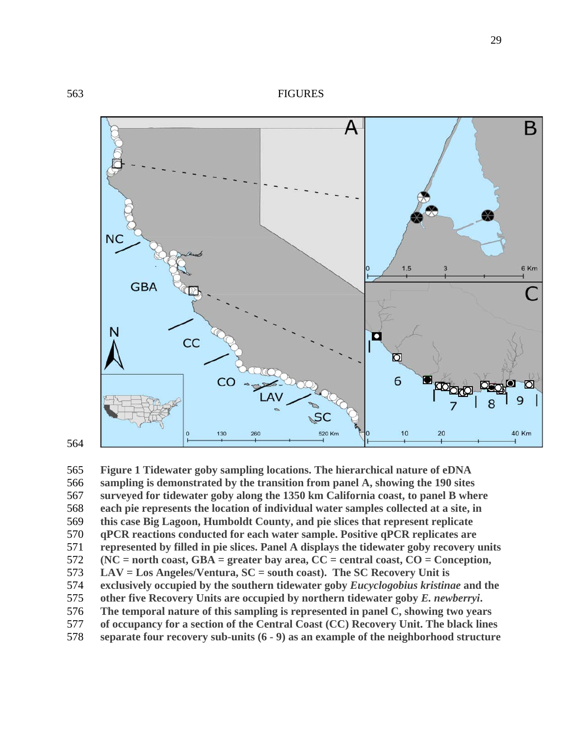FIGURES

**Figure 1 Tidewater goby sampling locations. The hierarchical nature of eDNA sampling is demonstrated by the transition from panel A, showing the 190 sites surveyed for tidewater goby along the 1350 km California coast, to panel B where each pie represents the location of individual water samples collected at a site, in this case Big Lagoon, Humboldt County, and pie slices that represent replicate qPCR reactions conducted for each water sample. Positive qPCR replicates are represented by filled in pie slices. Panel A displays the tidewater goby recovery units (NC = north coast, GBA = greater bay area, CC = central coast, CO = Conception, LAV = Los Angeles/Ventura, SC = south coast). The SC Recovery Unit is exclusively occupied by the southern tidewater goby *Eucyclogobius kristinae* and the other five Recovery Units are occupied by northern tidewater goby *E. newberryi*. The temporal nature of this sampling is represented in panel C, showing two years of occupancy for a section of the Central Coast (CC) Recovery Unit. The black lines separate four recovery sub-units (6 - 9) as an example of the neighborhood structure**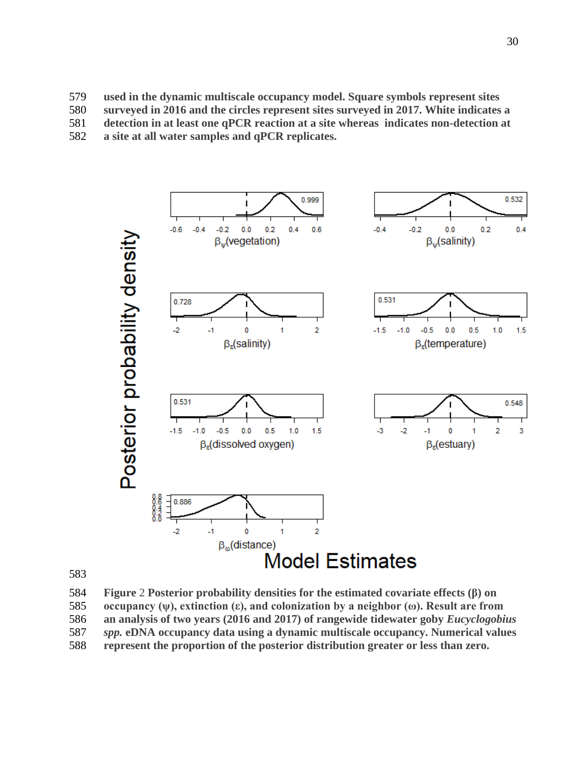**used in the dynamic multiscale occupancy model. Square symbols represent sites surveyed in 2016 and the circles represent sites surveyed in 2017. White indicates a detection in at least one qPCR reaction at a site whereas indicates non-detection at a site at all water samples and qPCR replicates.**

**Figure** 2 **Posterior probability densities for the estimated covariate effects (β) on occupancy (ψ), extinction (ε), and colonization by a neighbor (ω). Result are from an analysis of two years (2016 and 2017) of rangewide tidewater goby *Eucyclogobius spp.* eDNA occupancy data using a dynamic multiscale occupancy. Numerical values represent the proportion of the posterior distribution greater or less than zero.**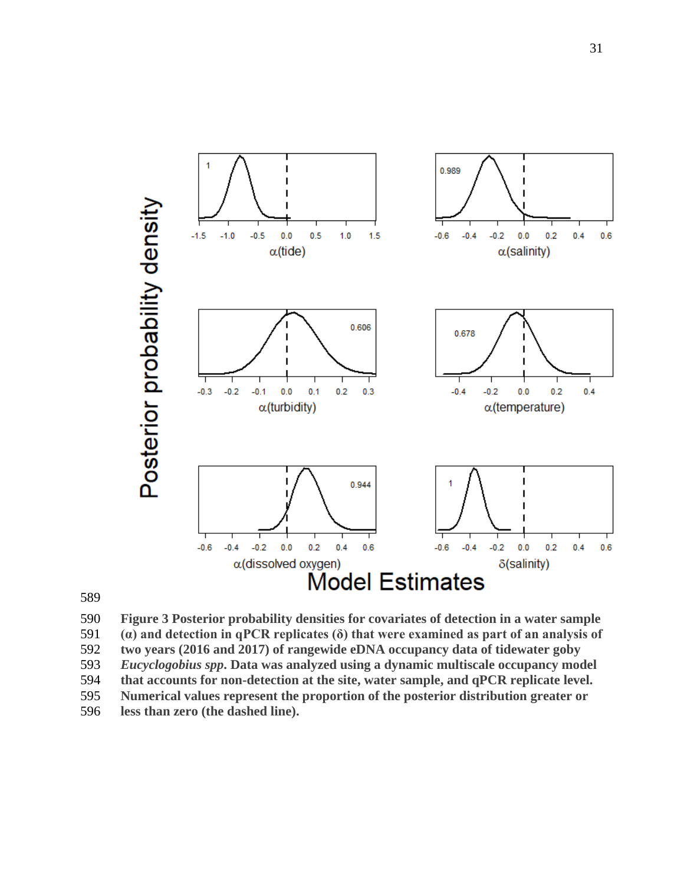**Figure 3 Posterior probability densities for covariates of detection in a water sample (α) and detection in qPCR replicates (δ) that were examined as part of an analysis of two years (2016 and 2017) of rangewide eDNA occupancy data of tidewater goby *Eucyclogobius spp*. Data was analyzed using a dynamic multiscale occupancy model that accounts for non-detection at the site, water sample, and qPCR replicate level. Numerical values represent the proportion of the posterior distribution greater or less than zero (the dashed line).**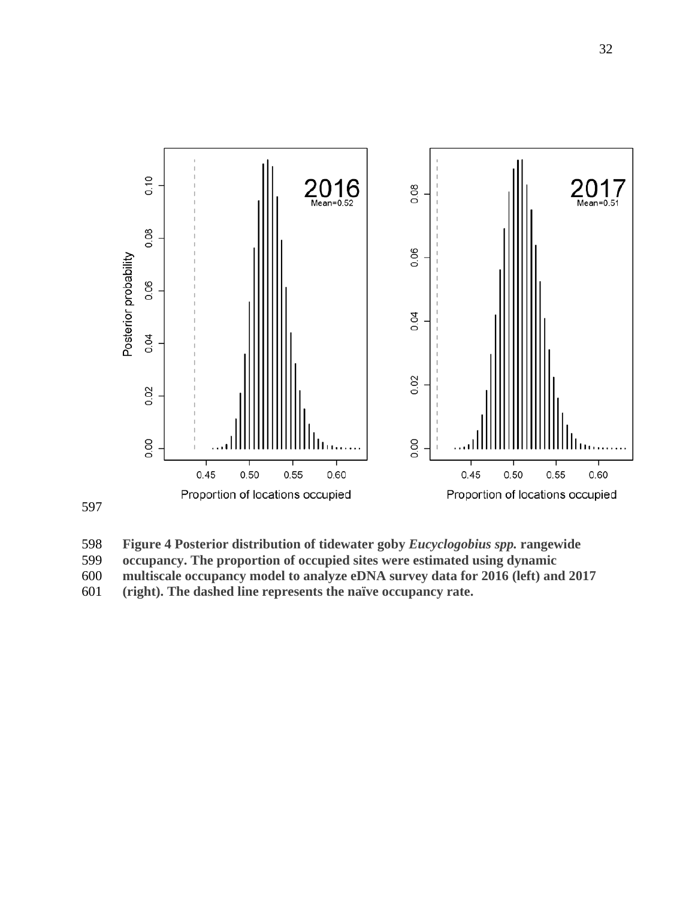597

598 **Figure 4 Posterior distribution of tidewater goby *Eucyclogobius spp.* rangewide**
599 **occupancy. The proportion of occupied sites were estimated using dynamic**
600 **multiscale occupancy model to analyze eDNA survey data for 2016 (left) and 2017**
601 **(right). The dashed line represents the naïve occupancy rate.**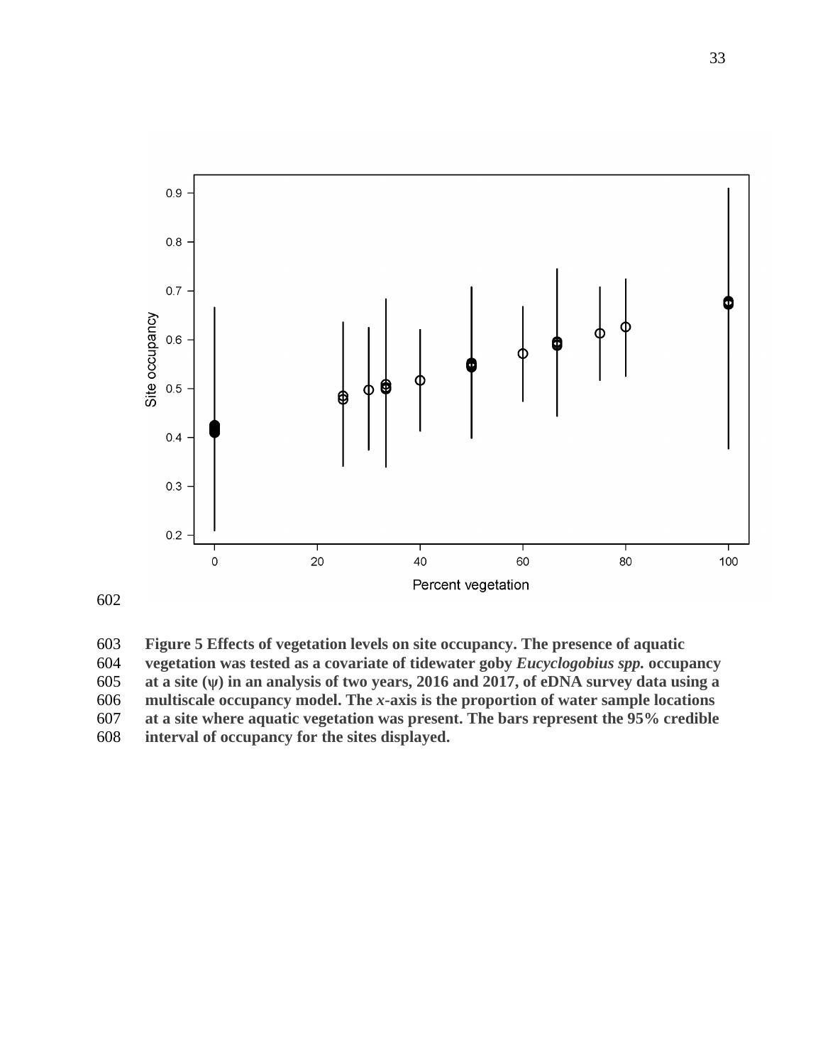**Figure 5 Effects of vegetation levels on site occupancy. The presence of aquatic vegetation was tested as a covariate of tidewater goby *Eucyclogobius spp.* occupancy at a site (ψ) in an analysis of two years, 2016 and 2017, of eDNA survey data using a multiscale occupancy model. The *x*-axis is the proportion of water sample locations at a site where aquatic vegetation was present. The bars represent the 95% credible interval of occupancy for the sites displayed.**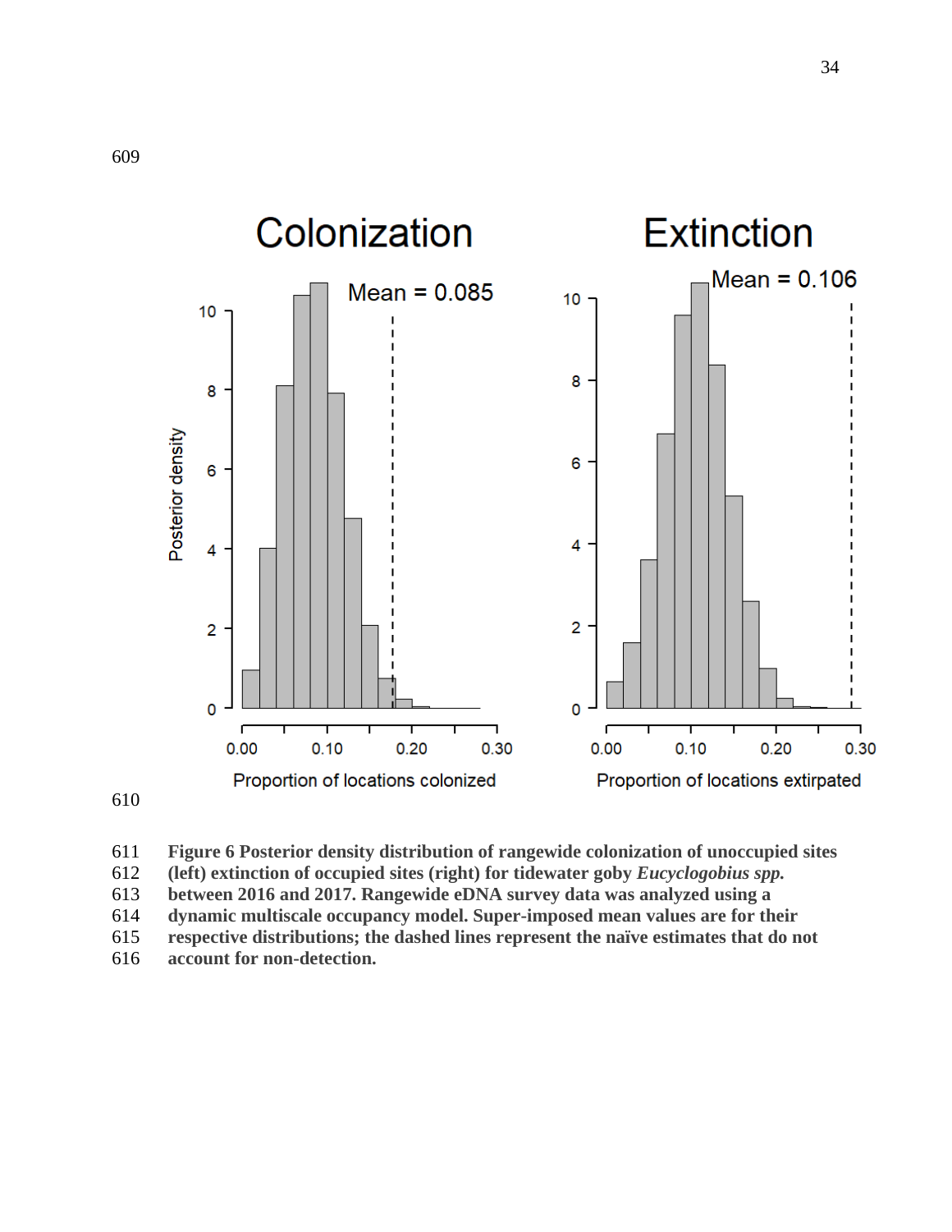**Figure 6 Posterior density distribution of rangewide colonization of unoccupied sites (left) extinction of occupied sites (right) for tidewater goby *Eucyclogobius spp.* between 2016 and 2017. Rangewide eDNA survey data was analyzed using a dynamic multiscale occupancy model. Super-imposed mean values are for their respective distributions; the dashed lines represent the naïve estimates that do not account for non-detection.**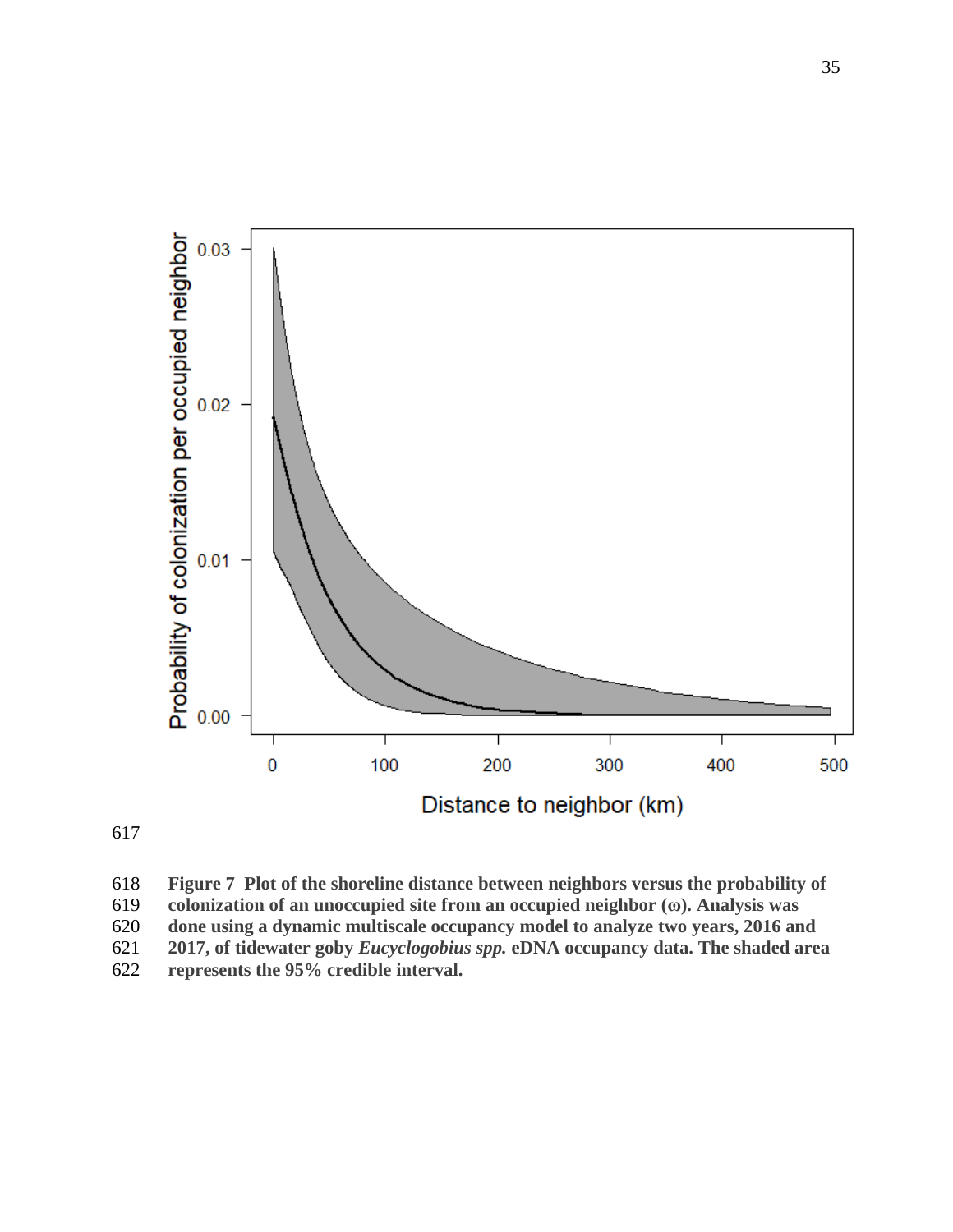**Figure 7 Plot of the shoreline distance between neighbors versus the probability of colonization of an unoccupied site from an occupied neighbor (ω). Analysis was done using a dynamic multiscale occupancy model to analyze two years, 2016 and 2017, of tidewater goby *Eucyclogobius spp.* eDNA occupancy data. The shaded area represents the 95% credible interval.**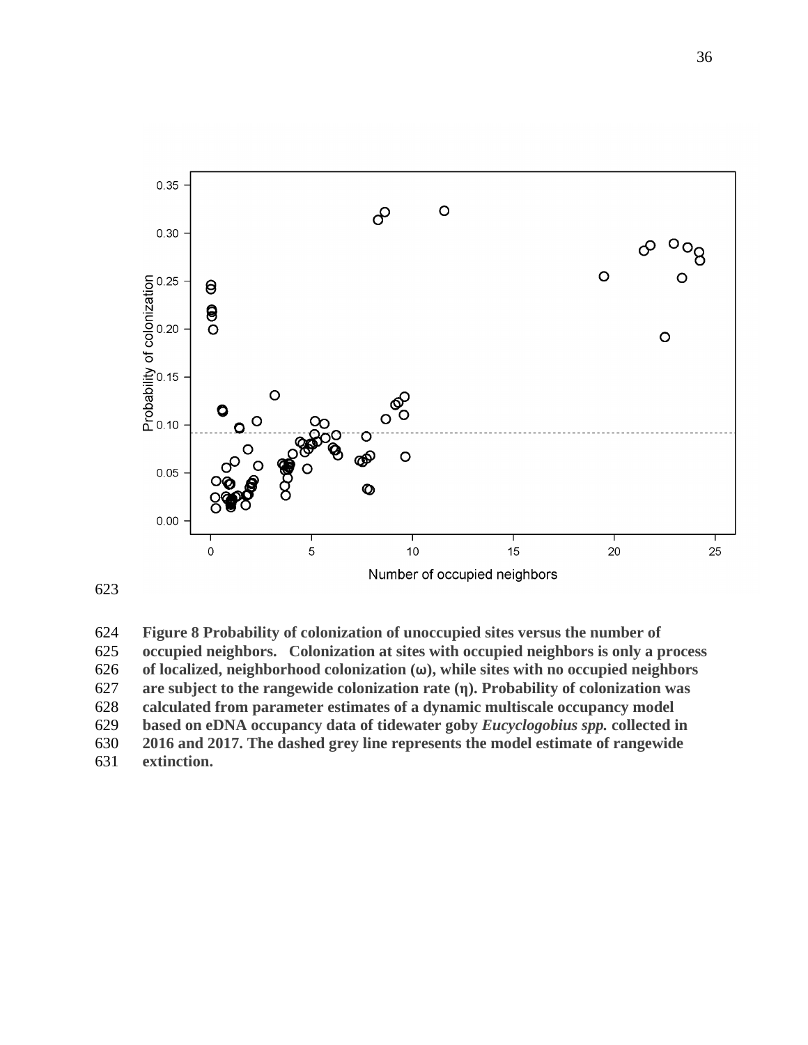**Figure 8 Probability of colonization of unoccupied sites versus the number of occupied neighbors. Colonization at sites with occupied neighbors is only a process of localized, neighborhood colonization (ω), while sites with no occupied neighbors are subject to the rangewide colonization rate (η). Probability of colonization was calculated from parameter estimates of a dynamic multiscale occupancy model based on eDNA occupancy data of tidewater goby *Eucyclogobius spp.* collected in 2016 and 2017. The dashed grey line represents the model estimate of rangewide extinction.**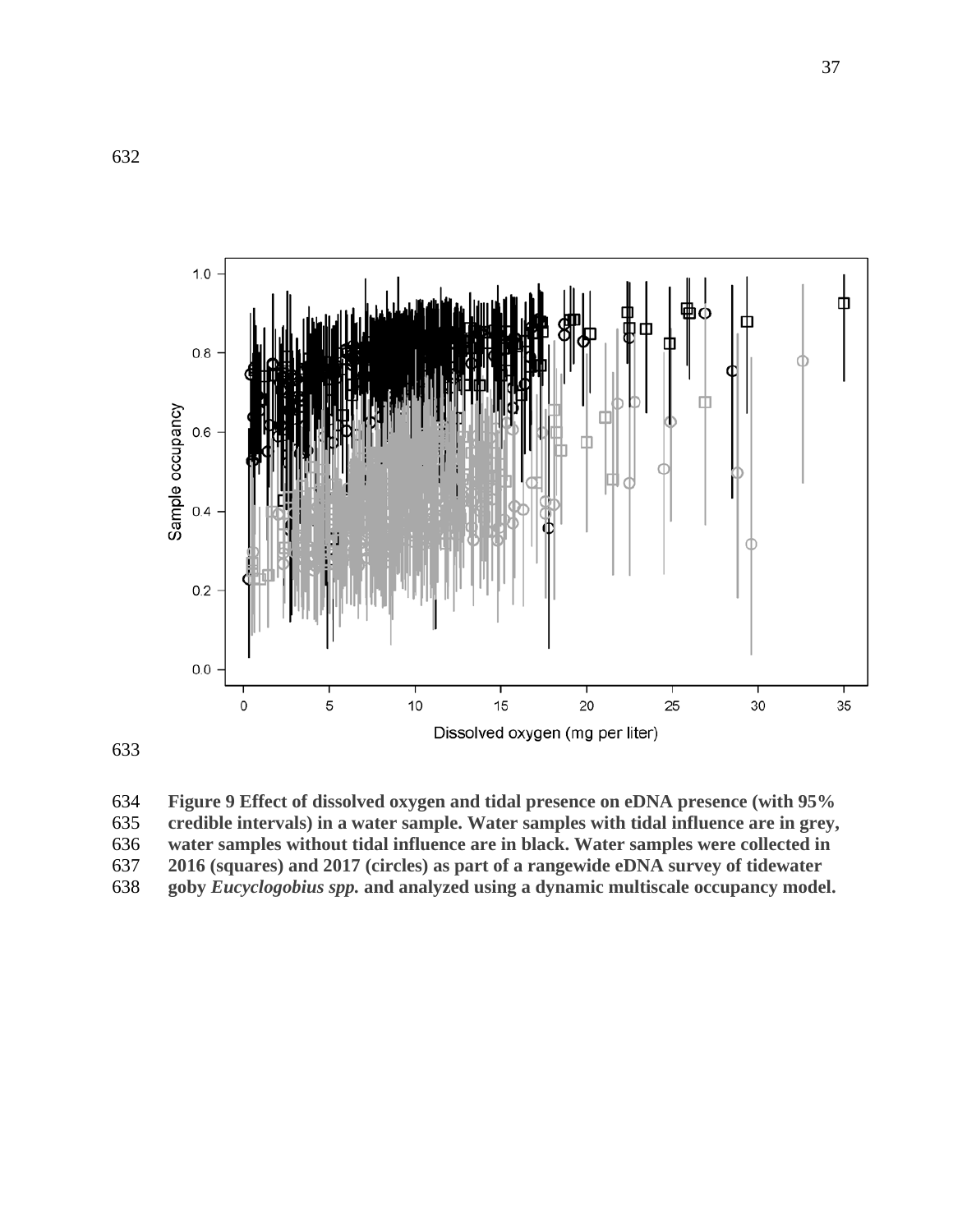**Figure 9 Effect of dissolved oxygen and tidal presence on eDNA presence (with 95% credible intervals) in a water sample. Water samples with tidal influence are in grey, water samples without tidal influence are in black. Water samples were collected in 2016 (squares) and 2017 (circles) as part of a rangewide eDNA survey of tidewater goby *Eucyclogobius spp.* and analyzed using a dynamic multiscale occupancy model.**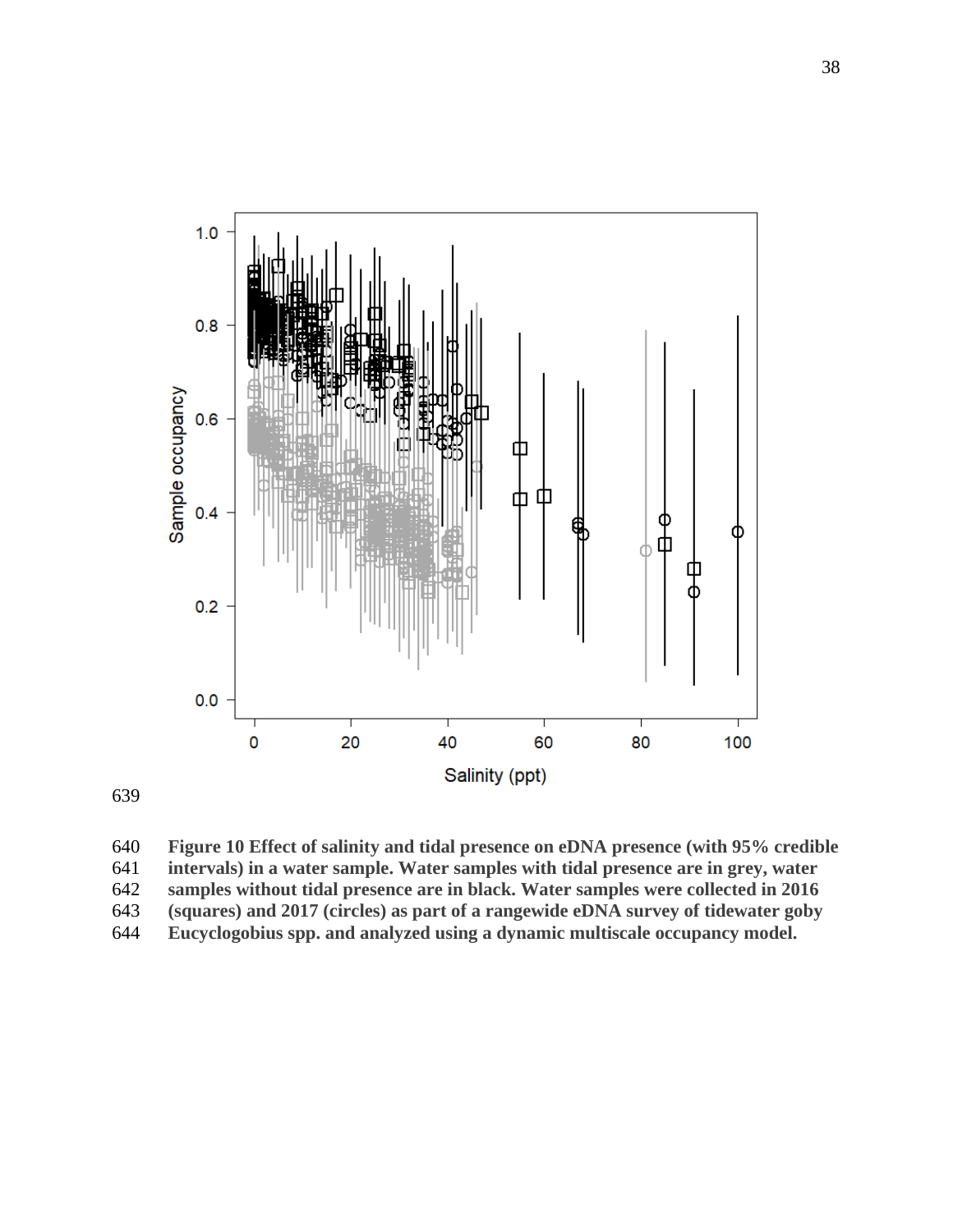**Figure 10 Effect of salinity and tidal presence on eDNA presence (with 95% credible intervals) in a water sample. Water samples with tidal presence are in grey, water samples without tidal presence are in black. Water samples were collected in 2016 (squares) and 2017 (circles) as part of a rangewide eDNA survey of tidewater goby Eucyclogobius spp. and analyzed using a dynamic multiscale occupancy model.**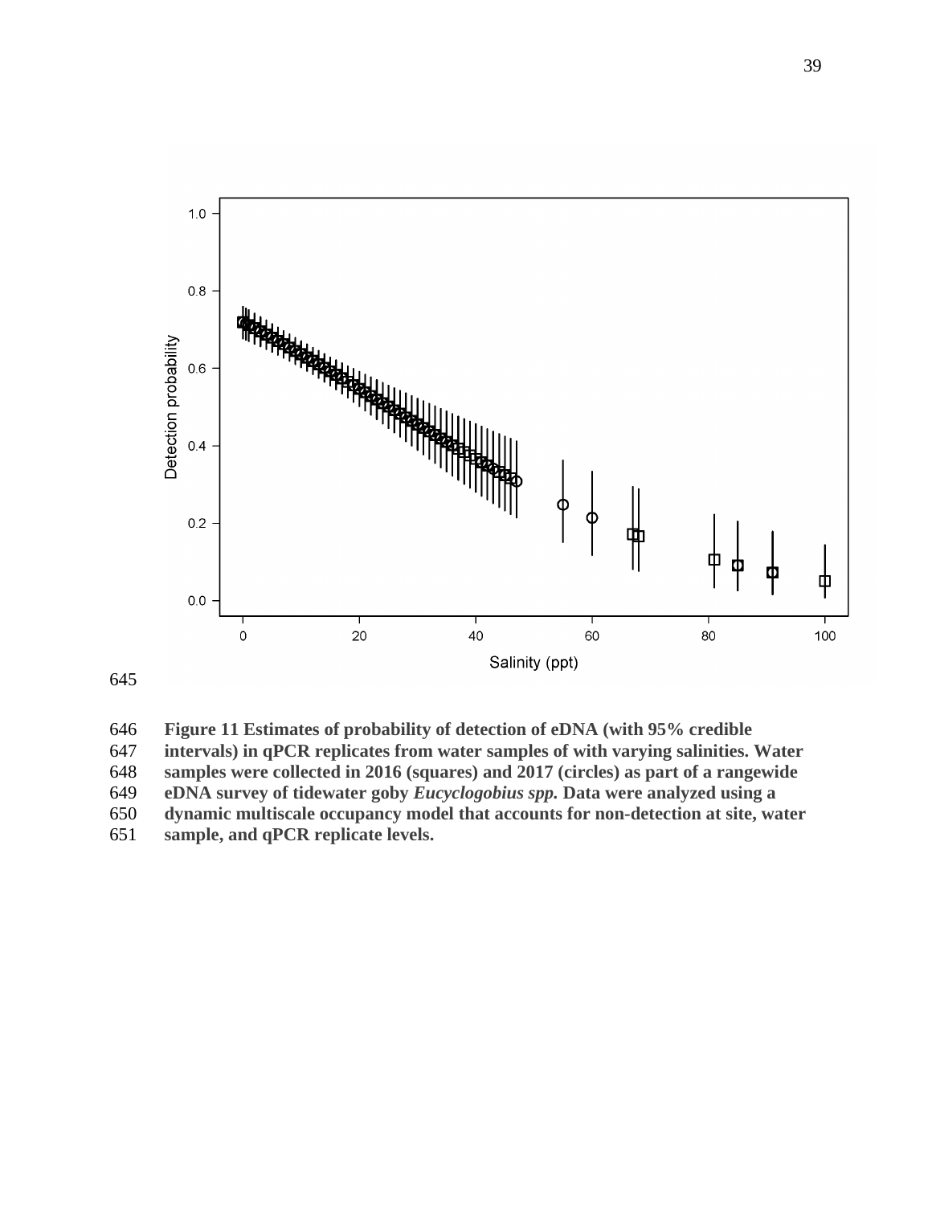**Figure 11 Estimates of probability of detection of eDNA (with 95% credible intervals) in qPCR replicates from water samples of with varying salinities. Water samples were collected in 2016 (squares) and 2017 (circles) as part of a rangewide eDNA survey of tidewater goby *Eucyclogobius spp.* Data were analyzed using a dynamic multiscale occupancy model that accounts for non-detection at site, water sample, and qPCR replicate levels.**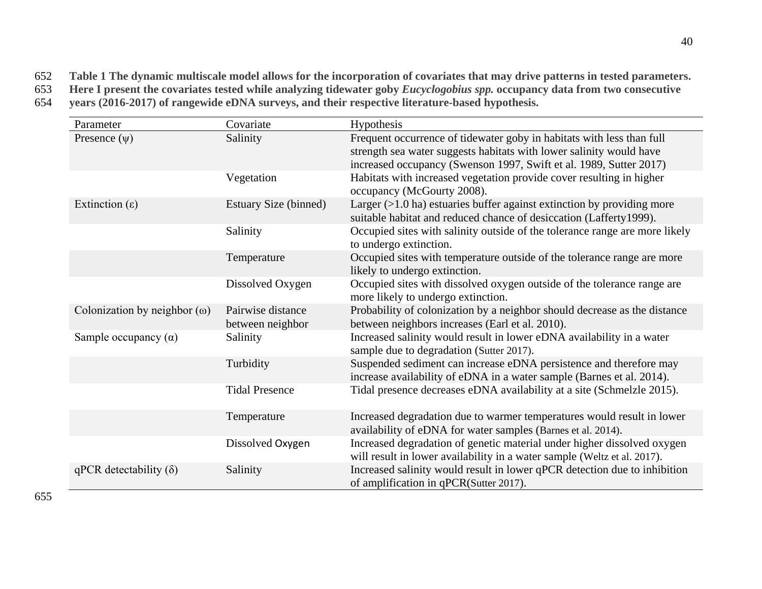**Table 1 The dynamic multiscale model allows for the incorporation of covariates that may drive patterns in tested parameters. Here I present the covariates tested while analyzing tidewater goby *Eucyclogobius spp.* occupancy data from two consecutive years (2016-2017) of rangewide eDNA surveys, and their respective literature-based hypothesis.**

| Parameter | Covariate | Hypothesis |
|---|---|---|
| Presence ($\psi$) | Salinity | Frequent occurrence of tidewater goby in habitats with less than full strength sea water suggests habitats with lower salinity would have increased occupancy (Swenson 1997, Swift et al. 1989, Sutter 2017) |
| | Vegetation | Habitats with increased vegetation provide cover resulting in higher occupancy (McGourty 2008). |
| Extinction ($\varepsilon$) | Estuary Size (binned) | Larger (>1.0 ha) estuaries buffer against extinction by providing more suitable habitat and reduced chance of desiccation (Lafferty1999). |
| | Salinity | Occupied sites with salinity outside of the tolerance range are more likely to undergo extinction. |
| | Temperature | Occupied sites with temperature outside of the tolerance range are more likely to undergo extinction. |
| | Dissolved Oxygen | Occupied sites with dissolved oxygen outside of the tolerance range are more likely to undergo extinction. |
| Colonization by neighbor ($\omega$) | Pairwise distance between neighbor | Probability of colonization by a neighbor should decrease as the distance between neighbors increases (Earl et al. 2010). |
| Sample occupancy ($\alpha$) | Salinity | Increased salinity would result in lower eDNA availability in a water sample due to degradation (Sutter 2017). |
| | Turbidity | Suspended sediment can increase eDNA persistence and therefore may increase availability of eDNA in a water sample (Barnes et al. 2014). |
| | Tidal Presence | Tidal presence decreases eDNA availability at a site (Schmelzle 2015). |
| | Temperature | Increased degradation due to warmer temperatures would result in lower availability of eDNA for water samples (Barnes et al. 2014). |
| | Dissolved Oxygen | Increased degradation of genetic material under higher dissolved oxygen will result in lower availability in a water sample (Weltz et al. 2017). |
| qPCR detectability ($\delta$) | Salinity | Increased salinity would result in lower qPCR detection due to inhibition of amplification in qPCR(Sutter 2017). |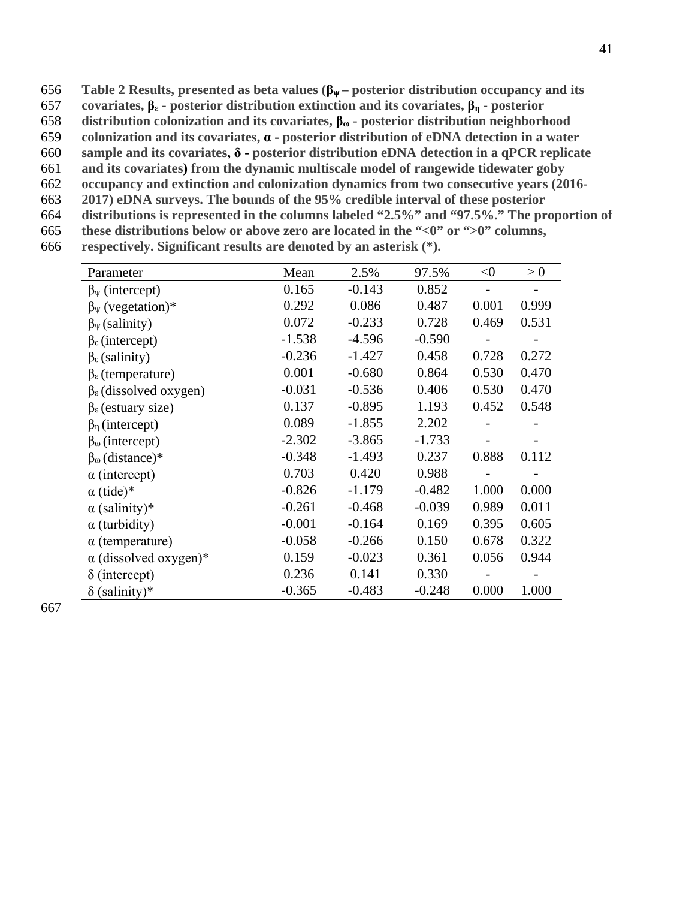**Table 2 Results, presented as beta values ($\beta_\psi$ – posterior distribution occupancy and its covariates, $\beta_\varepsilon$ - posterior distribution extinction and its covariates, $\beta_\eta$ - posterior distribution colonization and its covariates, $\beta_\omega$ - posterior distribution neighborhood colonization and its covariates, $\alpha$ - posterior distribution of eDNA detection in a water sample and its covariates, $\delta$ - posterior distribution eDNA detection in a qPCR replicate and its covariates) from the dynamic multiscale model of rangewide tidewater goby occupancy and extinction and colonization dynamics from two consecutive years (2016-2017) eDNA surveys. The bounds of the 95% credible interval of these posterior distributions is represented in the columns labeled "2.5%" and "97.5%." The proportion of these distributions below or above zero are located in the "<0" or ">0" columns, respectively. Significant results are denoted by an asterisk (*).**

| Parameter | Mean | 2.5% | 97.5% | <0 | > 0 |
|---|---|---|---|---|---|
| $\beta_\psi$ (intercept) | 0.165 | -0.143 | 0.852 | - | - |
| $\beta_\psi$ (vegetation)* | 0.292 | 0.086 | 0.487 | 0.001 | 0.999 |
| $\beta_\psi$ (salinity) | 0.072 | -0.233 | 0.728 | 0.469 | 0.531 |
| $\beta_\varepsilon$ (intercept) | -1.538 | -4.596 | -0.590 | - | - |
| $\beta_\varepsilon$ (salinity) | -0.236 | -1.427 | 0.458 | 0.728 | 0.272 |
| $\beta_\varepsilon$ (temperature) | 0.001 | -0.680 | 0.864 | 0.530 | 0.470 |
| $\beta_\varepsilon$ (dissolved oxygen) | -0.031 | -0.536 | 0.406 | 0.530 | 0.470 |
| $\beta_\varepsilon$ (estuary size) | 0.137 | -0.895 | 1.193 | 0.452 | 0.548 |
| $\beta_\eta$ (intercept) | 0.089 | -1.855 | 2.202 | - | - |
| $\beta_\omega$ (intercept) | -2.302 | -3.865 | -1.733 | - | - |
| $\beta_\omega$ (distance)* | -0.348 | -1.493 | 0.237 | 0.888 | 0.112 |
| $\alpha$ (intercept) | 0.703 | 0.420 | 0.988 | - | - |
| $\alpha$ (tide)* | -0.826 | -1.179 | -0.482 | 1.000 | 0.000 |
| $\alpha$ (salinity)* | -0.261 | -0.468 | -0.039 | 0.989 | 0.011 |
| $\alpha$ (turbidity) | -0.001 | -0.164 | 0.169 | 0.395 | 0.605 |
| $\alpha$ (temperature) | -0.058 | -0.266 | 0.150 | 0.678 | 0.322 |
| $\alpha$ (dissolved oxygen)* | 0.159 | -0.023 | 0.361 | 0.056 | 0.944 |
| $\delta$ (intercept) | 0.236 | 0.141 | 0.330 | - | - |
| $\delta$ (salinity)* | -0.365 | -0.483 | -0.248 | 0.000 | 1.000 |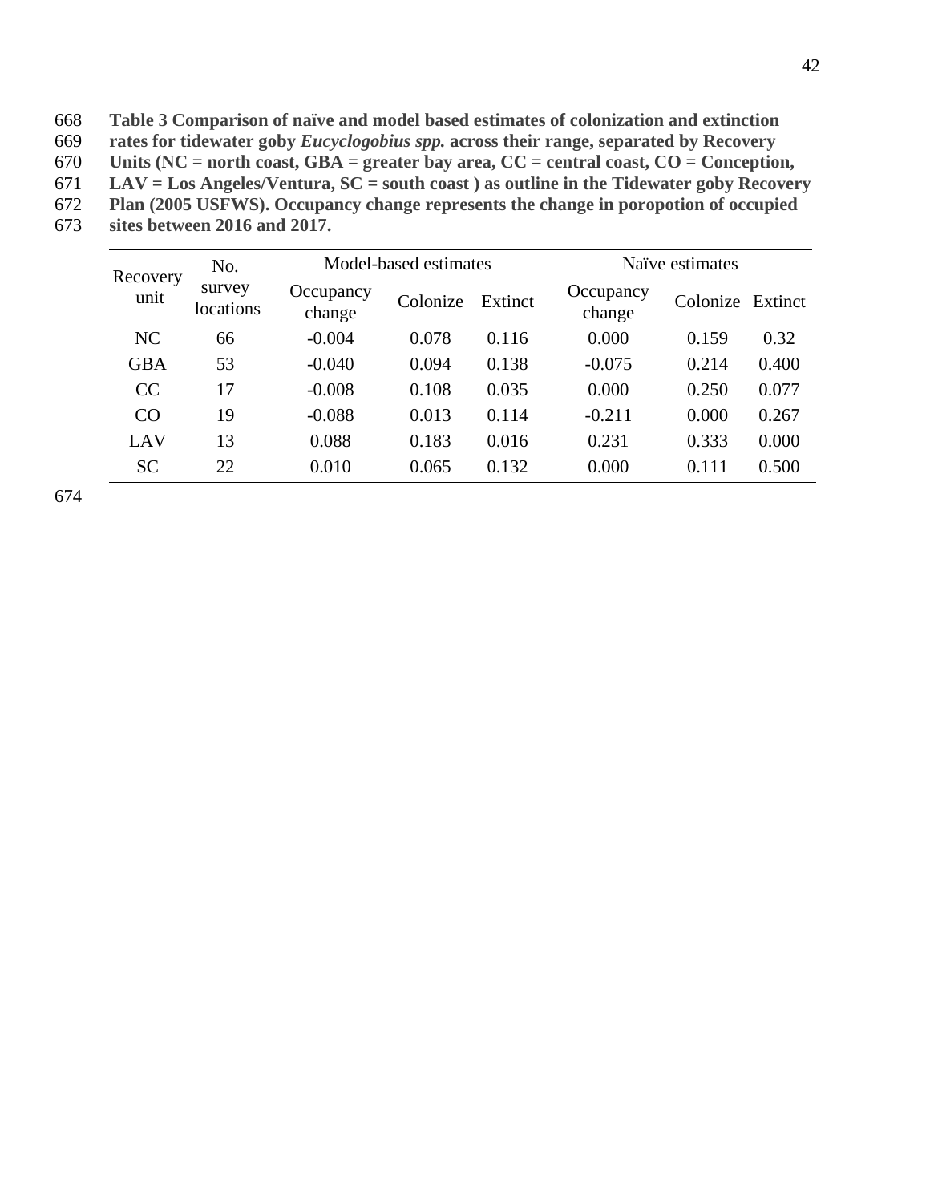**Table 3 Comparison of naïve and model based estimates of colonization and extinction rates for tidewater goby *Eucyclogobius spp.* across their range, separated by Recovery Units (NC = north coast, GBA = greater bay area, CC = central coast, CO = Conception, LAV = Los Angeles/Ventura, SC = south coast ) as outline in the Tidewater goby Recovery Plan (2005 USFWS). Occupancy change represents the change in poropotion of occupied sites between 2016 and 2017.**

| Recovery unit | No. survey locations | Model-based estimates | | | Naïve estimates | | |
|---|---|---|---|---|---|---|---|
| | | Occupancy change | Colonize | Extinct | Occupancy change | Colonize | Extinct |
| NC | 66 | -0.004 | 0.078 | 0.116 | 0.000 | 0.159 | 0.32 |
| GBA | 53 | -0.040 | 0.094 | 0.138 | -0.075 | 0.214 | 0.400 |
| CC | 17 | -0.008 | 0.108 | 0.035 | 0.000 | 0.250 | 0.077 |
| CO | 19 | -0.088 | 0.013 | 0.114 | -0.211 | 0.000 | 0.267 |
| LAV | 13 | 0.088 | 0.183 | 0.016 | 0.231 | 0.333 | 0.000 |
| SC | 22 | 0.010 | 0.065 | 0.132 | 0.000 | 0.111 | 0.500 |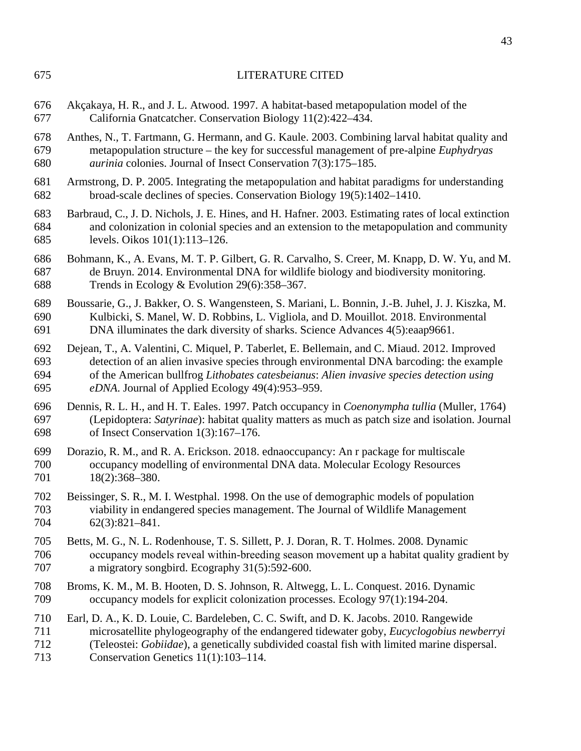# LITERATURE CITED

Akçakaya, H. R., and J. L. Atwood. 1997. A habitat-based metapopulation model of the California Gnatcatcher. Conservation Biology 11(2):422–434.

Anthes, N., T. Fartmann, G. Hermann, and G. Kaule. 2003. Combining larval habitat quality and metapopulation structure – the key for successful management of pre-alpine *Euphydryas aurinia* colonies. Journal of Insect Conservation 7(3):175–185.

Armstrong, D. P. 2005. Integrating the metapopulation and habitat paradigms for understanding broad-scale declines of species. Conservation Biology 19(5):1402–1410.

Barbraud, C., J. D. Nichols, J. E. Hines, and H. Hafner. 2003. Estimating rates of local extinction and colonization in colonial species and an extension to the metapopulation and community levels. Oikos 101(1):113–126.

Bohmann, K., A. Evans, M. T. P. Gilbert, G. R. Carvalho, S. Creer, M. Knapp, D. W. Yu, and M. de Bruyn. 2014. Environmental DNA for wildlife biology and biodiversity monitoring. Trends in Ecology & Evolution 29(6):358–367.

Boussarie, G., J. Bakker, O. S. Wangensteen, S. Mariani, L. Bonnin, J.-B. Juhel, J. J. Kiszka, M. Kulbicki, S. Manel, W. D. Robbins, L. Vigliola, and D. Mouillot. 2018. Environmental DNA illuminates the dark diversity of sharks. Science Advances 4(5):eaap9661.

Dejean, T., A. Valentini, C. Miquel, P. Taberlet, E. Bellemain, and C. Miaud. 2012. Improved detection of an alien invasive species through environmental DNA barcoding: the example of the American bullfrog *Lithobates catesbeianus*: *Alien invasive species detection using eDNA*. Journal of Applied Ecology 49(4):953–959.

Dennis, R. L. H., and H. T. Eales. 1997. Patch occupancy in *Coenonympha tullia* (Muller, 1764) (Lepidoptera: *Satyrinae*): habitat quality matters as much as patch size and isolation. Journal of Insect Conservation 1(3):167–176.

Dorazio, R. M., and R. A. Erickson. 2018. ednaoccupancy: An r package for multiscale occupancy modelling of environmental DNA data. Molecular Ecology Resources 18(2):368–380.

Beissinger, S. R., M. I. Westphal. 1998. On the use of demographic models of population viability in endangered species management. The Journal of Wildlife Management 62(3):821–841.

Betts, M. G., N. L. Rodenhouse, T. S. Sillett, P. J. Doran, R. T. Holmes. 2008. Dynamic occupancy models reveal within-breeding season movement up a habitat quality gradient by a migratory songbird. Ecography 31(5):592-600.

Broms, K. M., M. B. Hooten, D. S. Johnson, R. Altwegg, L. L. Conquest. 2016. Dynamic occupancy models for explicit colonization processes. Ecology 97(1):194-204.

Earl, D. A., K. D. Louie, C. Bardeleben, C. C. Swift, and D. K. Jacobs. 2010. Rangewide microsatellite phylogeography of the endangered tidewater goby, *Eucyclogobius newberryi* (Teleostei: *Gobiidae*), a genetically subdivided coastal fish with limited marine dispersal. Conservation Genetics 11(1):103–114.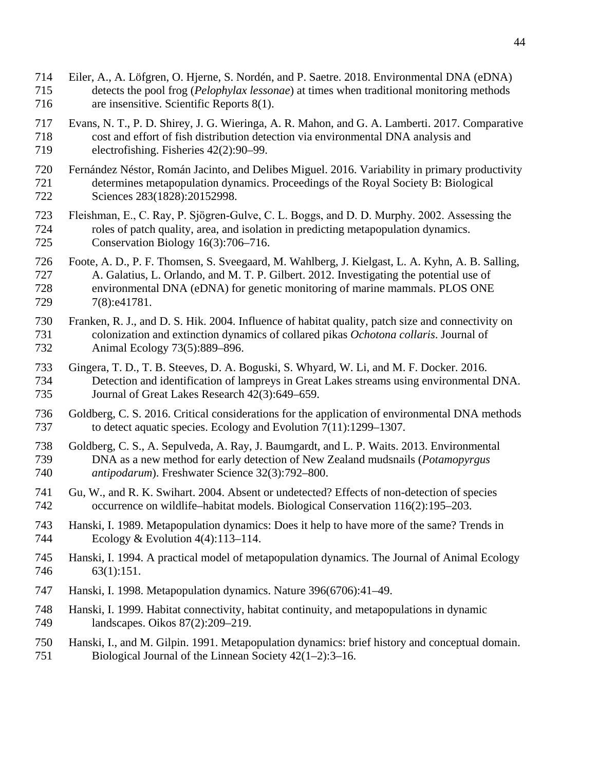Eiler, A., A. Löfgren, O. Hjerne, S. Nordén, and P. Saetre. 2018. Environmental DNA (eDNA) detects the pool frog (*Pelophylax lessonae*) at times when traditional monitoring methods are insensitive. Scientific Reports 8(1).

Evans, N. T., P. D. Shirey, J. G. Wieringa, A. R. Mahon, and G. A. Lamberti. 2017. Comparative cost and effort of fish distribution detection via environmental DNA analysis and electrofishing. Fisheries 42(2):90–99.

Fernández Néstor, Román Jacinto, and Delibes Miguel. 2016. Variability in primary productivity determines metapopulation dynamics. Proceedings of the Royal Society B: Biological Sciences 283(1828):20152998.

Fleishman, E., C. Ray, P. Sjögren-Gulve, C. L. Boggs, and D. D. Murphy. 2002. Assessing the roles of patch quality, area, and isolation in predicting metapopulation dynamics. Conservation Biology 16(3):706–716.

Foote, A. D., P. F. Thomsen, S. Sveegaard, M. Wahlberg, J. Kielgast, L. A. Kyhn, A. B. Salling, A. Galatius, L. Orlando, and M. T. P. Gilbert. 2012. Investigating the potential use of environmental DNA (eDNA) for genetic monitoring of marine mammals. PLOS ONE 7(8):e41781.

Franken, R. J., and D. S. Hik. 2004. Influence of habitat quality, patch size and connectivity on colonization and extinction dynamics of collared pikas *Ochotona collaris*. Journal of Animal Ecology 73(5):889–896.

Gingera, T. D., T. B. Steeves, D. A. Boguski, S. Whyard, W. Li, and M. F. Docker. 2016. Detection and identification of lampreys in Great Lakes streams using environmental DNA. Journal of Great Lakes Research 42(3):649–659.

Goldberg, C. S. 2016. Critical considerations for the application of environmental DNA methods to detect aquatic species. Ecology and Evolution 7(11):1299–1307.

Goldberg, C. S., A. Sepulveda, A. Ray, J. Baumgardt, and L. P. Waits. 2013. Environmental DNA as a new method for early detection of New Zealand mudsnails (*Potamopyrgus antipodarum*). Freshwater Science 32(3):792–800.

Gu, W., and R. K. Swihart. 2004. Absent or undetected? Effects of non-detection of species occurrence on wildlife–habitat models. Biological Conservation 116(2):195–203.

Hanski, I. 1989. Metapopulation dynamics: Does it help to have more of the same? Trends in Ecology & Evolution 4(4):113–114.

Hanski, I. 1994. A practical model of metapopulation dynamics. The Journal of Animal Ecology 63(1):151.

Hanski, I. 1998. Metapopulation dynamics. Nature 396(6706):41–49.

Hanski, I. 1999. Habitat connectivity, habitat continuity, and metapopulations in dynamic landscapes. Oikos 87(2):209–219.

Hanski, I., and M. Gilpin. 1991. Metapopulation dynamics: brief history and conceptual domain. Biological Journal of the Linnean Society 42(1–2):3–16.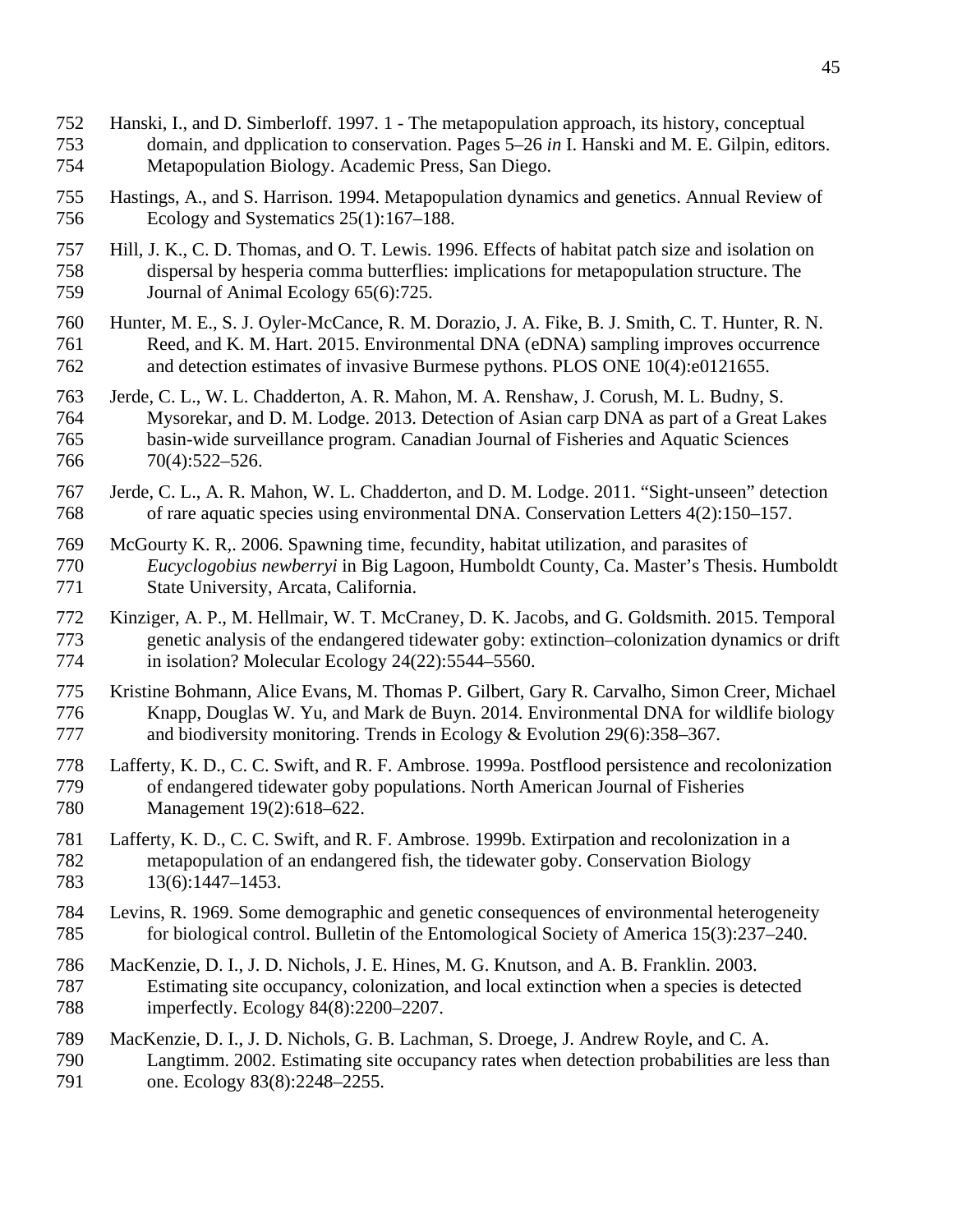Hanski, I., and D. Simberloff. 1997. 1 - The metapopulation approach, its history, conceptual domain, and dpplication to conservation. Pages 5–26 *in* I. Hanski and M. E. Gilpin, editors. Metapopulation Biology. Academic Press, San Diego.

Hastings, A., and S. Harrison. 1994. Metapopulation dynamics and genetics. Annual Review of Ecology and Systematics 25(1):167–188.

Hill, J. K., C. D. Thomas, and O. T. Lewis. 1996. Effects of habitat patch size and isolation on dispersal by hesperia comma butterflies: implications for metapopulation structure. The Journal of Animal Ecology 65(6):725.

Hunter, M. E., S. J. Oyler-McCance, R. M. Dorazio, J. A. Fike, B. J. Smith, C. T. Hunter, R. N. Reed, and K. M. Hart. 2015. Environmental DNA (eDNA) sampling improves occurrence and detection estimates of invasive Burmese pythons. PLOS ONE 10(4):e0121655.

Jerde, C. L., W. L. Chadderton, A. R. Mahon, M. A. Renshaw, J. Corush, M. L. Budny, S. Mysorekar, and D. M. Lodge. 2013. Detection of Asian carp DNA as part of a Great Lakes basin-wide surveillance program. Canadian Journal of Fisheries and Aquatic Sciences 70(4):522–526.

Jerde, C. L., A. R. Mahon, W. L. Chadderton, and D. M. Lodge. 2011. "Sight-unseen" detection of rare aquatic species using environmental DNA. Conservation Letters 4(2):150–157.

McGourty K. R,. 2006. Spawning time, fecundity, habitat utilization, and parasites of *Eucyclogobius newberryi* in Big Lagoon, Humboldt County, Ca. Master's Thesis. Humboldt State University, Arcata, California.

Kinziger, A. P., M. Hellmair, W. T. McCraney, D. K. Jacobs, and G. Goldsmith. 2015. Temporal genetic analysis of the endangered tidewater goby: extinction–colonization dynamics or drift in isolation? Molecular Ecology 24(22):5544–5560.

Kristine Bohmann, Alice Evans, M. Thomas P. Gilbert, Gary R. Carvalho, Simon Creer, Michael Knapp, Douglas W. Yu, and Mark de Buyn. 2014. Environmental DNA for wildlife biology and biodiversity monitoring. Trends in Ecology & Evolution 29(6):358–367.

Lafferty, K. D., C. C. Swift, and R. F. Ambrose. 1999a. Postflood persistence and recolonization of endangered tidewater goby populations. North American Journal of Fisheries Management 19(2):618–622.

Lafferty, K. D., C. C. Swift, and R. F. Ambrose. 1999b. Extirpation and recolonization in a metapopulation of an endangered fish, the tidewater goby. Conservation Biology 13(6):1447–1453.

Levins, R. 1969. Some demographic and genetic consequences of environmental heterogeneity for biological control. Bulletin of the Entomological Society of America 15(3):237–240.

MacKenzie, D. I., J. D. Nichols, J. E. Hines, M. G. Knutson, and A. B. Franklin. 2003. Estimating site occupancy, colonization, and local extinction when a species is detected imperfectly. Ecology 84(8):2200–2207.

MacKenzie, D. I., J. D. Nichols, G. B. Lachman, S. Droege, J. Andrew Royle, and C. A. Langtimm. 2002. Estimating site occupancy rates when detection probabilities are less than one. Ecology 83(8):2248–2255.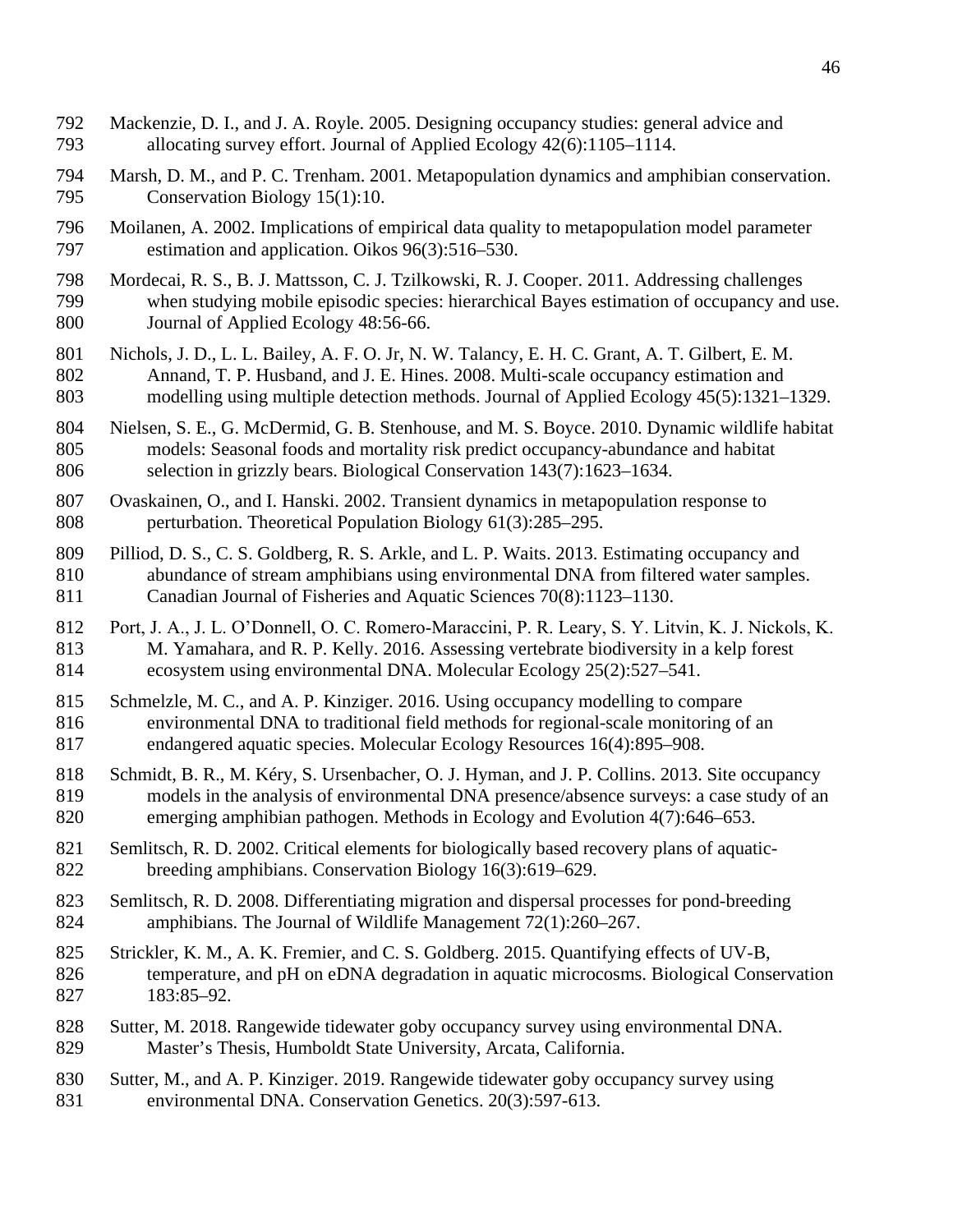Mackenzie, D. I., and J. A. Royle. 2005. Designing occupancy studies: general advice and allocating survey effort. Journal of Applied Ecology 42(6):1105–1114.

Marsh, D. M., and P. C. Trenham. 2001. Metapopulation dynamics and amphibian conservation. Conservation Biology 15(1):10.

Moilanen, A. 2002. Implications of empirical data quality to metapopulation model parameter estimation and application. Oikos 96(3):516–530.

Mordecai, R. S., B. J. Mattsson, C. J. Tzilkowski, R. J. Cooper. 2011. Addressing challenges when studying mobile episodic species: hierarchical Bayes estimation of occupancy and use. Journal of Applied Ecology 48:56-66.

Nichols, J. D., L. L. Bailey, A. F. O. Jr, N. W. Talancy, E. H. C. Grant, A. T. Gilbert, E. M. Annand, T. P. Husband, and J. E. Hines. 2008. Multi-scale occupancy estimation and modelling using multiple detection methods. Journal of Applied Ecology 45(5):1321–1329.

Nielsen, S. E., G. McDermid, G. B. Stenhouse, and M. S. Boyce. 2010. Dynamic wildlife habitat models: Seasonal foods and mortality risk predict occupancy-abundance and habitat selection in grizzly bears. Biological Conservation 143(7):1623–1634.

Ovaskainen, O., and I. Hanski. 2002. Transient dynamics in metapopulation response to perturbation. Theoretical Population Biology 61(3):285–295.

Pilliod, D. S., C. S. Goldberg, R. S. Arkle, and L. P. Waits. 2013. Estimating occupancy and abundance of stream amphibians using environmental DNA from filtered water samples. Canadian Journal of Fisheries and Aquatic Sciences 70(8):1123–1130.

Port, J. A., J. L. O'Donnell, O. C. Romero-Maraccini, P. R. Leary, S. Y. Litvin, K. J. Nickols, K. M. Yamahara, and R. P. Kelly. 2016. Assessing vertebrate biodiversity in a kelp forest ecosystem using environmental DNA. Molecular Ecology 25(2):527–541.

Schmelzle, M. C., and A. P. Kinziger. 2016. Using occupancy modelling to compare environmental DNA to traditional field methods for regional-scale monitoring of an endangered aquatic species. Molecular Ecology Resources 16(4):895–908.

Schmidt, B. R., M. Kéry, S. Ursenbacher, O. J. Hyman, and J. P. Collins. 2013. Site occupancy models in the analysis of environmental DNA presence/absence surveys: a case study of an emerging amphibian pathogen. Methods in Ecology and Evolution 4(7):646–653.

Semlitsch, R. D. 2002. Critical elements for biologically based recovery plans of aquatic-breeding amphibians. Conservation Biology 16(3):619–629.

Semlitsch, R. D. 2008. Differentiating migration and dispersal processes for pond-breeding amphibians. The Journal of Wildlife Management 72(1):260–267.

Strickler, K. M., A. K. Fremier, and C. S. Goldberg. 2015. Quantifying effects of UV-B, temperature, and pH on eDNA degradation in aquatic microcosms. Biological Conservation 183:85–92.

Sutter, M. 2018. Rangewide tidewater goby occupancy survey using environmental DNA. Master's Thesis, Humboldt State University, Arcata, California.

Sutter, M., and A. P. Kinziger. 2019. Rangewide tidewater goby occupancy survey using environmental DNA. Conservation Genetics. 20(3):597-613.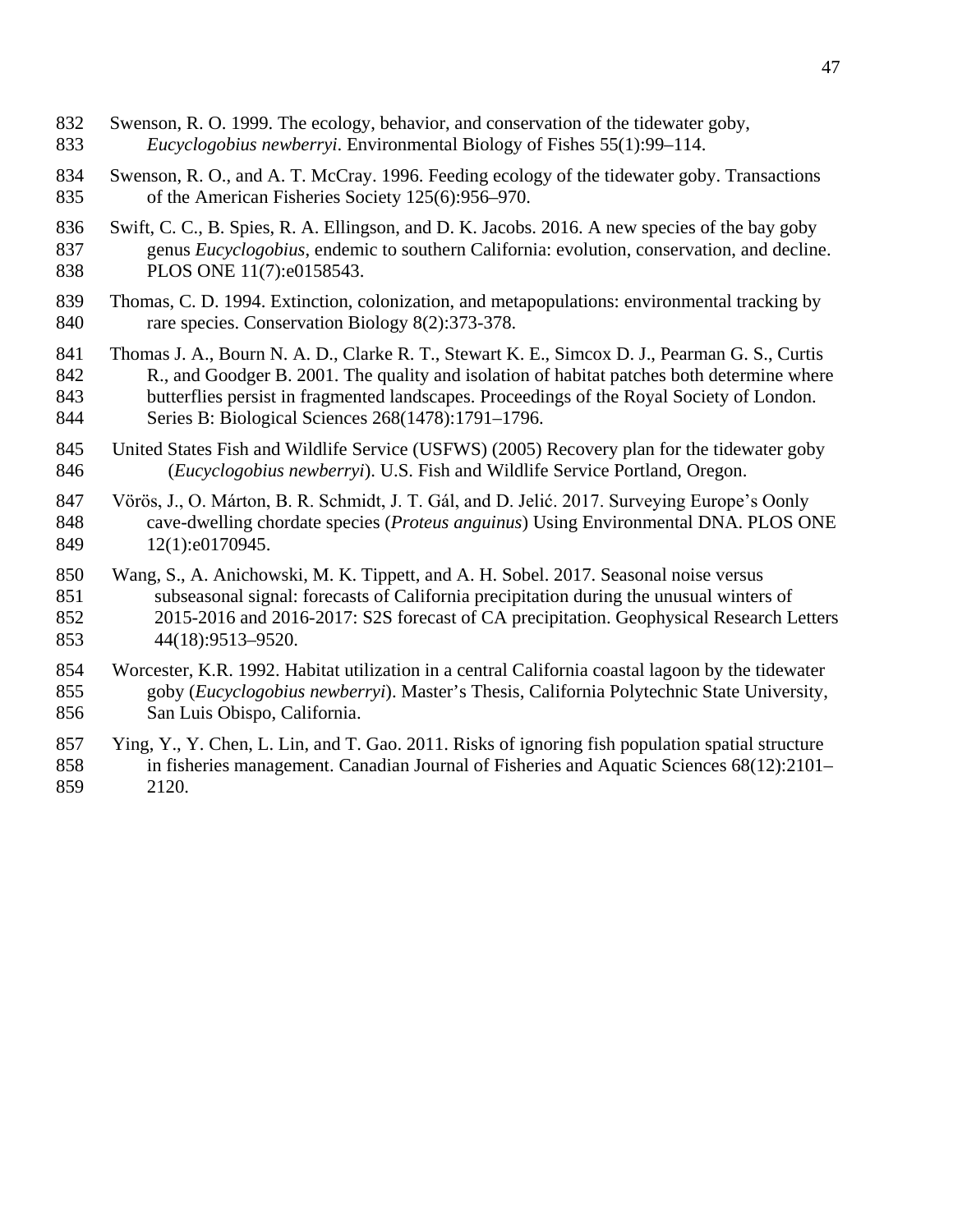Swenson, R. O. 1999. The ecology, behavior, and conservation of the tidewater goby, *Eucyclogobius newberryi*. Environmental Biology of Fishes 55(1):99–114.

Swenson, R. O., and A. T. McCray. 1996. Feeding ecology of the tidewater goby. Transactions of the American Fisheries Society 125(6):956–970.

Swift, C. C., B. Spies, R. A. Ellingson, and D. K. Jacobs. 2016. A new species of the bay goby genus *Eucyclogobius*, endemic to southern California: evolution, conservation, and decline. PLOS ONE 11(7):e0158543.

Thomas, C. D. 1994. Extinction, colonization, and metapopulations: environmental tracking by rare species. Conservation Biology 8(2):373-378.

Thomas J. A., Bourn N. A. D., Clarke R. T., Stewart K. E., Simcox D. J., Pearman G. S., Curtis R., and Goodger B. 2001. The quality and isolation of habitat patches both determine where butterflies persist in fragmented landscapes. Proceedings of the Royal Society of London. Series B: Biological Sciences 268(1478):1791–1796.

United States Fish and Wildlife Service (USFWS) (2005) Recovery plan for the tidewater goby (*Eucyclogobius newberryi*). U.S. Fish and Wildlife Service Portland, Oregon.

Vörös, J., O. Márton, B. R. Schmidt, J. T. Gál, and D. Jelić. 2017. Surveying Europe's Oonly cave-dwelling chordate species (*Proteus anguinus*) Using Environmental DNA. PLOS ONE 12(1):e0170945.

Wang, S., A. Anichowski, M. K. Tippett, and A. H. Sobel. 2017. Seasonal noise versus subseasonal signal: forecasts of California precipitation during the unusual winters of 2015-2016 and 2016-2017: S2S forecast of CA precipitation. Geophysical Research Letters 44(18):9513–9520.

Worcester, K.R. 1992. Habitat utilization in a central California coastal lagoon by the tidewater goby (*Eucyclogobius newberryi*). Master's Thesis, California Polytechnic State University, San Luis Obispo, California.

Ying, Y., Y. Chen, L. Lin, and T. Gao. 2011. Risks of ignoring fish population spatial structure in fisheries management. Canadian Journal of Fisheries and Aquatic Sciences 68(12):2101–2120.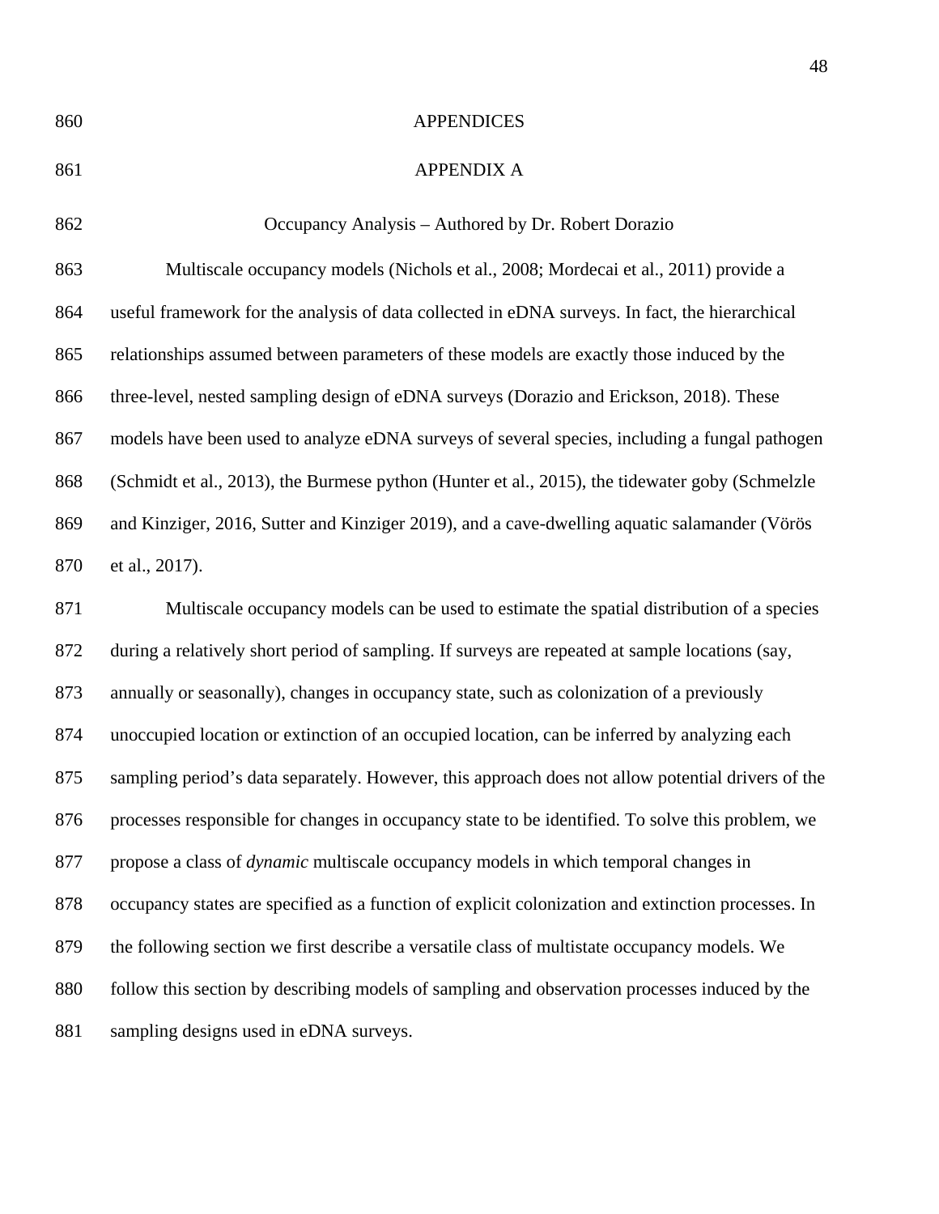# APPENDICES

## APPENDIX A

### Occupancy Analysis – Authored by Dr. Robert Dorazio

Multiscale occupancy models (Nichols et al., 2008; Mordecai et al., 2011) provide a useful framework for the analysis of data collected in eDNA surveys. In fact, the hierarchical relationships assumed between parameters of these models are exactly those induced by the three-level, nested sampling design of eDNA surveys (Dorazio and Erickson, 2018). These models have been used to analyze eDNA surveys of several species, including a fungal pathogen (Schmidt et al., 2013), the Burmese python (Hunter et al., 2015), the tidewater goby (Schmelzle and Kinziger, 2016, Sutter and Kinziger 2019), and a cave-dwelling aquatic salamander (Vörös et al., 2017).

Multiscale occupancy models can be used to estimate the spatial distribution of a species during a relatively short period of sampling. If surveys are repeated at sample locations (say, annually or seasonally), changes in occupancy state, such as colonization of a previously unoccupied location or extinction of an occupied location, can be inferred by analyzing each sampling period's data separately. However, this approach does not allow potential drivers of the processes responsible for changes in occupancy state to be identified. To solve this problem, we propose a class of *dynamic* multiscale occupancy models in which temporal changes in occupancy states are specified as a function of explicit colonization and extinction processes. In the following section we first describe a versatile class of multistate occupancy models. We follow this section by describing models of sampling and observation processes induced by the sampling designs used in eDNA surveys.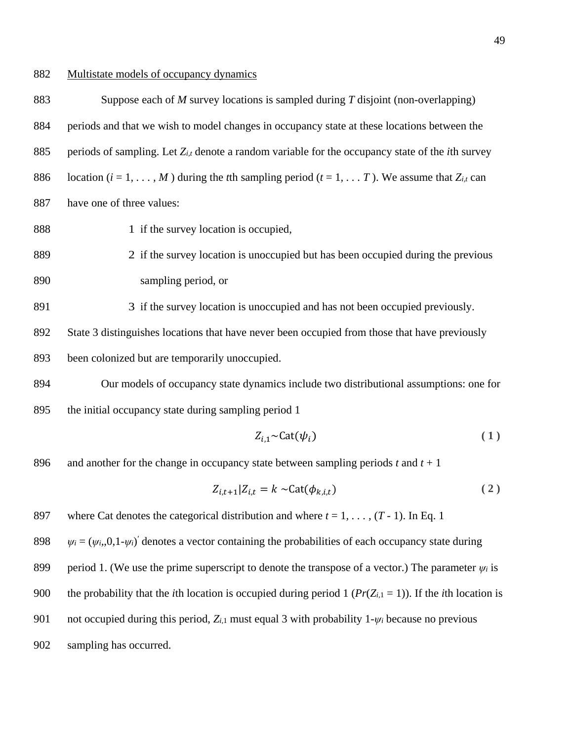Multirow line numbers omitted.

<u>Multistate models of occupancy dynamics</u>

Suppose each of $M$ survey locations is sampled during $T$ disjoint (non-overlapping) periods and that we wish to model changes in occupancy state at these locations between the periods of sampling. Let $Z_{i,t}$ denote a random variable for the occupancy state of the $i$th survey location ($i = 1, \ldots, M$) during the $t$th sampling period ($t = 1, \ldots T$). We assume that $Z_{i,t}$ can have one of three values:

1 if the survey location is occupied,

2 if the survey location is unoccupied but has been occupied during the previous sampling period, or

3 if the survey location is unoccupied and has not been occupied previously.

State 3 distinguishes locations that have never been occupied from those that have previously been colonized but are temporarily unoccupied.

Our models of occupancy state dynamics include two distributional assumptions: one for the initial occupancy state during sampling period 1

$$Z_{i,1} \sim \text{Cat}(\psi_i) \tag{1}$$

and another for the change in occupancy state between sampling periods $t$ and $t + 1$

$$Z_{i,t+1} | Z_{i,t} = k \sim \text{Cat}(\phi_{k,i,t}) \tag{2}$$

where Cat denotes the categorical distribution and where $t = 1, \ldots, (T - 1)$. In Eq. 1 $\psi_i = (\psi_i, 0, 1\text{-}\psi_i)'$ denotes a vector containing the probabilities of each occupancy state during period 1. (We use the prime superscript to denote the transpose of a vector.) The parameter $\psi_i$ is the probability that the $i$th location is occupied during period 1 ($Pr(Z_{i,1} = 1)$). If the $i$th location is not occupied during this period, $Z_{i,1}$ must equal 3 with probability 1-$\psi_i$ because no previous sampling has occurred.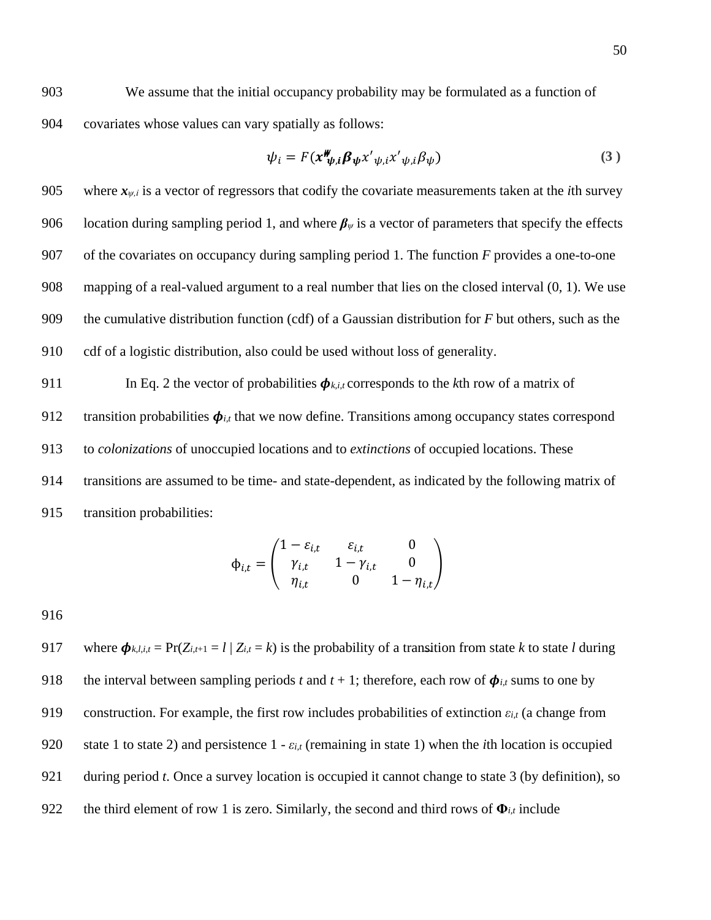We assume that the initial occupancy probability may be formulated as a function of covariates whose values can vary spatially as follows:

$$\psi_i = F(\boldsymbol{x}'_{\psi,i}\boldsymbol{\beta}_{\psi} x'_{\psi,i} x'_{\psi,i}\beta_{\psi}) \quad (3)$$

where $\boldsymbol{x}_{\psi,i}$ is a vector of regressors that codify the covariate measurements taken at the *i*th survey location during sampling period 1, and where $\boldsymbol{\beta}_{\psi}$ is a vector of parameters that specify the effects of the covariates on occupancy during sampling period 1. The function $F$ provides a one-to-one mapping of a real-valued argument to a real number that lies on the closed interval (0, 1). We use the cumulative distribution function (cdf) of a Gaussian distribution for $F$ but others, such as the cdf of a logistic distribution, also could be used without loss of generality.

In Eq. 2 the vector of probabilities $\boldsymbol{\phi}_{k,i,t}$ corresponds to the *k*th row of a matrix of transition probabilities $\boldsymbol{\phi}_{i,t}$ that we now define. Transitions among occupancy states correspond to *colonizations* of unoccupied locations and to *extinctions* of occupied locations. These transitions are assumed to be time- and state-dependent, as indicated by the following matrix of transition probabilities:

$$\phi_{i,t} = \begin{pmatrix} 1-\varepsilon_{i,t} & \varepsilon_{i,t} & 0 \\ \gamma_{i,t} & 1-\gamma_{i,t} & 0 \\ \eta_{i,t} & 0 & 1-\eta_{i,t} \end{pmatrix}$$

where $\boldsymbol{\phi}_{k,l,i,t} = \Pr(Z_{i,t+1} = l \mid Z_{i,t} = k)$ is the probability of a transition from state $k$ to state $l$ during the interval between sampling periods $t$ and $t + 1$; therefore, each row of $\boldsymbol{\phi}_{i,t}$ sums to one by construction. For example, the first row includes probabilities of extinction $\varepsilon_{i,t}$ (a change from state 1 to state 2) and persistence $1 - \varepsilon_{i,t}$ (remaining in state 1) when the *i*th location is occupied during period $t$. Once a survey location is occupied it cannot change to state 3 (by definition), so the third element of row 1 is zero. Similarly, the second and third rows of $\boldsymbol{\Phi}_{i,t}$ include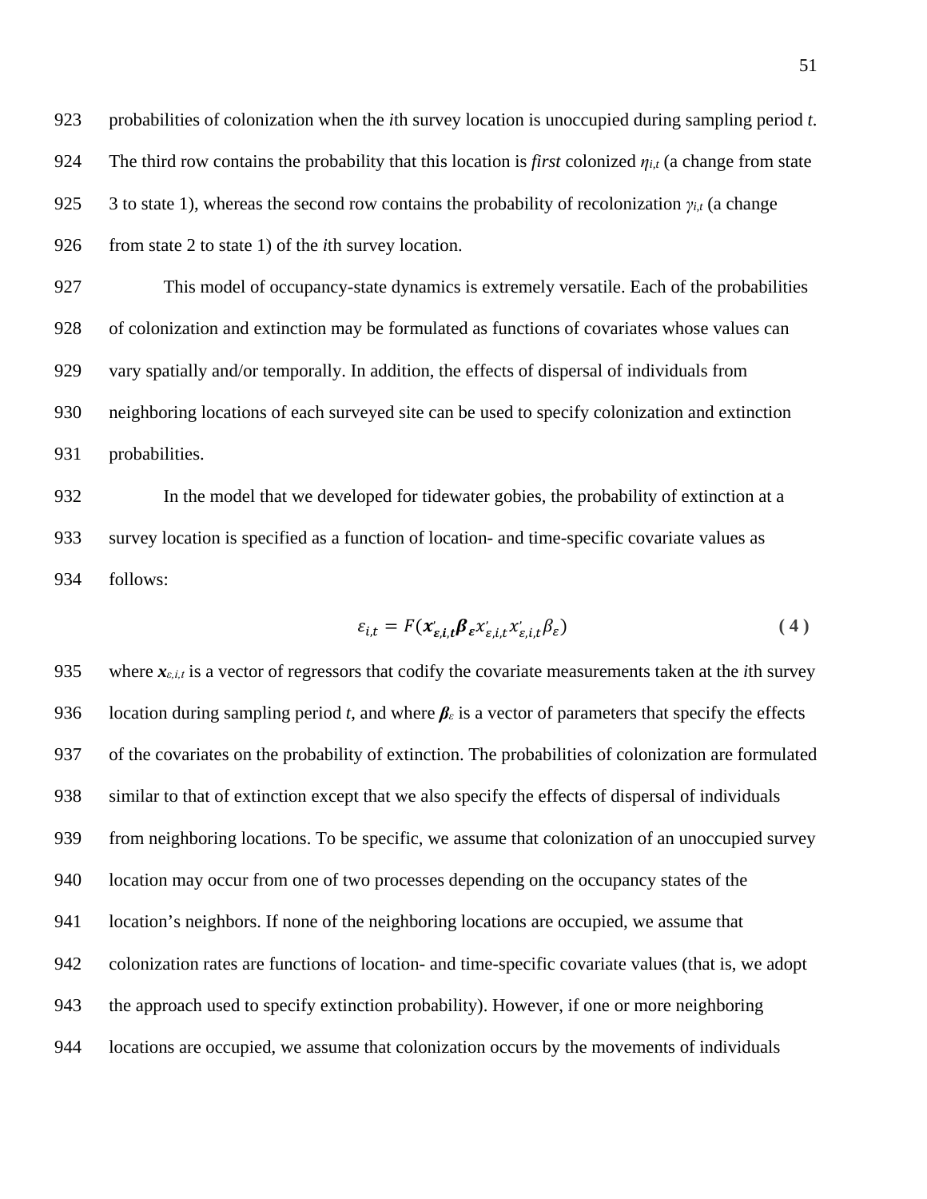probabilities of colonization when the $i$th survey location is unoccupied during sampling period $t$. The third row contains the probability that this location is *first* colonized $\eta_{i,t}$ (a change from state 3 to state 1), whereas the second row contains the probability of recolonization $\gamma_{i,t}$ (a change from state 2 to state 1) of the $i$th survey location.

This model of occupancy-state dynamics is extremely versatile. Each of the probabilities of colonization and extinction may be formulated as functions of covariates whose values can vary spatially and/or temporally. In addition, the effects of dispersal of individuals from neighboring locations of each surveyed site can be used to specify colonization and extinction probabilities.

In the model that we developed for tidewater gobies, the probability of extinction at a survey location is specified as a function of location- and time-specific covariate values as follows:

$$\varepsilon_{i,t} = F(\boldsymbol{x}'_{\boldsymbol{\varepsilon},\boldsymbol{i},\boldsymbol{t}}\boldsymbol{\beta}_{\boldsymbol{\varepsilon}} x'_{\varepsilon,i,t} x'_{\varepsilon,i,t}\beta_{\varepsilon}) \quad (4)$$

where $\boldsymbol{x}_{\varepsilon,i,t}$ is a vector of regressors that codify the covariate measurements taken at the $i$th survey location during sampling period $t$, and where $\boldsymbol{\beta}_{\varepsilon}$ is a vector of parameters that specify the effects of the covariates on the probability of extinction. The probabilities of colonization are formulated similar to that of extinction except that we also specify the effects of dispersal of individuals from neighboring locations. To be specific, we assume that colonization of an unoccupied survey location may occur from one of two processes depending on the occupancy states of the location's neighbors. If none of the neighboring locations are occupied, we assume that colonization rates are functions of location- and time-specific covariate values (that is, we adopt the approach used to specify extinction probability). However, if one or more neighboring locations are occupied, we assume that colonization occurs by the movements of individuals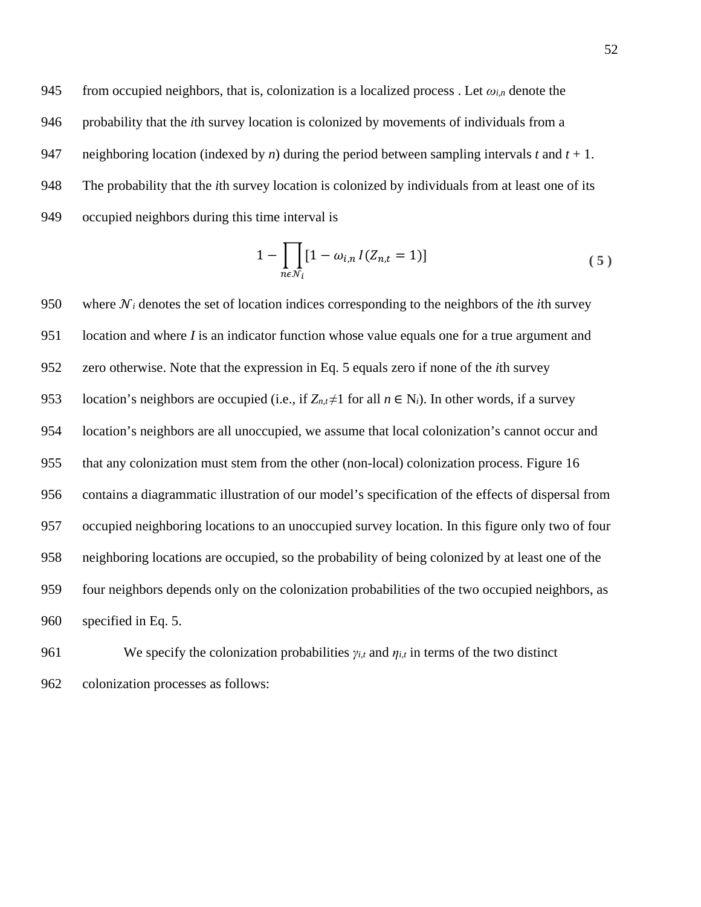from occupied neighbors, that is, colonization is a localized process . Let $\omega_{i,n}$ denote the probability that the *i*th survey location is colonized by movements of individuals from a neighboring location (indexed by *n*) during the period between sampling intervals *t* and *t* + 1. The probability that the *i*th survey location is colonized by individuals from at least one of its occupied neighbors during this time interval is

$$1 - \prod_{n \epsilon \mathcal{N}_i} [1 - \omega_{i,n} I(Z_{n,t} = 1)] \tag{5}$$

where $\mathcal{N}_i$ denotes the set of location indices corresponding to the neighbors of the *i*th survey location and where *I* is an indicator function whose value equals one for a true argument and zero otherwise. Note that the expression in Eq. 5 equals zero if none of the *i*th survey location's neighbors are occupied (i.e., if $Z_{n,t} \neq 1$ for all $n \in N_i$). In other words, if a survey location's neighbors are all unoccupied, we assume that local colonization's cannot occur and that any colonization must stem from the other (non-local) colonization process. Figure 16 contains a diagrammatic illustration of our model's specification of the effects of dispersal from occupied neighboring locations to an unoccupied survey location. In this figure only two of four neighboring locations are occupied, so the probability of being colonized by at least one of the four neighbors depends only on the colonization probabilities of the two occupied neighbors, as specified in Eq. 5.

We specify the colonization probabilities $\gamma_{i,t}$ and $\eta_{i,t}$ in terms of the two distinct colonization processes as follows: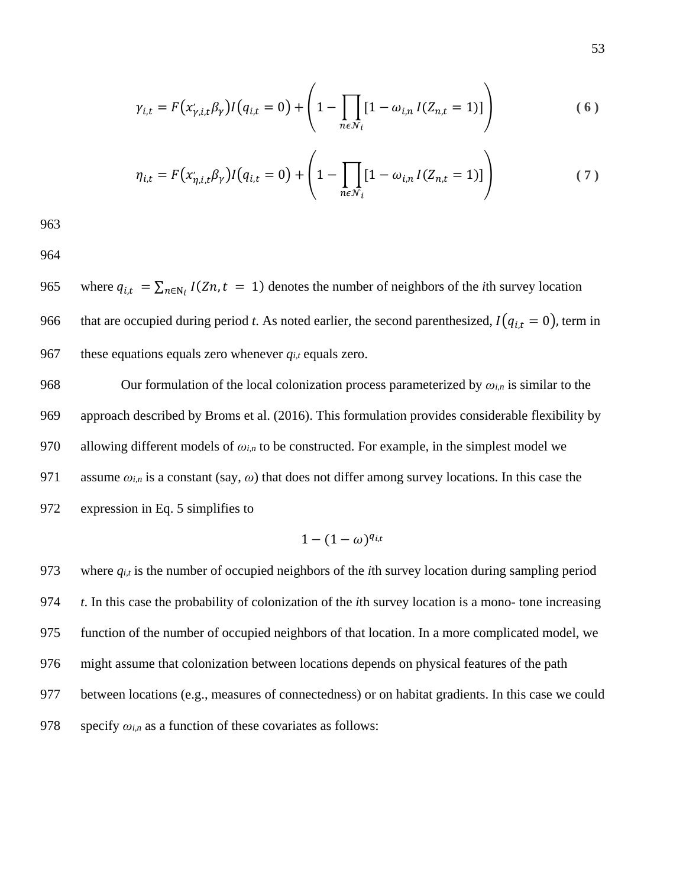$$\gamma_{i,t} = F(x'_{\gamma,i,t}\beta_\gamma)I(q_{i,t} = 0) + \left(1 - \prod_{n\epsilon\mathcal{N}_i}[1 - \omega_{i,n}\, I(Z_{n,t} = 1)]\right) \quad (6)$$

$$\eta_{i,t} = F(x'_{\eta,i,t}\beta_\gamma)I(q_{i,t} = 0) + \left(1 - \prod_{n\epsilon\mathcal{N}_i}[1 - \omega_{i,n}\, I(Z_{n,t} = 1)]\right) \quad (7)$$

963

964

965 where $q_{i,t} = \sum_{n\in N_i} I(Zn, t = 1)$ denotes the number of neighbors of the *i*th survey location

966 that are occupied during period *t*. As noted earlier, the second parenthesized, $I(q_{i,t} = 0)$, term in

967 these equations equals zero whenever $q_{i,t}$ equals zero.

968 Our formulation of the local colonization process parameterized by $\omega_{i,n}$ is similar to the

969 approach described by Broms et al. (2016). This formulation provides considerable flexibility by

970 allowing different models of $\omega_{i,n}$ to be constructed. For example, in the simplest model we

971 assume $\omega_{i,n}$ is a constant (say, $\omega$) that does not differ among survey locations. In this case the

972 expression in Eq. 5 simplifies to

$$1 - (1 - \omega)^{q_{i,t}}$$

973 where $q_{i,t}$ is the number of occupied neighbors of the *i*th survey location during sampling period

974 *t*. In this case the probability of colonization of the *i*th survey location is a mono- tone increasing

975 function of the number of occupied neighbors of that location. In a more complicated model, we

976 might assume that colonization between locations depends on physical features of the path

977 between locations (e.g., measures of connectedness) or on habitat gradients. In this case we could

978 specify $\omega_{i,n}$ as a function of these covariates as follows: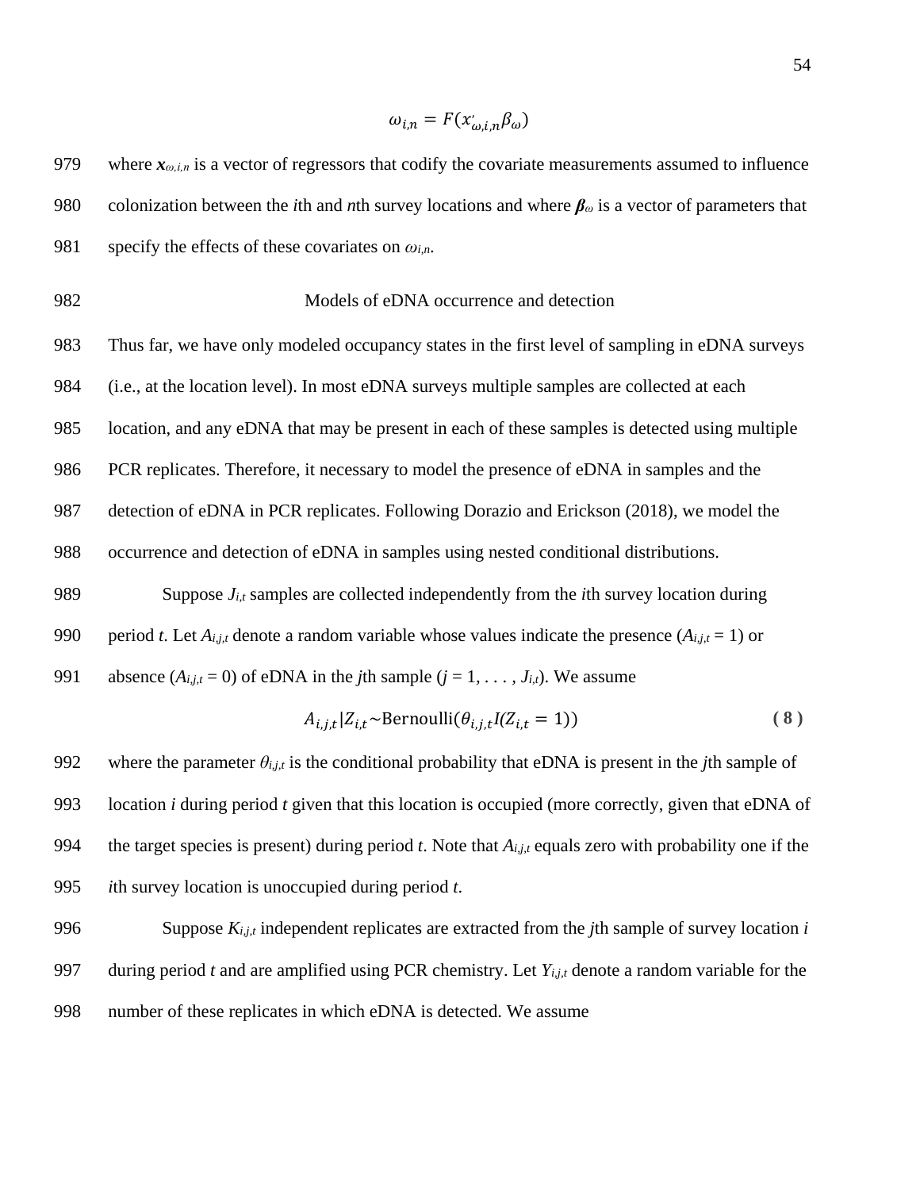$$\omega_{i,n} = F(x'_{\omega,i,n}\beta_\omega)$$

where $\boldsymbol{x}_{\omega,i,n}$ is a vector of regressors that codify the covariate measurements assumed to influence colonization between the *i*th and *n*th survey locations and where $\boldsymbol{\beta}_\omega$ is a vector of parameters that specify the effects of these covariates on $\omega_{i,n}$.

## Models of eDNA occurrence and detection

Thus far, we have only modeled occupancy states in the first level of sampling in eDNA surveys (i.e., at the location level). In most eDNA surveys multiple samples are collected at each location, and any eDNA that may be present in each of these samples is detected using multiple PCR replicates. Therefore, it necessary to model the presence of eDNA in samples and the detection of eDNA in PCR replicates. Following Dorazio and Erickson (2018), we model the occurrence and detection of eDNA in samples using nested conditional distributions.

Suppose $J_{i,t}$ samples are collected independently from the *i*th survey location during period *t*. Let $A_{i,j,t}$ denote a random variable whose values indicate the presence ($A_{i,j,t} = 1$) or absence ($A_{i,j,t} = 0$) of eDNA in the *j*th sample ($j = 1, \ldots, J_{i,t}$). We assume

$$A_{i,j,t} | Z_{i,t} \sim \text{Bernoulli}(\theta_{i,j,t} I(Z_{i,t} = 1)) \tag{8}$$

where the parameter $\theta_{i,j,t}$ is the conditional probability that eDNA is present in the *j*th sample of location *i* during period *t* given that this location is occupied (more correctly, given that eDNA of the target species is present) during period *t*. Note that $A_{i,j,t}$ equals zero with probability one if the *i*th survey location is unoccupied during period *t*.

Suppose $K_{i,j,t}$ independent replicates are extracted from the *j*th sample of survey location *i* during period *t* and are amplified using PCR chemistry. Let $Y_{i,j,t}$ denote a random variable for the number of these replicates in which eDNA is detected. We assume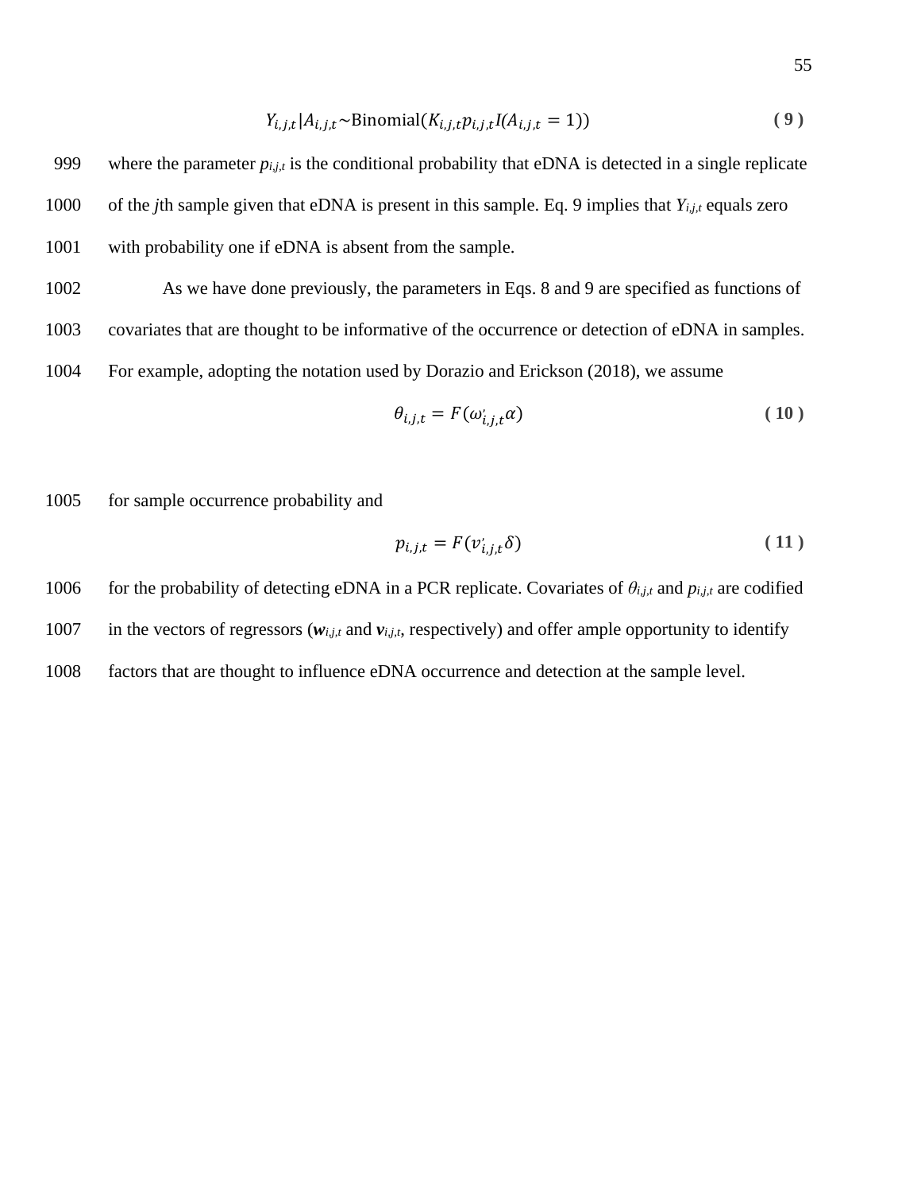$$Y_{i,j,t}|A_{i,j,t} \sim \text{Binomial}(K_{i,j,t} p_{i,j,t} I(A_{i,j,t} = 1)) \quad (9)$$

where the parameter $p_{i,j,t}$ is the conditional probability that eDNA is detected in a single replicate of the *j*th sample given that eDNA is present in this sample. Eq. 9 implies that $Y_{i,j,t}$ equals zero with probability one if eDNA is absent from the sample.

As we have done previously, the parameters in Eqs. 8 and 9 are specified as functions of covariates that are thought to be informative of the occurrence or detection of eDNA in samples. For example, adopting the notation used by Dorazio and Erickson (2018), we assume

$$\theta_{i,j,t} = F(\omega'_{i,j,t}\alpha) \quad (10)$$

for sample occurrence probability and

$$p_{i,j,t} = F(v'_{i,j,t}\delta) \quad (11)$$

for the probability of detecting eDNA in a PCR replicate. Covariates of $\theta_{i,j,t}$ and $p_{i,j,t}$ are codified in the vectors of regressors ($\boldsymbol{w}_{i,j,t}$ and $\boldsymbol{v}_{i,j,t}$, respectively) and offer ample opportunity to identify factors that are thought to influence eDNA occurrence and detection at the sample level.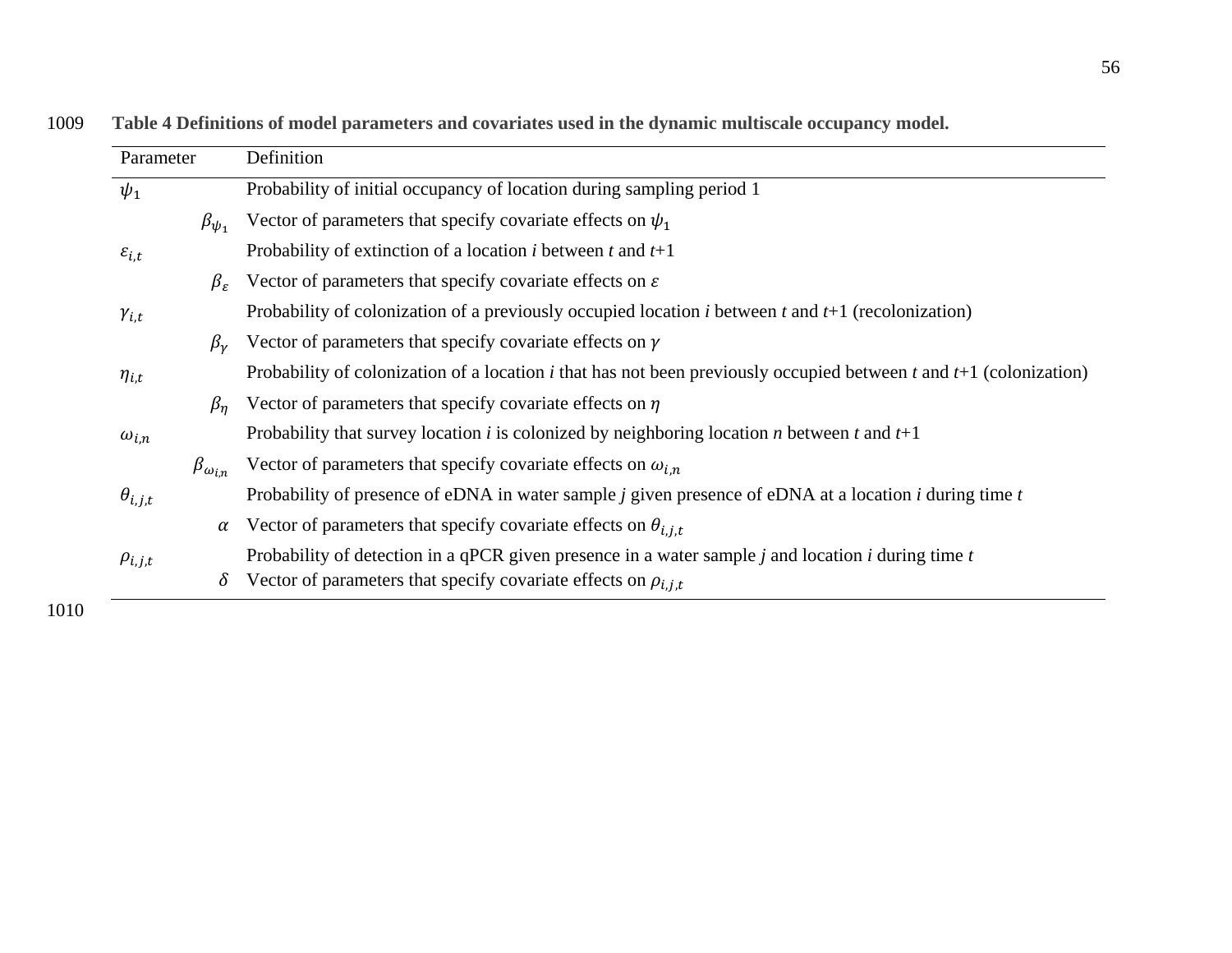**Table 4 Definitions of model parameters and covariates used in the dynamic multiscale occupancy model.**

| Parameter | | Definition |
|---|---|---|
| $\psi_1$ | | Probability of initial occupancy of location during sampling period 1 |
| | $\beta_{\psi_1}$ | Vector of parameters that specify covariate effects on $\psi_1$ |
| $\varepsilon_{i,t}$ | | Probability of extinction of a location *i* between *t* and *t*+1 |
| | $\beta_\varepsilon$ | Vector of parameters that specify covariate effects on $\varepsilon$ |
| $\gamma_{i,t}$ | | Probability of colonization of a previously occupied location *i* between *t* and *t*+1 (recolonization) |
| | $\beta_\gamma$ | Vector of parameters that specify covariate effects on $\gamma$ |
| $\eta_{i,t}$ | | Probability of colonization of a location *i* that has not been previously occupied between *t* and *t*+1 (colonization) |
| | $\beta_\eta$ | Vector of parameters that specify covariate effects on $\eta$ |
| $\omega_{i,n}$ | | Probability that survey location *i* is colonized by neighboring location *n* between *t* and *t*+1 |
| | $\beta_{\omega_{i,n}}$ | Vector of parameters that specify covariate effects on $\omega_{i,n}$ |
| $\theta_{i,j,t}$ | | Probability of presence of eDNA in water sample *j* given presence of eDNA at a location *i* during time *t* |
| | $\alpha$ | Vector of parameters that specify covariate effects on $\theta_{i,j,t}$ |
| $\rho_{i,j,t}$ | | Probability of detection in a qPCR given presence in a water sample *j* and location *i* during time *t* |
| | $\delta$ | Vector of parameters that specify covariate effects on $\rho_{i,j,t}$ |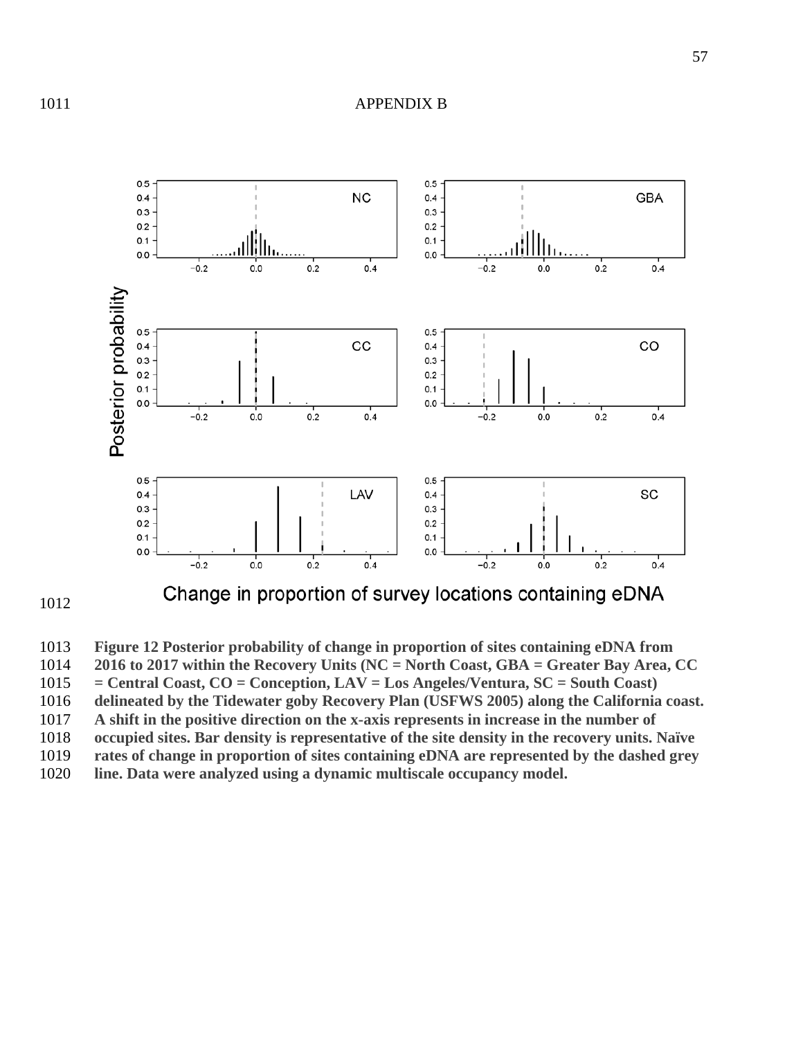# APPENDIX B

**Figure 12 Posterior probability of change in proportion of sites containing eDNA from 2016 to 2017 within the Recovery Units (NC = North Coast, GBA = Greater Bay Area, CC = Central Coast, CO = Conception, LAV = Los Angeles/Ventura, SC = South Coast) delineated by the Tidewater goby Recovery Plan (USFWS 2005) along the California coast. A shift in the positive direction on the x-axis represents in increase in the number of occupied sites. Bar density is representative of the site density in the recovery units. Naïve rates of change in proportion of sites containing eDNA are represented by the dashed grey line. Data were analyzed using a dynamic multiscale occupancy model.**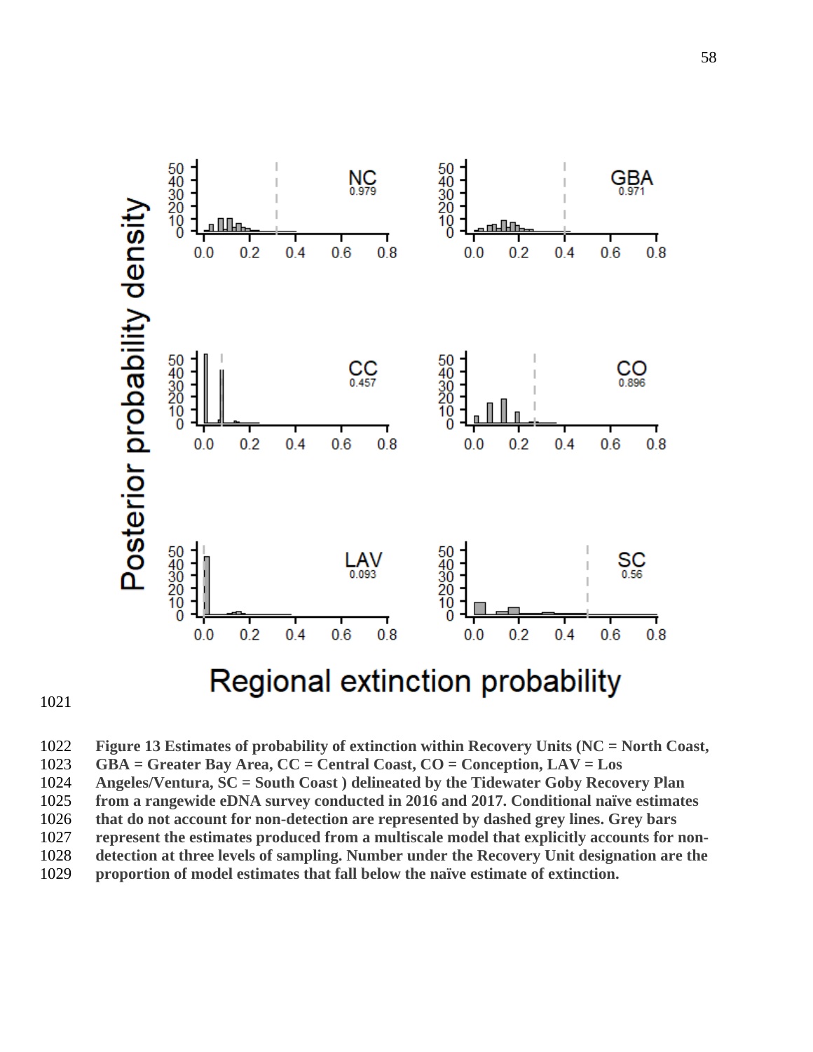Figure 13 Estimates of probability of extinction within Recovery Units (NC = North Coast, GBA = Greater Bay Area, CC = Central Coast, CO = Conception, LAV = Los Angeles/Ventura, SC = South Coast ) delineated by the Tidewater Goby Recovery Plan from a rangewide eDNA survey conducted in 2016 and 2017. Conditional naïve estimates that do not account for non-detection are represented by dashed grey lines. Grey bars represent the estimates produced from a multiscale model that explicitly accounts for non-detection at three levels of sampling. Number under the Recovery Unit designation are the proportion of model estimates that fall below the naïve estimate of extinction.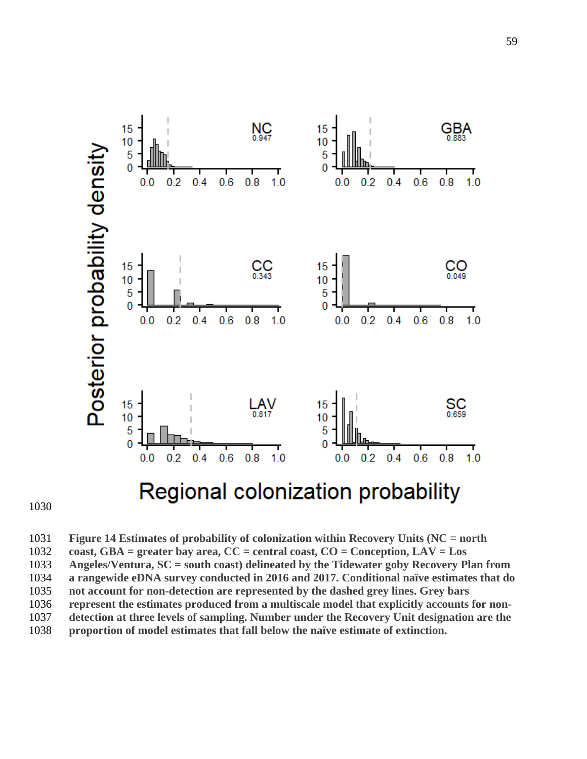Figure 14 Estimates of probability of colonization within Recovery Units (NC = north coast, GBA = greater bay area, CC = central coast, CO = Conception, LAV = Los Angeles/Ventura, SC = south coast) delineated by the Tidewater goby Recovery Plan from a rangewide eDNA survey conducted in 2016 and 2017. Conditional naïve estimates that do not account for non-detection are represented by the dashed grey lines. Grey bars represent the estimates produced from a multiscale model that explicitly accounts for non-detection at three levels of sampling. Number under the Recovery Unit designation are the proportion of model estimates that fall below the naïve estimate of extinction.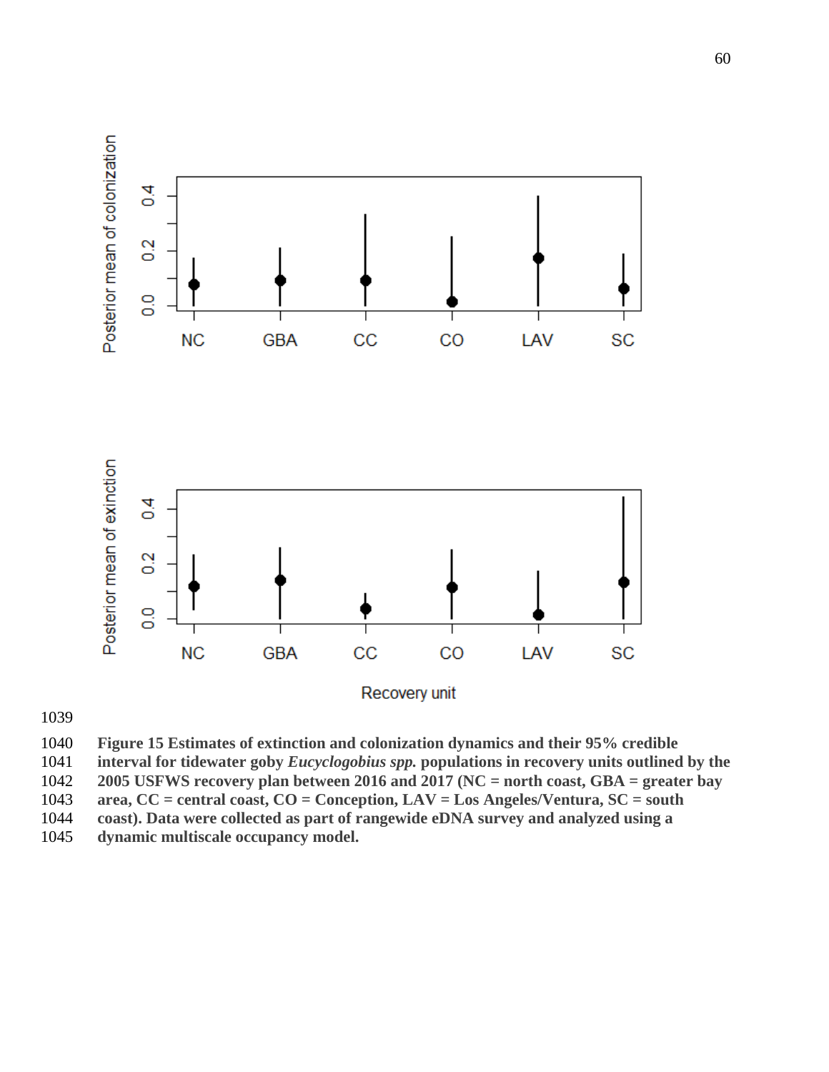**Figure 15 Estimates of extinction and colonization dynamics and their 95% credible interval for tidewater goby *Eucyclogobius spp.* populations in recovery units outlined by the 2005 USFWS recovery plan between 2016 and 2017 (NC = north coast, GBA = greater bay area, CC = central coast, CO = Conception, LAV = Los Angeles/Ventura, SC = south coast). Data were collected as part of rangewide eDNA survey and analyzed using a dynamic multiscale occupancy model.**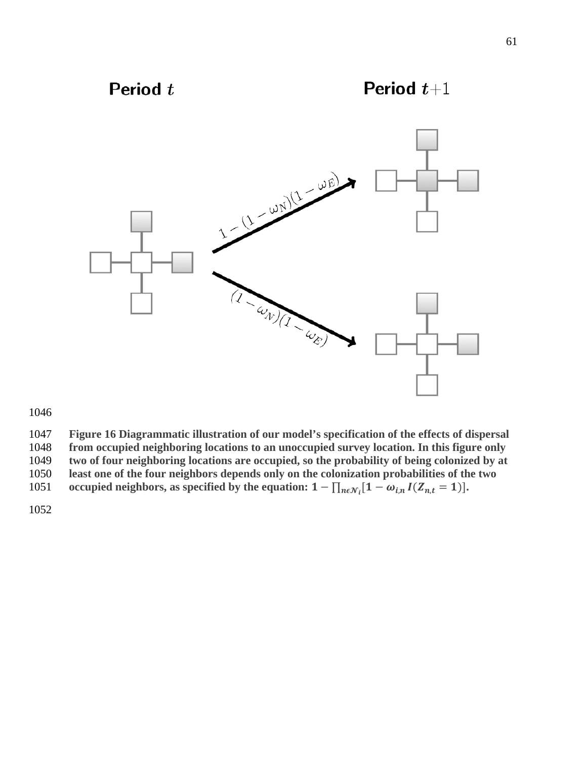Period $t$

Period $t$+1

$1-(1-\omega_N)(1-\omega_E)$

$(1-\omega_N)(1-\omega_E)$

**Figure 16 Diagrammatic illustration of our model's specification of the effects of dispersal from occupied neighboring locations to an unoccupied survey location. In this figure only two of four neighboring locations are occupied, so the probability of being colonized by at least one of the four neighbors depends only on the colonization probabilities of the two occupied neighbors, as specified by the equation: $1 - \prod_{n \epsilon \mathcal{N}_i}[1 - \omega_{i,n}\, I(Z_{n,t} = 1)]$.**